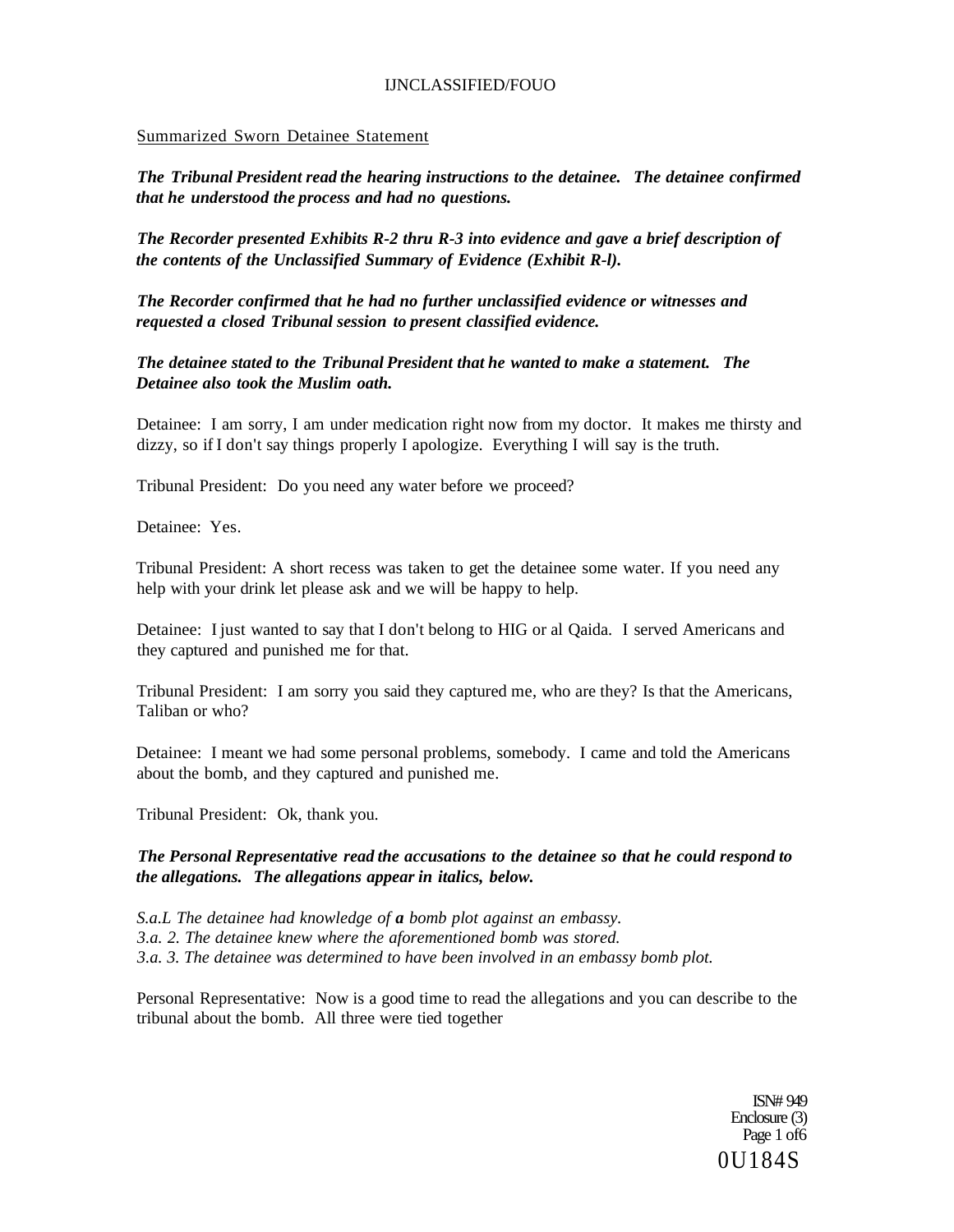Summarized Sworn Detainee Statement

***The Tribunal President read the hearing instructions to the detainee. The detainee confirmed that he understood the process and had no questions.***

***The Recorder presented Exhibits R-2 thru R-3 into evidence and gave a brief description of the contents of the Unclassified Summary of Evidence (Exhibit R-l).***

***The Recorder confirmed that he had no further unclassified evidence or witnesses and requested a closed Tribunal session to present classified evidence.***

***The detainee stated to the Tribunal President that he wanted to make a statement. The Detainee also took the Muslim oath.***

Detainee: I am sorry, I am under medication right now from my doctor. It makes me thirsty and dizzy, so if I don't say things properly I apologize. Everything I will say is the truth.

Tribunal President: Do you need any water before we proceed?

Detainee: Yes.

Tribunal President: A short recess was taken to get the detainee some water. If you need any help with your drink let please ask and we will be happy to help.

Detainee: I just wanted to say that I don't belong to HIG or al Qaida. I served Americans and they captured and punished me for that.

Tribunal President: I am sorry you said they captured me, who are they? Is that the Americans, Taliban or who?

Detainee: I meant we had some personal problems, somebody. I came and told the Americans about the bomb, and they captured and punished me.

Tribunal President: Ok, thank you.

***The Personal Representative read the accusations to the detainee so that he could respond to the allegations. The allegations appear in italics, below.***

*S.a.L The detainee had knowledge of **a** bomb plot against an embassy.*
*3.a. 2. The detainee knew where the aforementioned bomb was stored.*
*3.a. 3. The detainee was determined to have been involved in an embassy bomb plot.*

Personal Representative: Now is a good time to read the allegations and you can describe to the tribunal about the bomb. All three were tied together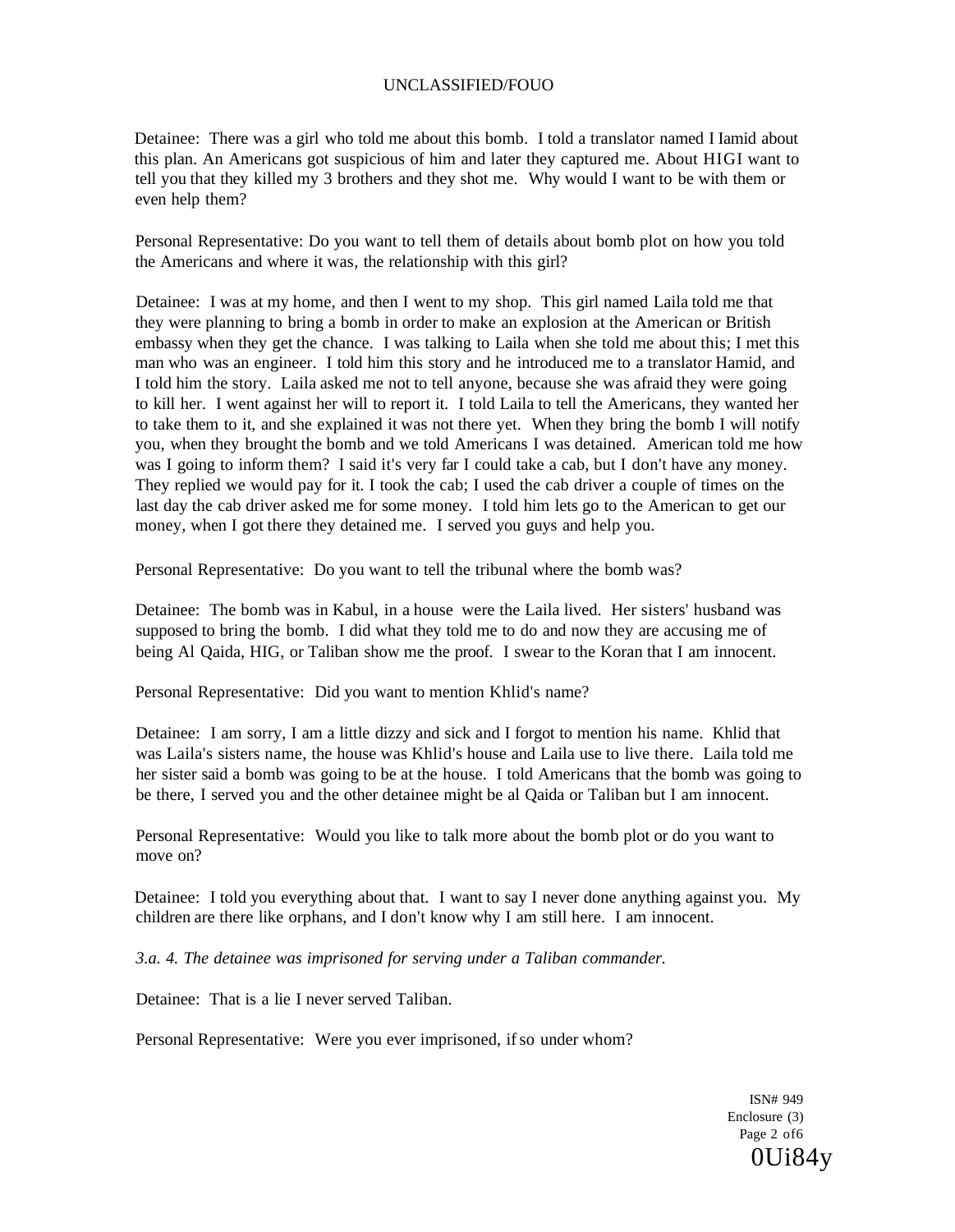Detainee: There was a girl who told me about this bomb. I told a translator named Iamid about this plan. An Americans got suspicious of him and later they captured me. About HIGI want to tell you that they killed my 3 brothers and they shot me. Why would I want to be with them or even help them?

Personal Representative: Do you want to tell them of details about bomb plot on how you told the Americans and where it was, the relationship with this girl?

Detainee: I was at my home, and then I went to my shop. This girl named Laila told me that they were planning to bring a bomb in order to make an explosion at the American or British embassy when they get the chance. I was talking to Laila when she told me about this; I met this man who was an engineer. I told him this story and he introduced me to a translator Hamid, and I told him the story. Laila asked me not to tell anyone, because she was afraid they were going to kill her. I went against her will to report it. I told Laila to tell the Americans, they wanted her to take them to it, and she explained it was not there yet. When they bring the bomb I will notify you, when they brought the bomb and we told Americans I was detained. American told me how was I going to inform them? I said it's very far I could take a cab, but I don't have any money. They replied we would pay for it. I took the cab; I used the cab driver a couple of times on the last day the cab driver asked me for some money. I told him lets go to the American to get our money, when I got there they detained me. I served you guys and help you.

Personal Representative: Do you want to tell the tribunal where the bomb was?

Detainee: The bomb was in Kabul, in a house were the Laila lived. Her sisters' husband was supposed to bring the bomb. I did what they told me to do and now they are accusing me of being Al Qaida, HIG, or Taliban show me the proof. I swear to the Koran that I am innocent.

Personal Representative: Did you want to mention Khlid's name?

Detainee: I am sorry, I am a little dizzy and sick and I forgot to mention his name. Khlid that was Laila's sisters name, the house was Khlid's house and Laila use to live there. Laila told me her sister said a bomb was going to be at the house. I told Americans that the bomb was going to be there, I served you and the other detainee might be al Qaida or Taliban but I am innocent.

Personal Representative: Would you like to talk more about the bomb plot or do you want to move on?

Detainee: I told you everything about that. I want to say I never done anything against you. My children are there like orphans, and I don't know why I am still here. I am innocent.

*3.a. 4. The detainee was imprisoned for serving under a Taliban commander.*

Detainee: That is a lie I never served Taliban.

Personal Representative: Were you ever imprisoned, if so under whom?

ISN# 949
Enclosure (3)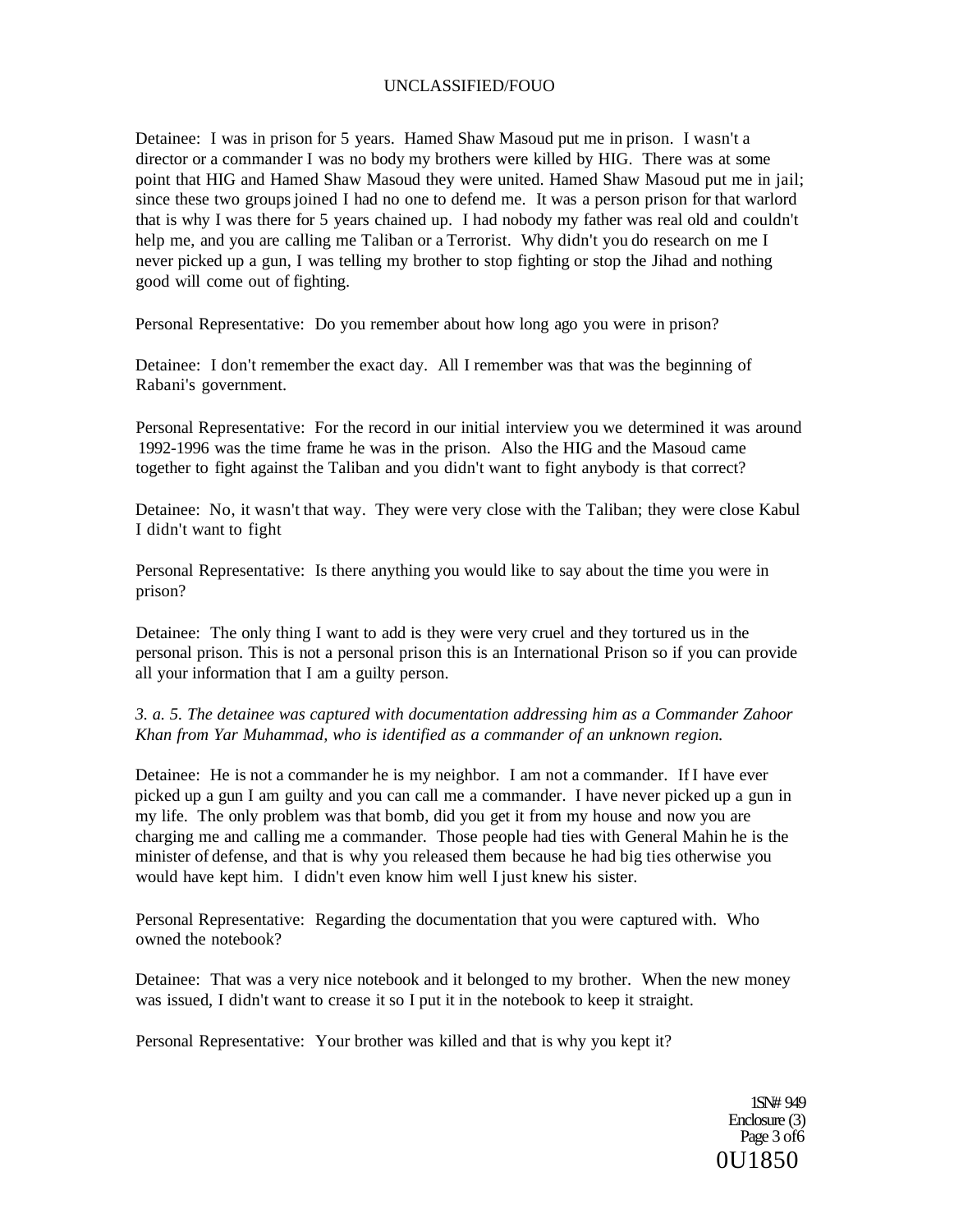Detainee: I was in prison for 5 years. Hamed Shaw Masoud put me in prison. I wasn't a director or a commander I was no body my brothers were killed by HIG. There was at some point that HIG and Hamed Shaw Masoud they were united. Hamed Shaw Masoud put me in jail; since these two groups joined I had no one to defend me. It was a person prison for that warlord that is why I was there for 5 years chained up. I had nobody my father was real old and couldn't help me, and you are calling me Taliban or a Terrorist. Why didn't you do research on me I never picked up a gun, I was telling my brother to stop fighting or stop the Jihad and nothing good will come out of fighting.

Personal Representative: Do you remember about how long ago you were in prison?

Detainee: I don't remember the exact day. All I remember was that was the beginning of Rabani's government.

Personal Representative: For the record in our initial interview you we determined it was around 1992-1996 was the time frame he was in the prison. Also the HIG and the Masoud came together to fight against the Taliban and you didn't want to fight anybody is that correct?

Detainee: No, it wasn't that way. They were very close with the Taliban; they were close Kabul I didn't want to fight

Personal Representative: Is there anything you would like to say about the time you were in prison?

Detainee: The only thing I want to add is they were very cruel and they tortured us in the personal prison. This is not a personal prison this is an International Prison so if you can provide all your information that I am a guilty person.

*3. a. 5. The detainee was captured with documentation addressing him as a Commander Zahoor Khan from Yar Muhammad, who is identified as a commander of an unknown region.*

Detainee: He is not a commander he is my neighbor. I am not a commander. If I have ever picked up a gun I am guilty and you can call me a commander. I have never picked up a gun in my life. The only problem was that bomb, did you get it from my house and now you are charging me and calling me a commander. Those people had ties with General Mahin he is the minister of defense, and that is why you released them because he had big ties otherwise you would have kept him. I didn't even know him well I just knew his sister.

Personal Representative: Regarding the documentation that you were captured with. Who owned the notebook?

Detainee: That was a very nice notebook and it belonged to my brother. When the new money was issued, I didn't want to crease it so I put it in the notebook to keep it straight.

Personal Representative: Your brother was killed and that is why you kept it?

ISN# 949
Enclosure (3)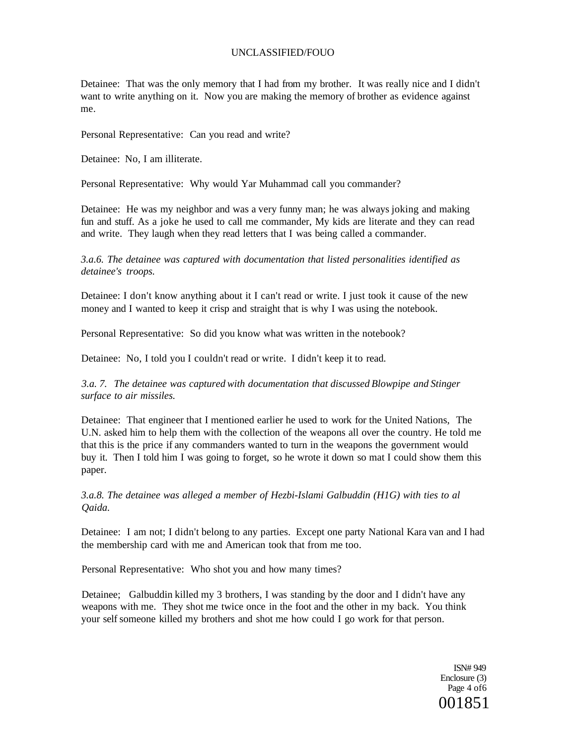Detainee: That was the only memory that I had from my brother. It was really nice and I didn't want to write anything on it. Now you are making the memory of brother as evidence against me.

Personal Representative: Can you read and write?

Detainee: No, I am illiterate.

Personal Representative: Why would Yar Muhammad call you commander?

Detainee: He was my neighbor and was a very funny man; he was always joking and making fun and stuff. As a joke he used to call me commander, My kids are literate and they can read and write. They laugh when they read letters that I was being called a commander.

*3.a.6. The detainee was captured with documentation that listed personalities identified as detainee's troops.*

Detainee: I don't know anything about it I can't read or write. I just took it cause of the new money and I wanted to keep it crisp and straight that is why I was using the notebook.

Personal Representative: So did you know what was written in the notebook?

Detainee: No, I told you I couldn't read or write. I didn't keep it to read.

*3.a. 7. The detainee was captured with documentation that discussed Blowpipe and Stinger surface to air missiles.*

Detainee: That engineer that I mentioned earlier he used to work for the United Nations, The U.N. asked him to help them with the collection of the weapons all over the country. He told me that this is the price if any commanders wanted to turn in the weapons the government would buy it. Then I told him I was going to forget, so he wrote it down so mat I could show them this paper.

*3.a.8. The detainee was alleged a member of Hezbi-Islami Galbuddin (H1G) with ties to al Qaida.*

Detainee: I am not; I didn't belong to any parties. Except one party National Kara van and I had the membership card with me and American took that from me too.

Personal Representative: Who shot you and how many times?

Detainee; Galbuddin killed my 3 brothers, I was standing by the door and I didn't have any weapons with me. They shot me twice once in the foot and the other in my back. You think your self someone killed my brothers and shot me how could I go work for that person.

ISN# 949
Enclosure (3)
Page 4 of6
001851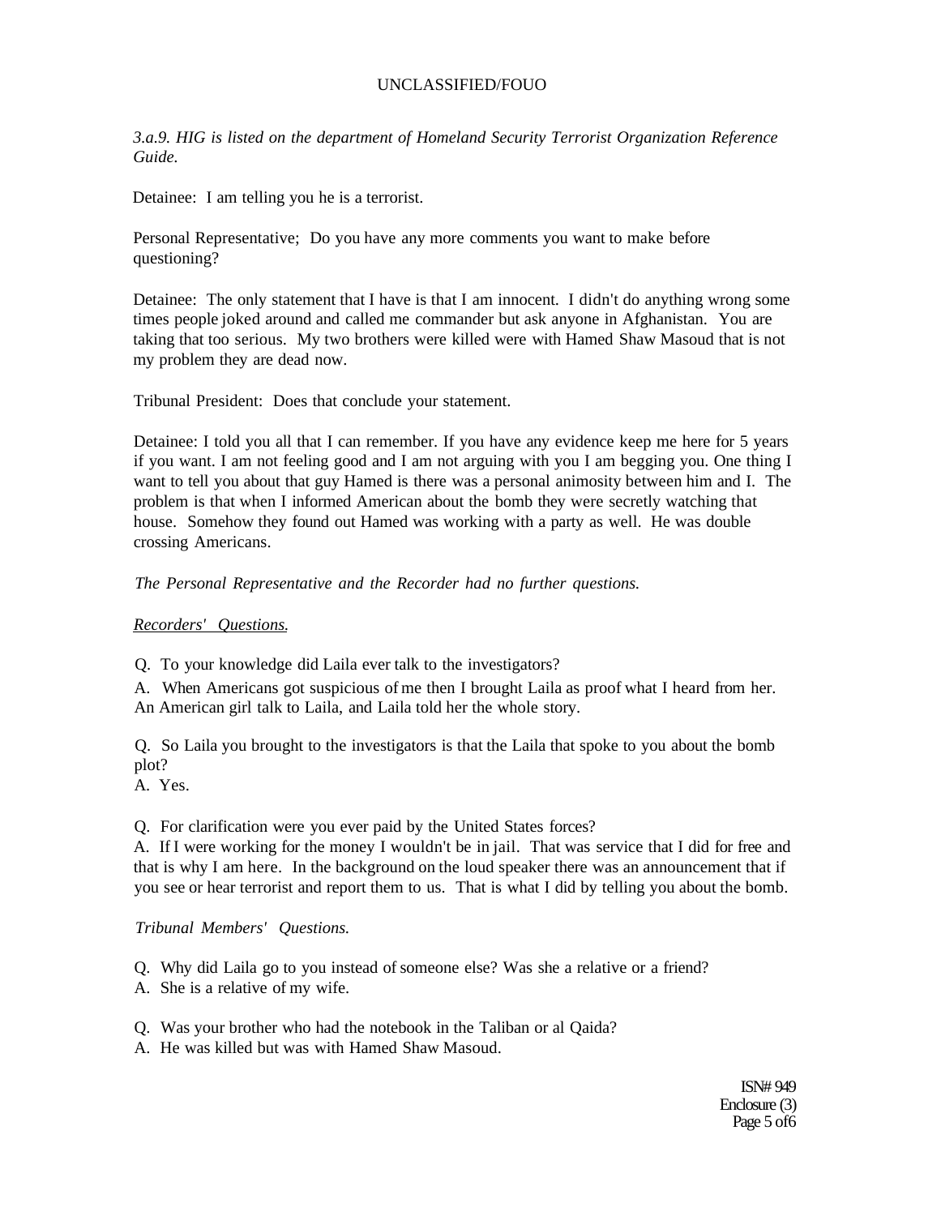*3.a.9. HIG is listed on the department of Homeland Security Terrorist Organization Reference Guide.*

Detainee: I am telling you he is a terrorist.

Personal Representative; Do you have any more comments you want to make before questioning?

Detainee: The only statement that I have is that I am innocent. I didn't do anything wrong some times people joked around and called me commander but ask anyone in Afghanistan. You are taking that too serious. My two brothers were killed were with Hamed Shaw Masoud that is not my problem they are dead now.

Tribunal President: Does that conclude your statement.

Detainee: I told you all that I can remember. If you have any evidence keep me here for 5 years if you want. I am not feeling good and I am not arguing with you I am begging you. One thing I want to tell you about that guy Hamed is there was a personal animosity between him and I. The problem is that when I informed American about the bomb they were secretly watching that house. Somehow they found out Hamed was working with a party as well. He was double crossing Americans.

*The Personal Representative and the Recorder had no further questions.*

*Recorders' Questions.*

Q. To your knowledge did Laila ever talk to the investigators?

A. When Americans got suspicious of me then I brought Laila as proof what I heard from her. An American girl talk to Laila, and Laila told her the whole story.

Q. So Laila you brought to the investigators is that the Laila that spoke to you about the bomb plot?

A. Yes.

Q. For clarification were you ever paid by the United States forces?

A. If I were working for the money I wouldn't be in jail. That was service that I did for free and that is why I am here. In the background on the loud speaker there was an announcement that if you see or hear terrorist and report them to us. That is what I did by telling you about the bomb.

*Tribunal Members' Questions.*

Q. Why did Laila go to you instead of someone else? Was she a relative or a friend?

A. She is a relative of my wife.

Q. Was your brother who had the notebook in the Taliban or al Qaida?

A. He was killed but was with Hamed Shaw Masoud.

ISN# 949
Enclosure (3)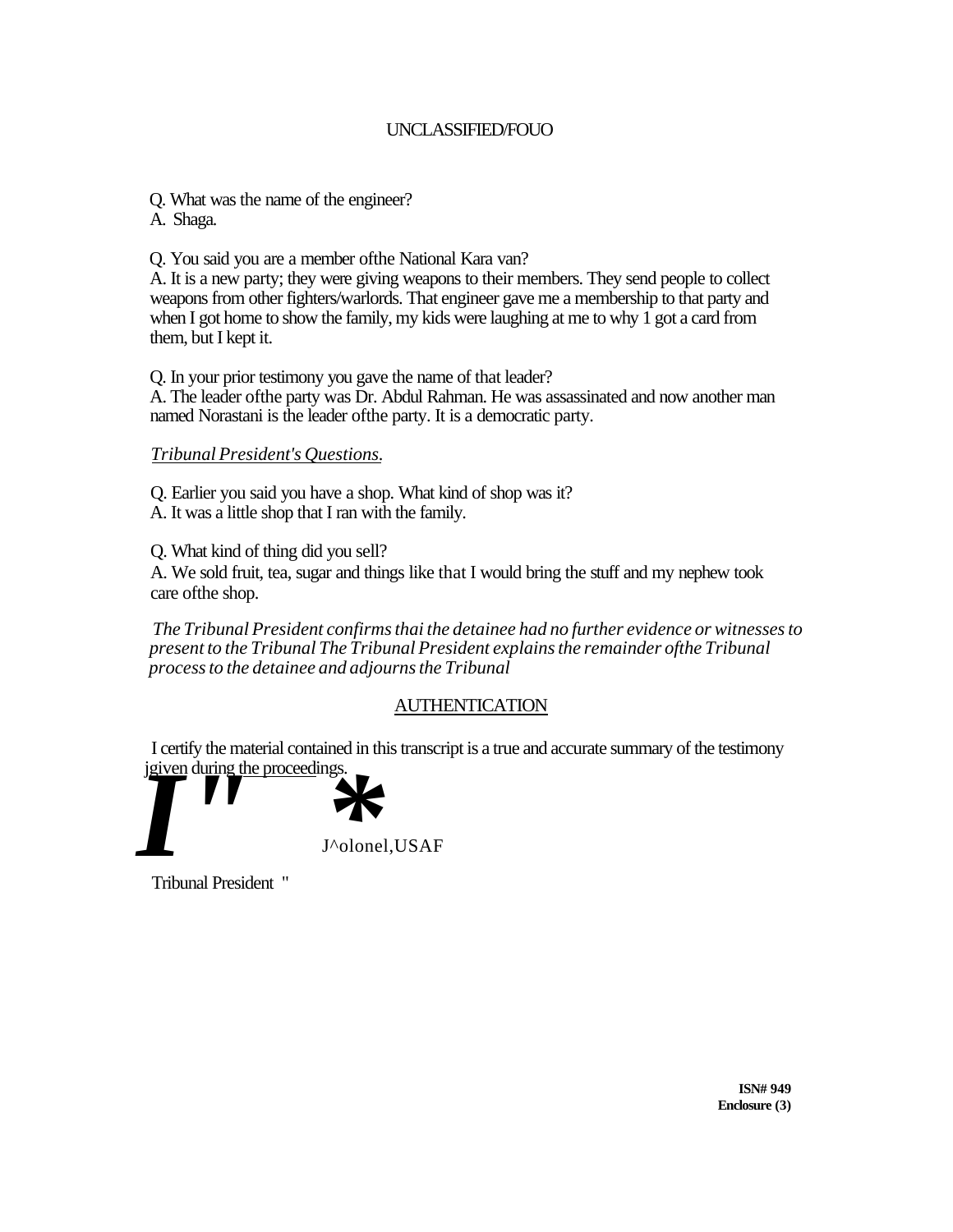Q. What was the name of the engineer?
A. Shaga.

Q. You said you are a member ofthe National Kara van?
A. It is a new party; they were giving weapons to their members. They send people to collect weapons from other fighters/warlords. That engineer gave me a membership to that party and when I got home to show the family, my kids were laughing at me to why 1 got a card from them, but I kept it.

Q. In your prior testimony you gave the name of that leader?
A. The leader ofthe party was Dr. Abdul Rahman. He was assassinated and now another man named Norastani is the leader ofthe party. It is a democratic party.

*Tribunal President's Questions.*

Q. Earlier you said you have a shop. What kind of shop was it?
A. It was a little shop that I ran with the family.

Q. What kind of thing did you sell?
A. We sold fruit, tea, sugar and things like that I would bring the stuff and my nephew took care ofthe shop.

*The Tribunal President confirms thai the detainee had no further evidence or witnesses to present to the Tribunal The Tribunal President explains the remainder ofthe Tribunal process to the detainee and adjourns the Tribunal*

## AUTHENTICATION

I certify the material contained in this transcript is a true and accurate summary of the testimony jgiven during the proceedings.

J^olonel,USAF

Tribunal President "

ISN# 949
Enclosure (3)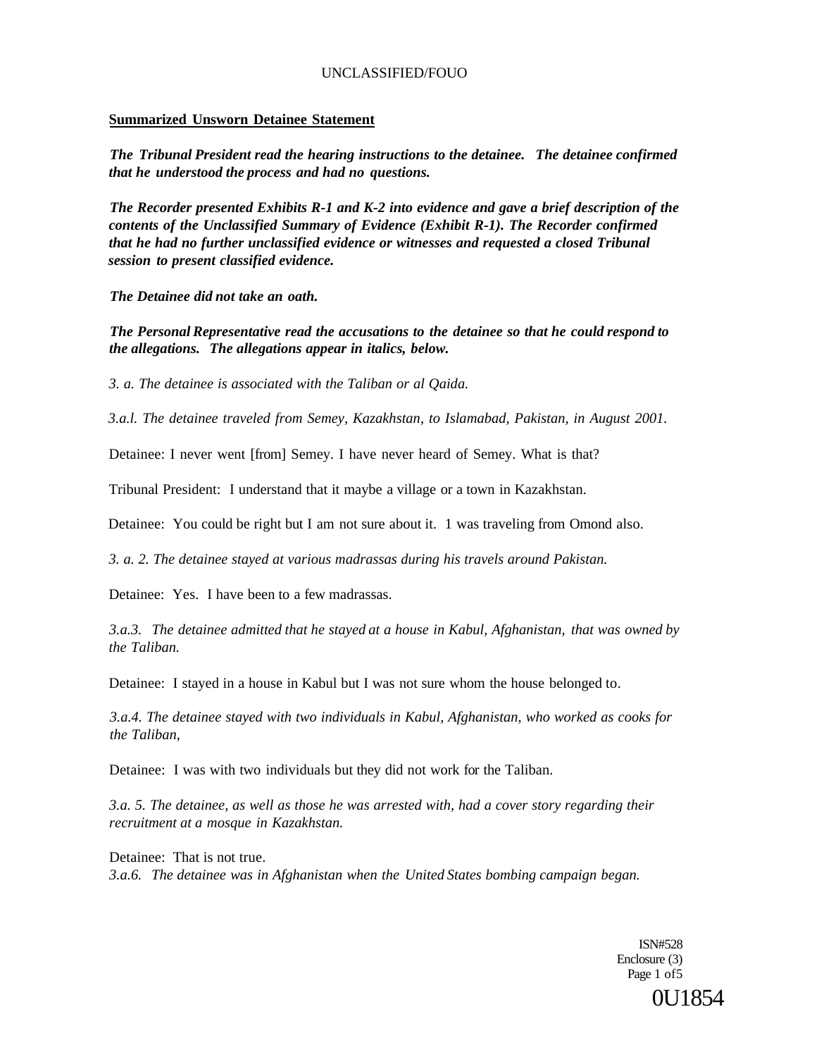**Summarized Unsworn Detainee Statement**

***The Tribunal President read the hearing instructions to the detainee. The detainee confirmed that he understood the process and had no questions.***

***The Recorder presented Exhibits R-1 and K-2 into evidence and gave a brief description of the contents of the Unclassified Summary of Evidence (Exhibit R-1). The Recorder confirmed that he had no further unclassified evidence or witnesses and requested a closed Tribunal session to present classified evidence.***

***The Detainee did not take an oath.***

***The Personal Representative read the accusations to the detainee so that he could respond to the allegations. The allegations appear in italics, below.***

*3. a. The detainee is associated with the Taliban or al Qaida.*

*3.a.l. The detainee traveled from Semey, Kazakhstan, to Islamabad, Pakistan, in August 2001.*

Detainee: I never went [from] Semey. I have never heard of Semey. What is that?

Tribunal President: I understand that it maybe a village or a town in Kazakhstan.

Detainee: You could be right but I am not sure about it. 1 was traveling from Omond also.

*3. a. 2. The detainee stayed at various madrassas during his travels around Pakistan.*

Detainee: Yes. I have been to a few madrassas.

*3.a.3. The detainee admitted that he stayed at a house in Kabul, Afghanistan, that was owned by the Taliban.*

Detainee: I stayed in a house in Kabul but I was not sure whom the house belonged to.

*3.a.4. The detainee stayed with two individuals in Kabul, Afghanistan, who worked as cooks for the Taliban,*

Detainee: I was with two individuals but they did not work for the Taliban.

*3.a. 5. The detainee, as well as those he was arrested with, had a cover story regarding their recruitment at a mosque in Kazakhstan.*

Detainee: That is not true.

*3.a.6. The detainee was in Afghanistan when the United States bombing campaign began.*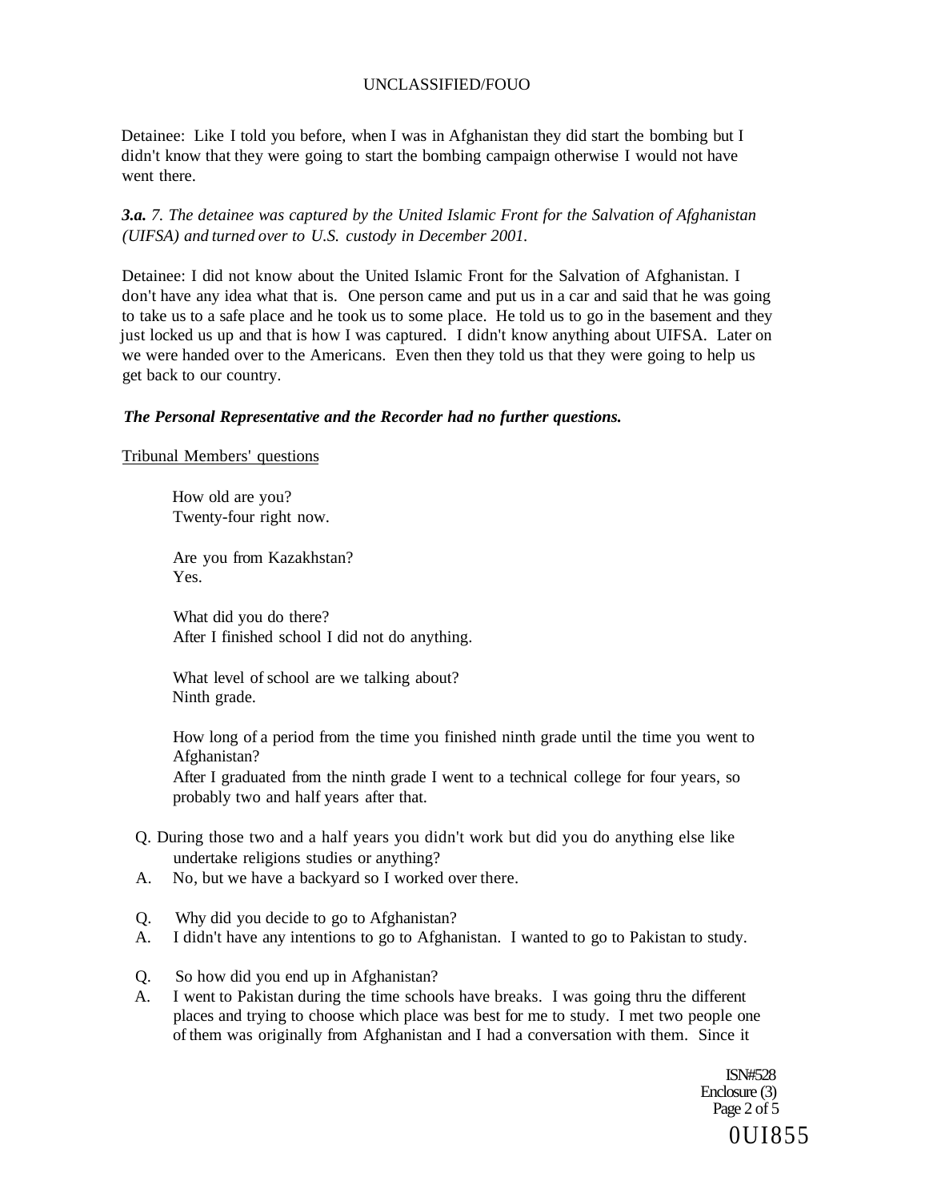Detainee: Like I told you before, when I was in Afghanistan they did start the bombing but I didn't know that they were going to start the bombing campaign otherwise I would not have went there.

***3.a.*** *7. The detainee was captured by the United Islamic Front for the Salvation of Afghanistan (UIFSA) and turned over to U.S. custody in December 2001.*

Detainee: I did not know about the United Islamic Front for the Salvation of Afghanistan. I don't have any idea what that is. One person came and put us in a car and said that he was going to take us to a safe place and he took us to some place. He told us to go in the basement and they just locked us up and that is how I was captured. I didn't know anything about UIFSA. Later on we were handed over to the Americans. Even then they told us that they were going to help us get back to our country.

***The Personal Representative and the Recorder had no further questions.***

Tribunal Members' questions

How old are you?
Twenty-four right now.

Are you from Kazakhstan?
Yes.

What did you do there?
After I finished school I did not do anything.

What level of school are we talking about?
Ninth grade.

How long of a period from the time you finished ninth grade until the time you went to Afghanistan?
After I graduated from the ninth grade I went to a technical college for four years, so probably two and half years after that.

Q. During those two and a half years you didn't work but did you do anything else like undertake religions studies or anything?
A. No, but we have a backyard so I worked over there.

Q. Why did you decide to go to Afghanistan?
A. I didn't have any intentions to go to Afghanistan. I wanted to go to Pakistan to study.

Q. So how did you end up in Afghanistan?
A. I went to Pakistan during the time schools have breaks. I was going thru the different places and trying to choose which place was best for me to study. I met two people one of them was originally from Afghanistan and I had a conversation with them. Since it

ISN#528
Enclosure (3)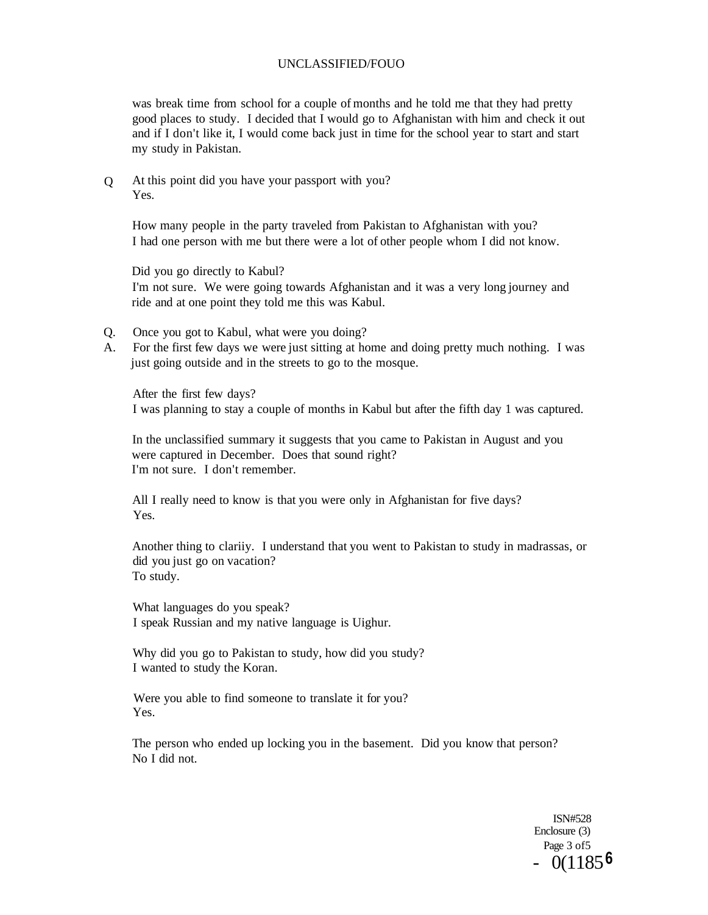was break time from school for a couple of months and he told me that they had pretty good places to study. I decided that I would go to Afghanistan with him and check it out and if I don't like it, I would come back just in time for the school year to start and start my study in Pakistan.

Q At this point did you have your passport with you?
Yes.

How many people in the party traveled from Pakistan to Afghanistan with you?
I had one person with me but there were a lot of other people whom I did not know.

Did you go directly to Kabul?
I'm not sure. We were going towards Afghanistan and it was a very long journey and ride and at one point they told me this was Kabul.

Q. Once you got to Kabul, what were you doing?
A. For the first few days we were just sitting at home and doing pretty much nothing. I was just going outside and in the streets to go to the mosque.

After the first few days?
I was planning to stay a couple of months in Kabul but after the fifth day 1 was captured.

In the unclassified summary it suggests that you came to Pakistan in August and you were captured in December. Does that sound right?
I'm not sure. I don't remember.

All I really need to know is that you were only in Afghanistan for five days?
Yes.

Another thing to clariiy. I understand that you went to Pakistan to study in madrassas, or did you just go on vacation?
To study.

What languages do you speak?
I speak Russian and my native language is Uighur.

Why did you go to Pakistan to study, how did you study?
I wanted to study the Koran.

Were you able to find someone to translate it for you?
Yes.

The person who ended up locking you in the basement. Did you know that person?
No I did not.

ISN#528
Enclosure (3)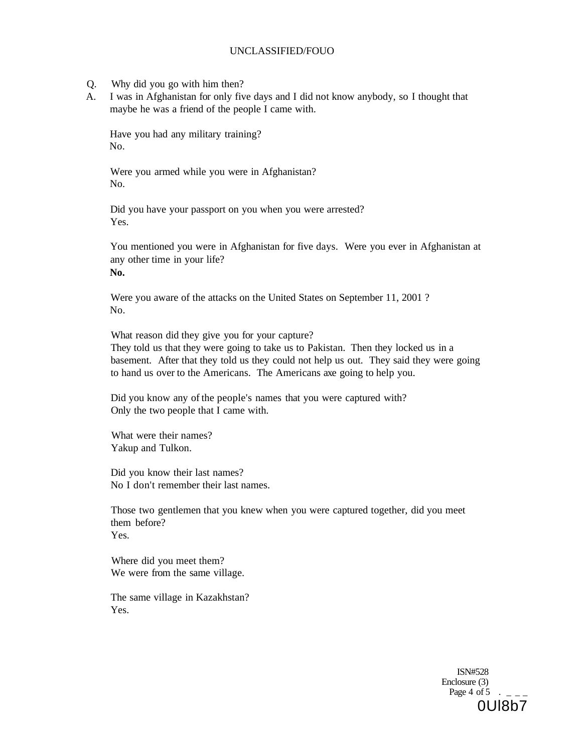Q. Why did you go with him then?

A. I was in Afghanistan for only five days and I did not know anybody, so I thought that maybe he was a friend of the people I came with.

Have you had any military training?
No.

Were you armed while you were in Afghanistan?
No.

Did you have your passport on you when you were arrested?
Yes.

You mentioned you were in Afghanistan for five days. Were you ever in Afghanistan at any other time in your life?
**No.**

Were you aware of the attacks on the United States on September 11, 2001 ?
No.

What reason did they give you for your capture?
They told us that they were going to take us to Pakistan. Then they locked us in a basement. After that they told us they could not help us out. They said they were going to hand us over to the Americans. The Americans axe going to help you.

Did you know any of the people's names that you were captured with?
Only the two people that I came with.

What were their names?
Yakup and Tulkon.

Did you know their last names?
No I don't remember their last names.

Those two gentlemen that you knew when you were captured together, did you meet them before?
Yes.

Where did you meet them?
We were from the same village.

The same village in Kazakhstan?
Yes.

ISN#528
Enclosure (3)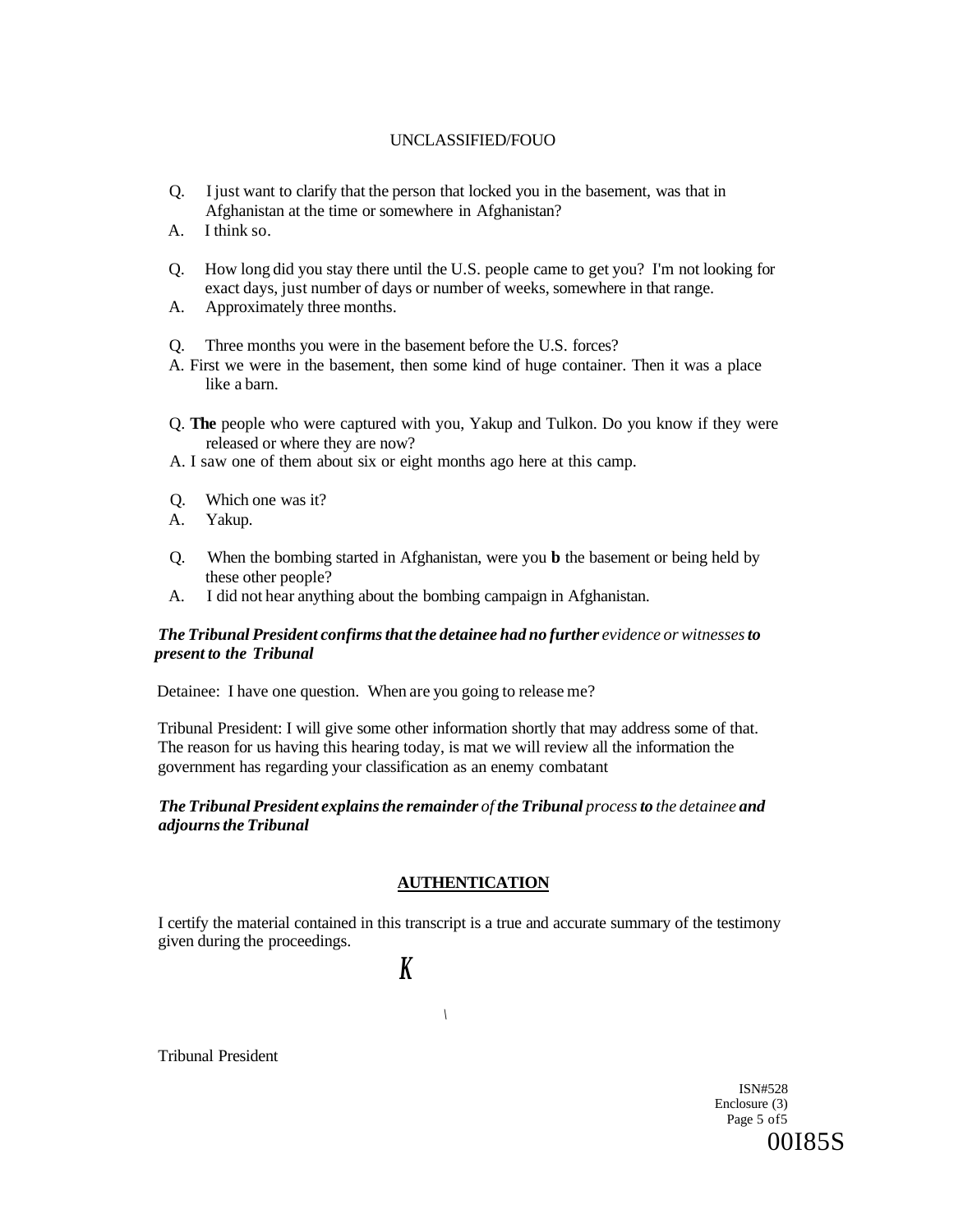UNCLASSIFIED/FOUO

Q. I just want to clarify that the person that locked you in the basement, was that in Afghanistan at the time or somewhere in Afghanistan?

A. I think so.

Q. How long did you stay there until the U.S. people came to get you? I'm not looking for exact days, just number of days or number of weeks, somewhere in that range.

A. Approximately three months.

Q. Three months you were in the basement before the U.S. forces?

A. First we were in the basement, then some kind of huge container. Then it was a place like a barn.

Q. **The** people who were captured with you, Yakup and Tulkon. Do you know if they were released or where they are now?

A. I saw one of them about six or eight months ago here at this camp.

Q. Which one was it?

A. Yakup.

Q. When the bombing started in Afghanistan, were you **b** the basement or being held by these other people?

A. I did not hear anything about the bombing campaign in Afghanistan.

***The Tribunal President confirms that the detainee had no further*** *evidence or witnesses* ***to present to the Tribunal***

Detainee: I have one question. When are you going to release me?

Tribunal President: I will give some other information shortly that may address some of that. The reason for us having this hearing today, is mat we will review all the information the government has regarding your classification as an enemy combatant

***The Tribunal President explains the remainder*** *of* ***the Tribunal*** *process* ***to*** *the detainee* ***and adjourns the Tribunal***

**AUTHENTICATION**

I certify the material contained in this transcript is a true and accurate summary of the testimony given during the proceedings.

*K*

\

Tribunal President

ISN#528
Enclosure (3)

00I85S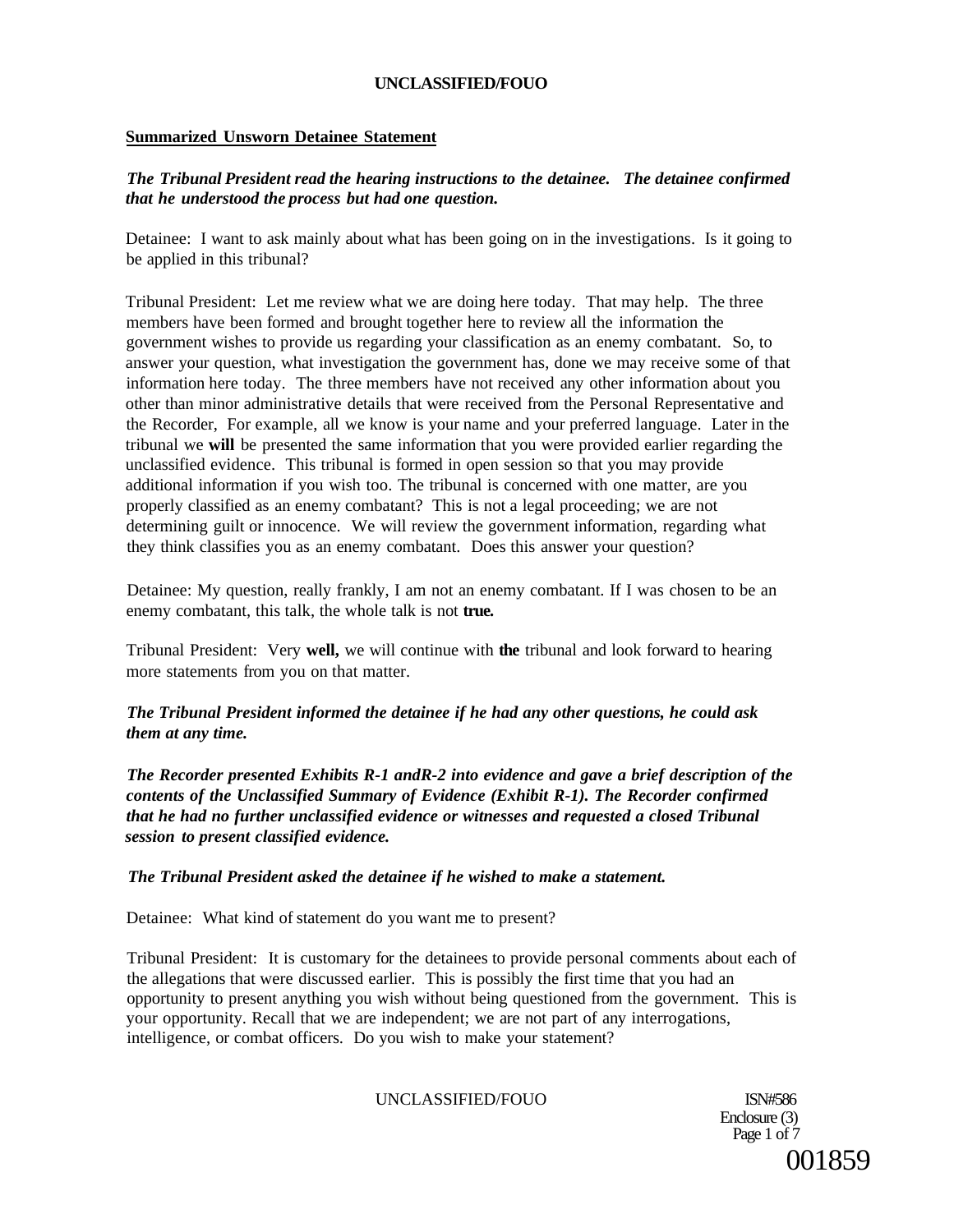**Summarized Unsworn Detainee Statement**

***The Tribunal President read the hearing instructions to the detainee. The detainee confirmed that he understood the process but had one question.***

Detainee: I want to ask mainly about what has been going on in the investigations. Is it going to be applied in this tribunal?

Tribunal President: Let me review what we are doing here today. That may help. The three members have been formed and brought together here to review all the information the government wishes to provide us regarding your classification as an enemy combatant. So, to answer your question, what investigation the government has, done we may receive some of that information here today. The three members have not received any other information about you other than minor administrative details that were received from the Personal Representative and the Recorder, For example, all we know is your name and your preferred language. Later in the tribunal we **will** be presented the same information that you were provided earlier regarding the unclassified evidence. This tribunal is formed in open session so that you may provide additional information if you wish too. The tribunal is concerned with one matter, are you properly classified as an enemy combatant? This is not a legal proceeding; we are not determining guilt or innocence. We will review the government information, regarding what they think classifies you as an enemy combatant. Does this answer your question?

Detainee: My question, really frankly, I am not an enemy combatant. If I was chosen to be an enemy combatant, this talk, the whole talk is not **true.**

Tribunal President: Very **well,** we will continue with **the** tribunal and look forward to hearing more statements from you on that matter.

***The Tribunal President informed the detainee if he had any other questions, he could ask them at any time.***

***The Recorder presented Exhibits R-1 andR-2 into evidence and gave a brief description of the contents of the Unclassified Summary of Evidence (Exhibit R-1). The Recorder confirmed that he had no further unclassified evidence or witnesses and requested a closed Tribunal session to present classified evidence.***

***The Tribunal President asked the detainee if he wished to make a statement.***

Detainee: What kind of statement do you want me to present?

Tribunal President: It is customary for the detainees to provide personal comments about each of the allegations that were discussed earlier. This is possibly the first time that you had an opportunity to present anything you wish without being questioned from the government. This is your opportunity. Recall that we are independent; we are not part of any interrogations, intelligence, or combat officers. Do you wish to make your statement?

ISN#586
Enclosure (3)

001859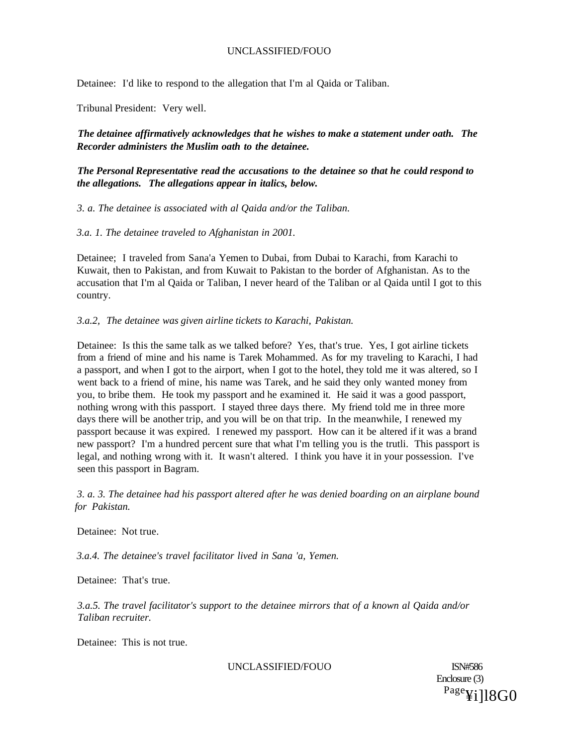Detainee: I'd like to respond to the allegation that I'm al Qaida or Taliban.

Tribunal President: Very well.

***The detainee affirmatively acknowledges that he wishes to make a statement under oath. The Recorder administers the Muslim oath to the detainee.***

***The Personal Representative read the accusations to the detainee so that he could respond to the allegations. The allegations appear in italics, below.***

*3. a. The detainee is associated with al Qaida and/or the Taliban.*

*3.a. 1. The detainee traveled to Afghanistan in 2001.*

Detainee; I traveled from Sana'a Yemen to Dubai, from Dubai to Karachi, from Karachi to Kuwait, then to Pakistan, and from Kuwait to Pakistan to the border of Afghanistan. As to the accusation that I'm al Qaida or Taliban, I never heard of the Taliban or al Qaida until I got to this country.

*3.a.2, The detainee was given airline tickets to Karachi, Pakistan.*

Detainee: Is this the same talk as we talked before? Yes, that's true. Yes, I got airline tickets from a friend of mine and his name is Tarek Mohammed. As for my traveling to Karachi, I had a passport, and when I got to the airport, when I got to the hotel, they told me it was altered, so I went back to a friend of mine, his name was Tarek, and he said they only wanted money from you, to bribe them. He took my passport and he examined it. He said it was a good passport, nothing wrong with this passport. I stayed three days there. My friend told me in three more days there will be another trip, and you will be on that trip. In the meanwhile, I renewed my passport because it was expired. I renewed my passport. How can it be altered if it was a brand new passport? I'm a hundred percent sure that what I'm telling you is the trutli. This passport is legal, and nothing wrong with it. It wasn't altered. I think you have it in your possession. I've seen this passport in Bagram.

*3. a. 3. The detainee had his passport altered after he was denied boarding on an airplane bound for Pakistan.*

Detainee: Not true.

*3.a.4. The detainee's travel facilitator lived in Sana 'a, Yemen.*

Detainee: That's true.

*3.a.5. The travel facilitator's support to the detainee mirrors that of a known al Qaida and/or Taliban recruiter.*

Detainee: This is not true.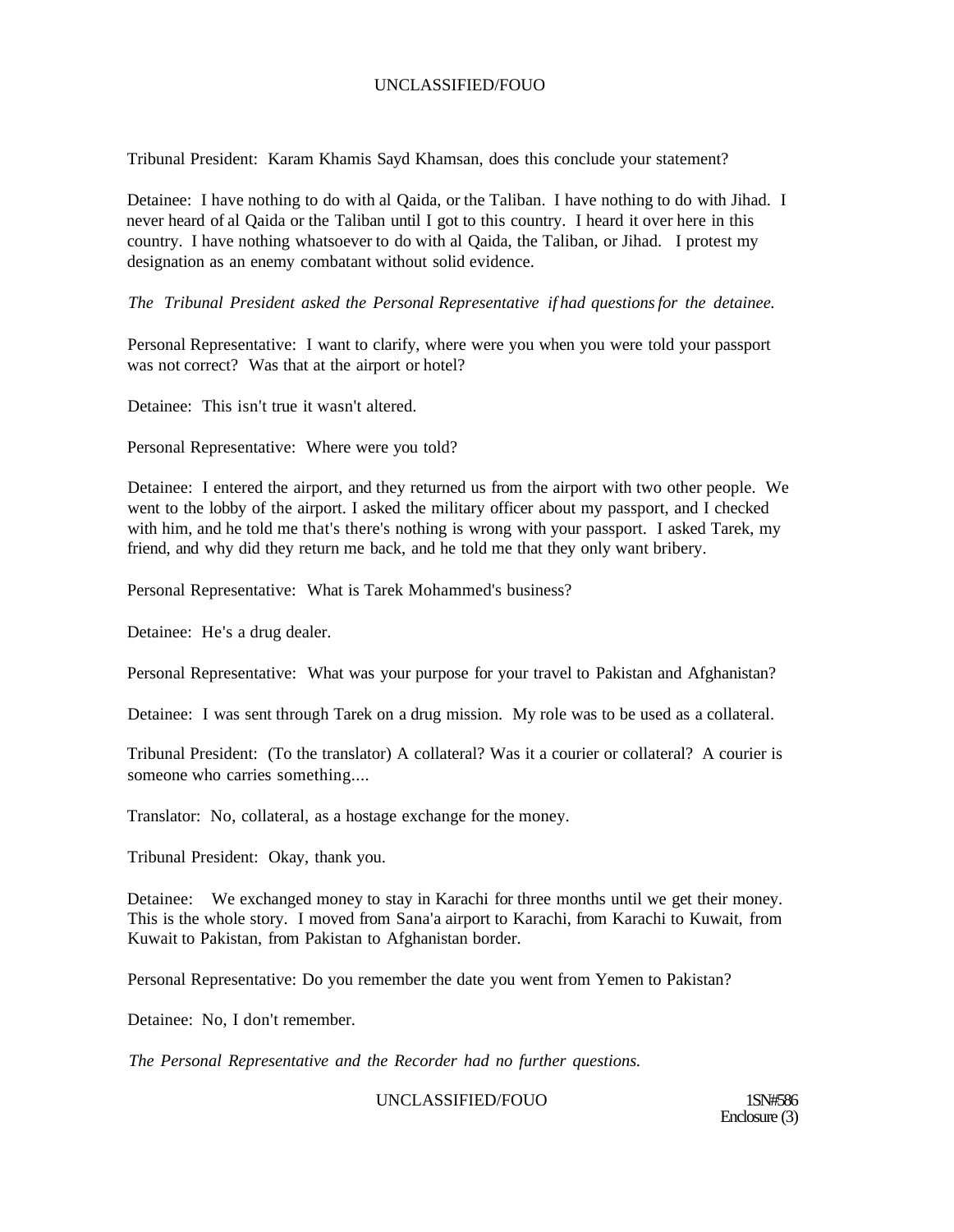Tribunal President: Karam Khamis Sayd Khamsan, does this conclude your statement?

Detainee: I have nothing to do with al Qaida, or the Taliban. I have nothing to do with Jihad. I never heard of al Qaida or the Taliban until I got to this country. I heard it over here in this country. I have nothing whatsoever to do with al Qaida, the Taliban, or Jihad. I protest my designation as an enemy combatant without solid evidence.

*The Tribunal President asked the Personal Representative if had questions for the detainee.*

Personal Representative: I want to clarify, where were you when you were told your passport was not correct? Was that at the airport or hotel?

Detainee: This isn't true it wasn't altered.

Personal Representative: Where were you told?

Detainee: I entered the airport, and they returned us from the airport with two other people. We went to the lobby of the airport. I asked the military officer about my passport, and I checked with him, and he told me that's there's nothing is wrong with your passport. I asked Tarek, my friend, and why did they return me back, and he told me that they only want bribery.

Personal Representative: What is Tarek Mohammed's business?

Detainee: He's a drug dealer.

Personal Representative: What was your purpose for your travel to Pakistan and Afghanistan?

Detainee: I was sent through Tarek on a drug mission. My role was to be used as a collateral.

Tribunal President: (To the translator) A collateral? Was it a courier or collateral? A courier is someone who carries something....

Translator: No, collateral, as a hostage exchange for the money.

Tribunal President: Okay, thank you.

Detainee: We exchanged money to stay in Karachi for three months until we get their money. This is the whole story. I moved from Sana'a airport to Karachi, from Karachi to Kuwait, from Kuwait to Pakistan, from Pakistan to Afghanistan border.

Personal Representative: Do you remember the date you went from Yemen to Pakistan?

Detainee: No, I don't remember.

*The Personal Representative and the Recorder had no further questions.*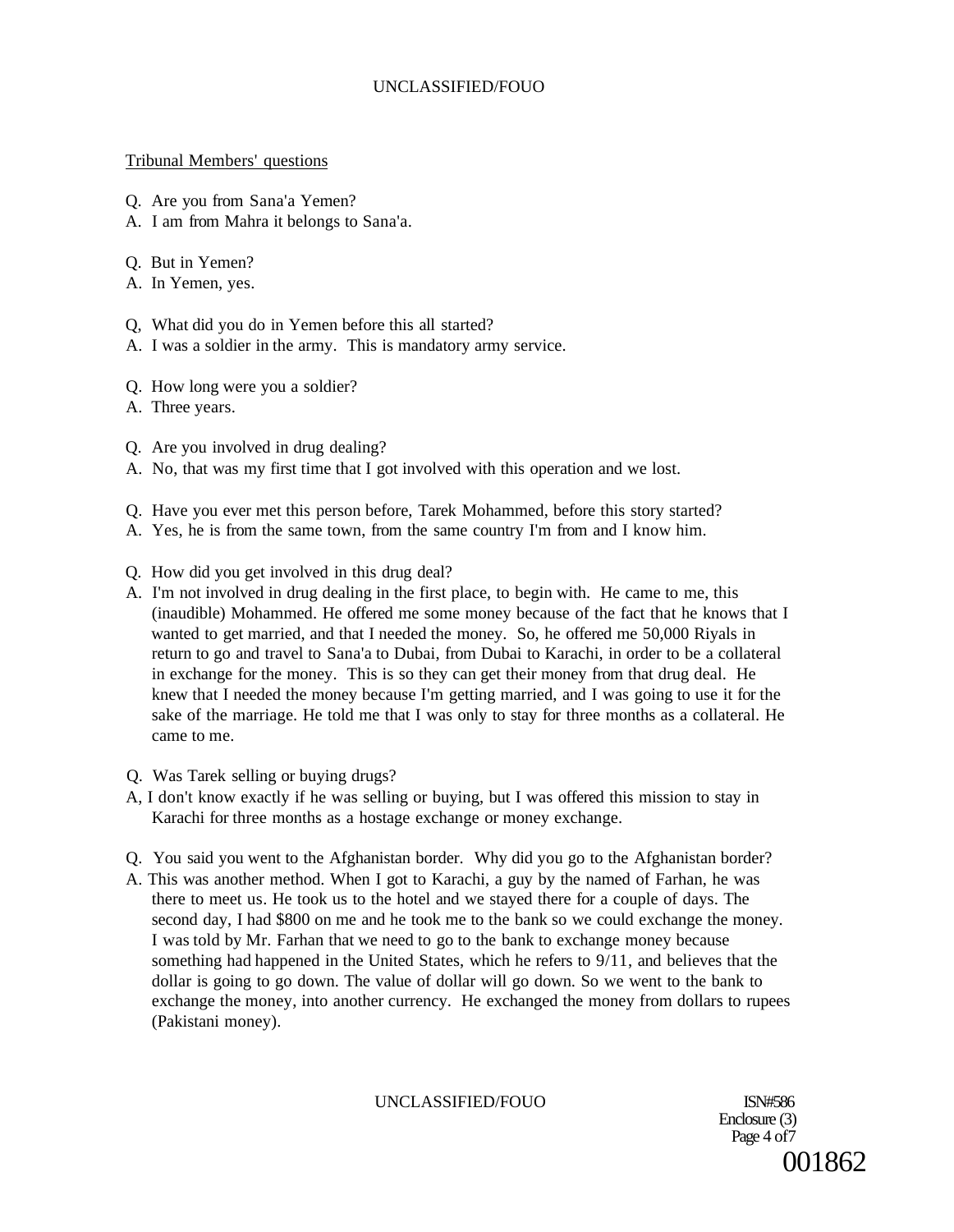Tribunal Members' questions

Q. Are you from Sana'a Yemen?
A. I am from Mahra it belongs to Sana'a.

Q. But in Yemen?
A. In Yemen, yes.

Q, What did you do in Yemen before this all started?
A. I was a soldier in the army. This is mandatory army service.

Q. How long were you a soldier?
A. Three years.

Q. Are you involved in drug dealing?
A. No, that was my first time that I got involved with this operation and we lost.

Q. Have you ever met this person before, Tarek Mohammed, before this story started?
A. Yes, he is from the same town, from the same country I'm from and I know him.

Q. How did you get involved in this drug deal?
A. I'm not involved in drug dealing in the first place, to begin with. He came to me, this (inaudible) Mohammed. He offered me some money because of the fact that he knows that I wanted to get married, and that I needed the money. So, he offered me 50,000 Riyals in return to go and travel to Sana'a to Dubai, from Dubai to Karachi, in order to be a collateral in exchange for the money. This is so they can get their money from that drug deal. He knew that I needed the money because I'm getting married, and I was going to use it for the sake of the marriage. He told me that I was only to stay for three months as a collateral. He came to me.

Q. Was Tarek selling or buying drugs?
A, I don't know exactly if he was selling or buying, but I was offered this mission to stay in Karachi for three months as a hostage exchange or money exchange.

Q. You said you went to the Afghanistan border. Why did you go to the Afghanistan border?
A. This was another method. When I got to Karachi, a guy by the named of Farhan, he was there to meet us. He took us to the hotel and we stayed there for a couple of days. The second day, I had $800 on me and he took me to the bank so we could exchange the money. I was told by Mr. Farhan that we need to go to the bank to exchange money because something had happened in the United States, which he refers to 9/11, and believes that the dollar is going to go down. The value of dollar will go down. So we went to the bank to exchange the money, into another currency. He exchanged the money from dollars to rupees (Pakistani money).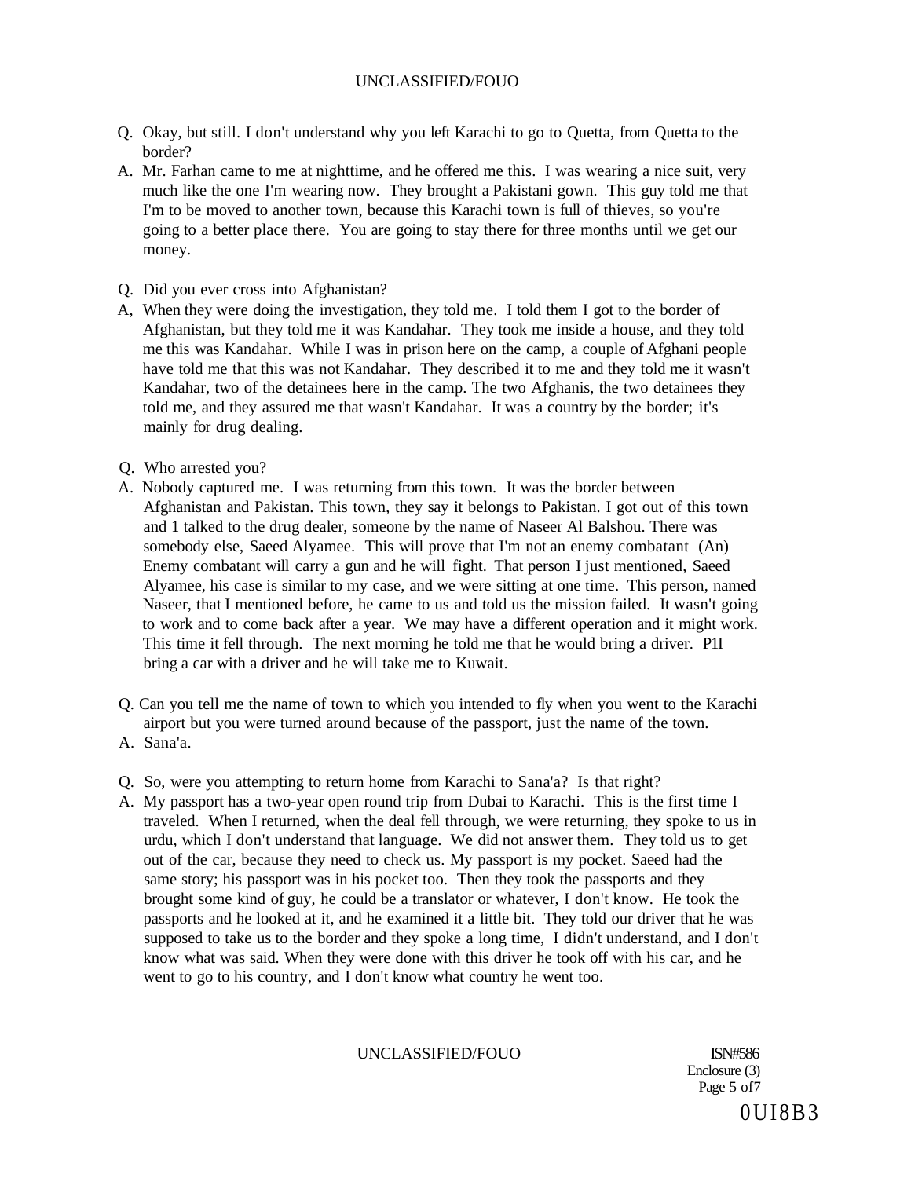Q. Okay, but still. I don't understand why you left Karachi to go to Quetta, from Quetta to the border?

A. Mr. Farhan came to me at nighttime, and he offered me this. I was wearing a nice suit, very much like the one I'm wearing now. They brought a Pakistani gown. This guy told me that I'm to be moved to another town, because this Karachi town is full of thieves, so you're going to a better place there. You are going to stay there for three months until we get our money.

Q. Did you ever cross into Afghanistan?

A, When they were doing the investigation, they told me. I told them I got to the border of Afghanistan, but they told me it was Kandahar. They took me inside a house, and they told me this was Kandahar. While I was in prison here on the camp, a couple of Afghani people have told me that this was not Kandahar. They described it to me and they told me it wasn't Kandahar, two of the detainees here in the camp. The two Afghanis, the two detainees they told me, and they assured me that wasn't Kandahar. It was a country by the border; it's mainly for drug dealing.

Q. Who arrested you?

A. Nobody captured me. I was returning from this town. It was the border between Afghanistan and Pakistan. This town, they say it belongs to Pakistan. I got out of this town and 1 talked to the drug dealer, someone by the name of Naseer Al Balshou. There was somebody else, Saeed Alyamee. This will prove that I'm not an enemy combatant (An) Enemy combatant will carry a gun and he will fight. That person I just mentioned, Saeed Alyamee, his case is similar to my case, and we were sitting at one time. This person, named Naseer, that I mentioned before, he came to us and told us the mission failed. It wasn't going to work and to come back after a year. We may have a different operation and it might work. This time it fell through. The next morning he told me that he would bring a driver. P1I bring a car with a driver and he will take me to Kuwait.

Q. Can you tell me the name of town to which you intended to fly when you went to the Karachi airport but you were turned around because of the passport, just the name of the town.

A. Sana'a.

Q. So, were you attempting to return home from Karachi to Sana'a? Is that right?

A. My passport has a two-year open round trip from Dubai to Karachi. This is the first time I traveled. When I returned, when the deal fell through, we were returning, they spoke to us in urdu, which I don't understand that language. We did not answer them. They told us to get out of the car, because they need to check us. My passport is my pocket. Saeed had the same story; his passport was in his pocket too. Then they took the passports and they brought some kind of guy, he could be a translator or whatever, I don't know. He took the passports and he looked at it, and he examined it a little bit. They told our driver that he was supposed to take us to the border and they spoke a long time, I didn't understand, and I don't know what was said. When they were done with this driver he took off with his car, and he went to go to his country, and I don't know what country he went too.

ISN#586
Enclosure (3)

0UI8B3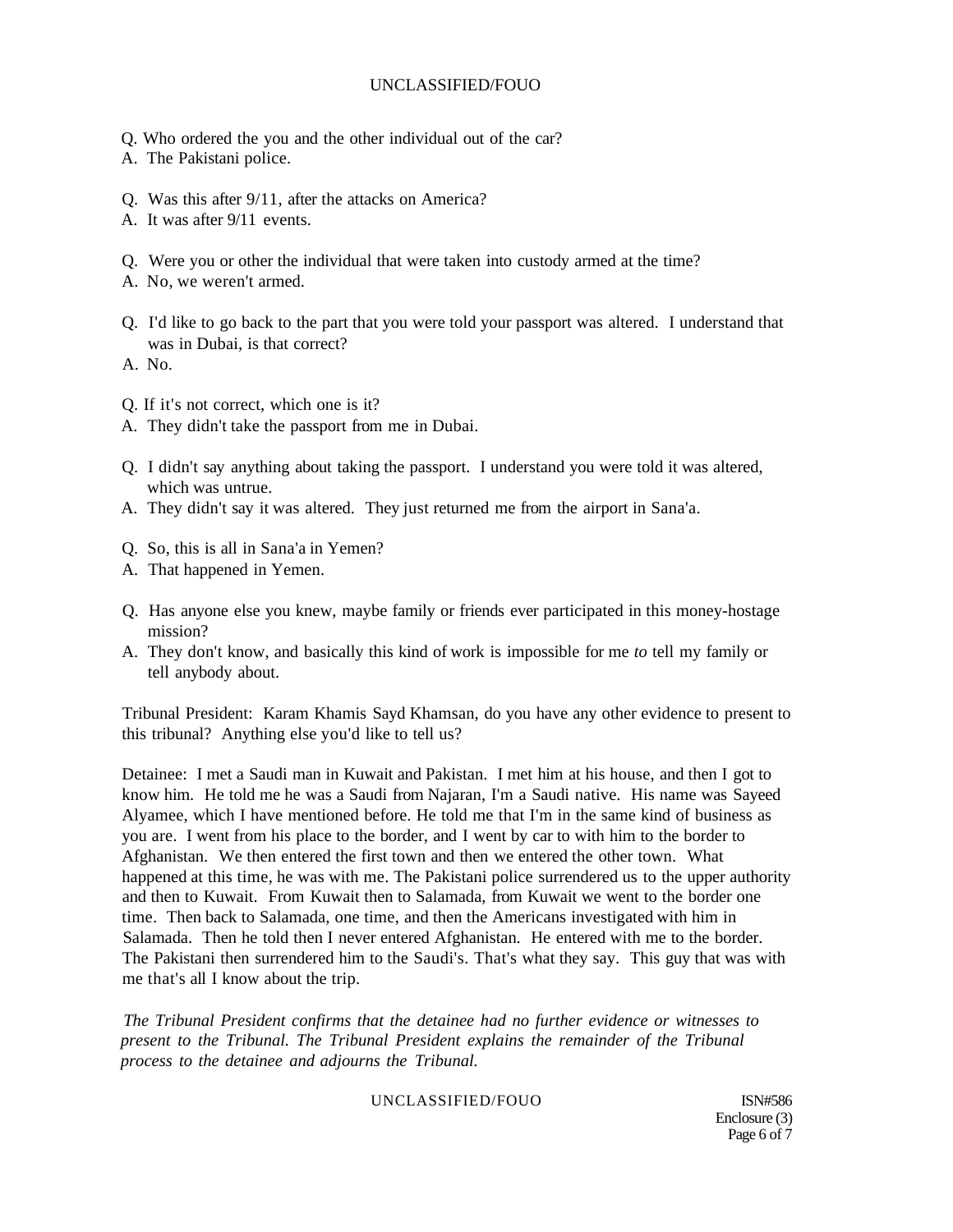Q. Who ordered the you and the other individual out of the car?
A. The Pakistani police.

Q. Was this after 9/11, after the attacks on America?
A. It was after 9/11 events.

Q. Were you or other the individual that were taken into custody armed at the time?
A. No, we weren't armed.

Q. I'd like to go back to the part that you were told your passport was altered. I understand that was in Dubai, is that correct?
A. No.

Q. If it's not correct, which one is it?
A. They didn't take the passport from me in Dubai.

Q. I didn't say anything about taking the passport. I understand you were told it was altered, which was untrue.
A. They didn't say it was altered. They just returned me from the airport in Sana'a.

Q. So, this is all in Sana'a in Yemen?
A. That happened in Yemen.

Q. Has anyone else you knew, maybe family or friends ever participated in this money-hostage mission?
A. They don't know, and basically this kind of work is impossible for me *to* tell my family or tell anybody about.

Tribunal President: Karam Khamis Sayd Khamsan, do you have any other evidence to present to this tribunal? Anything else you'd like to tell us?

Detainee: I met a Saudi man in Kuwait and Pakistan. I met him at his house, and then I got to know him. He told me he was a Saudi from Najaran, I'm a Saudi native. His name was Sayeed Alyamee, which I have mentioned before. He told me that I'm in the same kind of business as you are. I went from his place to the border, and I went by car to with him to the border to Afghanistan. We then entered the first town and then we entered the other town. What happened at this time, he was with me. The Pakistani police surrendered us to the upper authority and then to Kuwait. From Kuwait then to Salamada, from Kuwait we went to the border one time. Then back to Salamada, one time, and then the Americans investigated with him in Salamada. Then he told then I never entered Afghanistan. He entered with me to the border. The Pakistani then surrendered him to the Saudi's. That's what they say. This guy that was with me that's all I know about the trip.

*The Tribunal President confirms that the detainee had no further evidence or witnesses to present to the Tribunal. The Tribunal President explains the remainder of the Tribunal process to the detainee and adjourns the Tribunal.*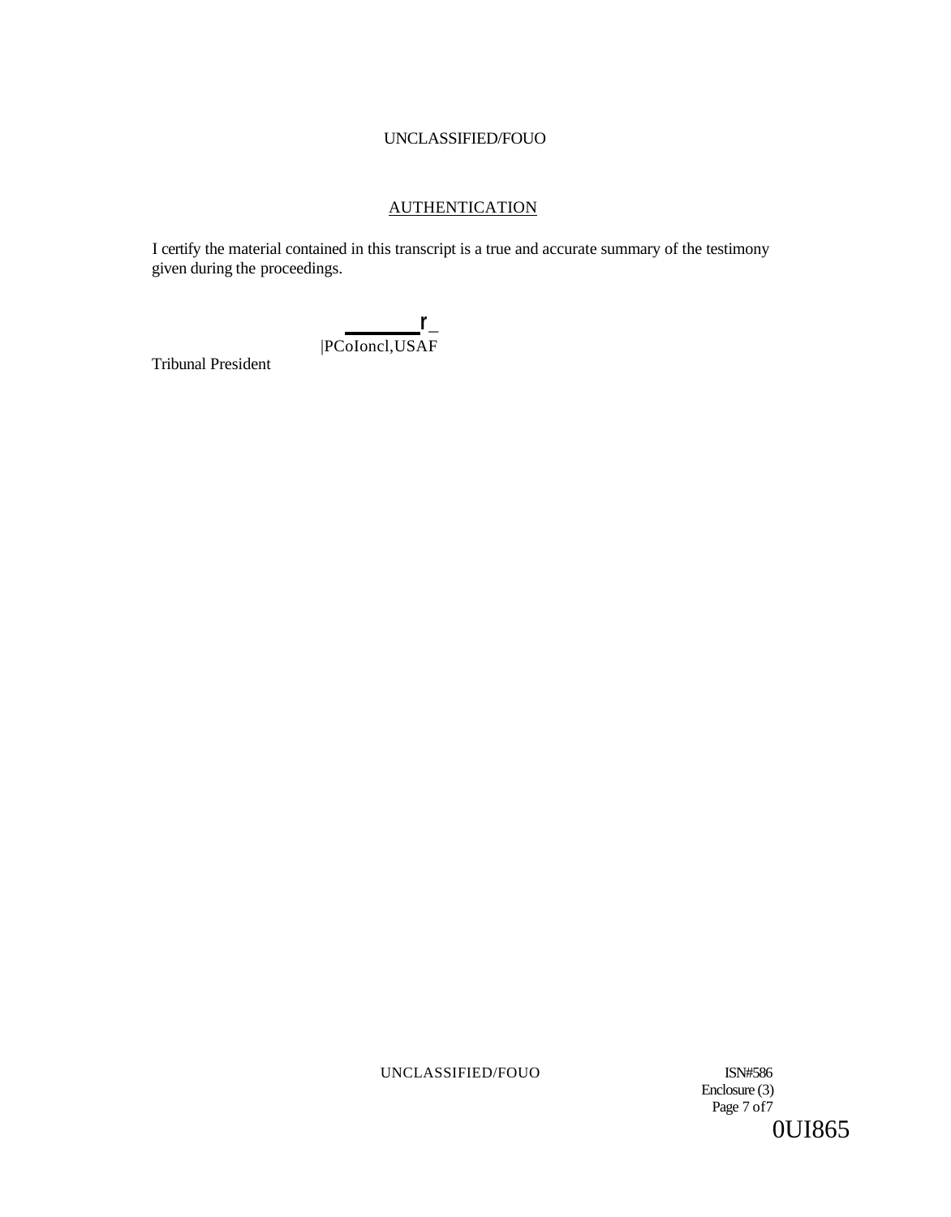## AUTHENTICATION

I certify the material contained in this transcript is a true and accurate summary of the testimony given during the proceedings.

|PCoIoncl,USAF

Tribunal President

ISN#586

Enclosure (3)

0UI865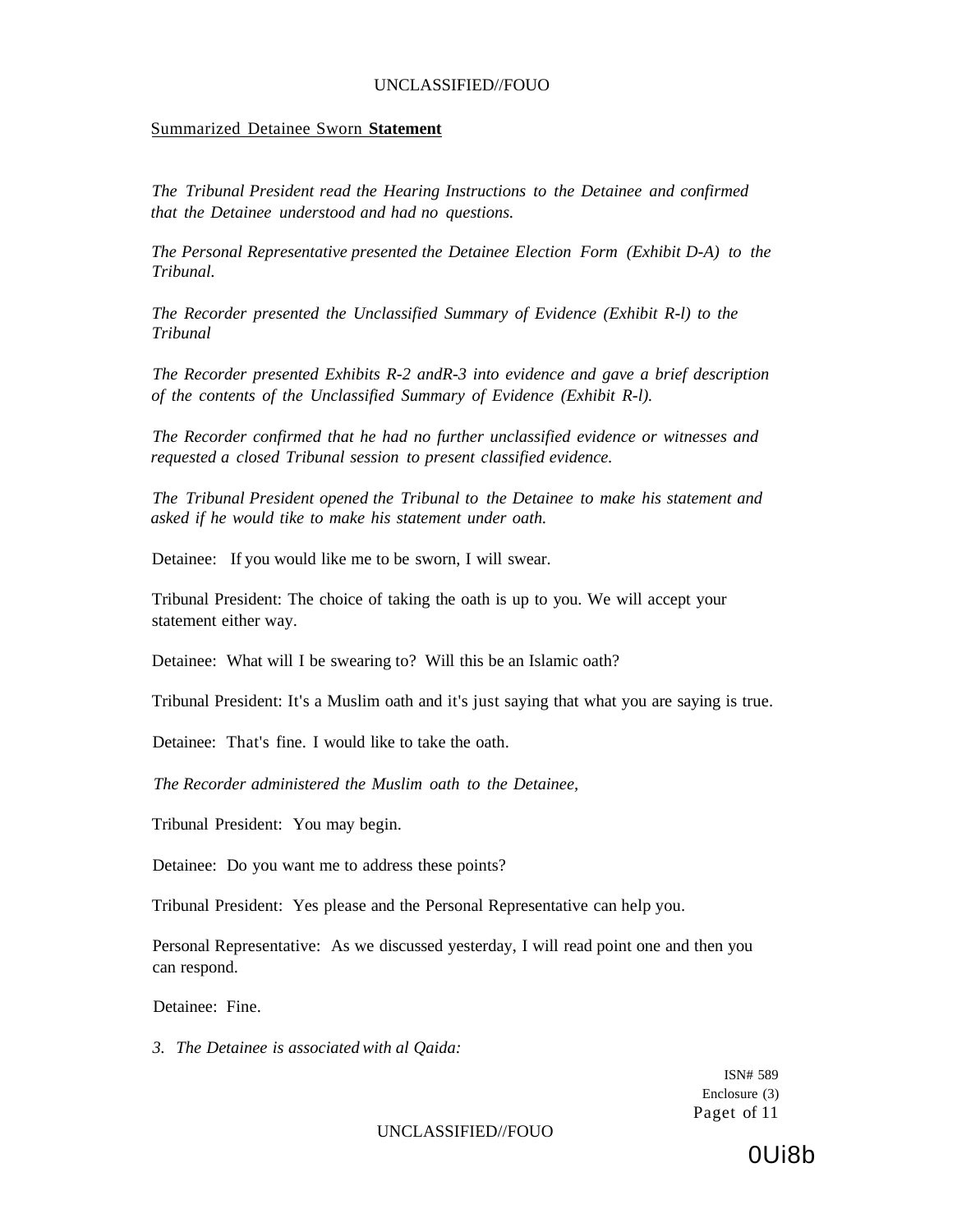Summarized Detainee Sworn **Statement**

*The Tribunal President read the Hearing Instructions to the Detainee and confirmed that the Detainee understood and had no questions.*

*The Personal Representative presented the Detainee Election Form (Exhibit D-A) to the Tribunal.*

*The Recorder presented the Unclassified Summary of Evidence (Exhibit R-l) to the Tribunal*

*The Recorder presented Exhibits R-2 andR-3 into evidence and gave a brief description of the contents of the Unclassified Summary of Evidence (Exhibit R-l).*

*The Recorder confirmed that he had no further unclassified evidence or witnesses and requested a closed Tribunal session to present classified evidence.*

*The Tribunal President opened the Tribunal to the Detainee to make his statement and asked if he would tike to make his statement under oath.*

Detainee: If you would like me to be sworn, I will swear.

Tribunal President: The choice of taking the oath is up to you. We will accept your statement either way.

Detainee: What will I be swearing to? Will this be an Islamic oath?

Tribunal President: It's a Muslim oath and it's just saying that what you are saying is true.

Detainee: That's fine. I would like to take the oath.

*The Recorder administered the Muslim oath to the Detainee,*

Tribunal President: You may begin.

Detainee: Do you want me to address these points?

Tribunal President: Yes please and the Personal Representative can help you.

Personal Representative: As we discussed yesterday, I will read point one and then you can respond.

Detainee: Fine.

*3. The Detainee is associated with al Qaida:*

ISN# 589
Enclosure (3)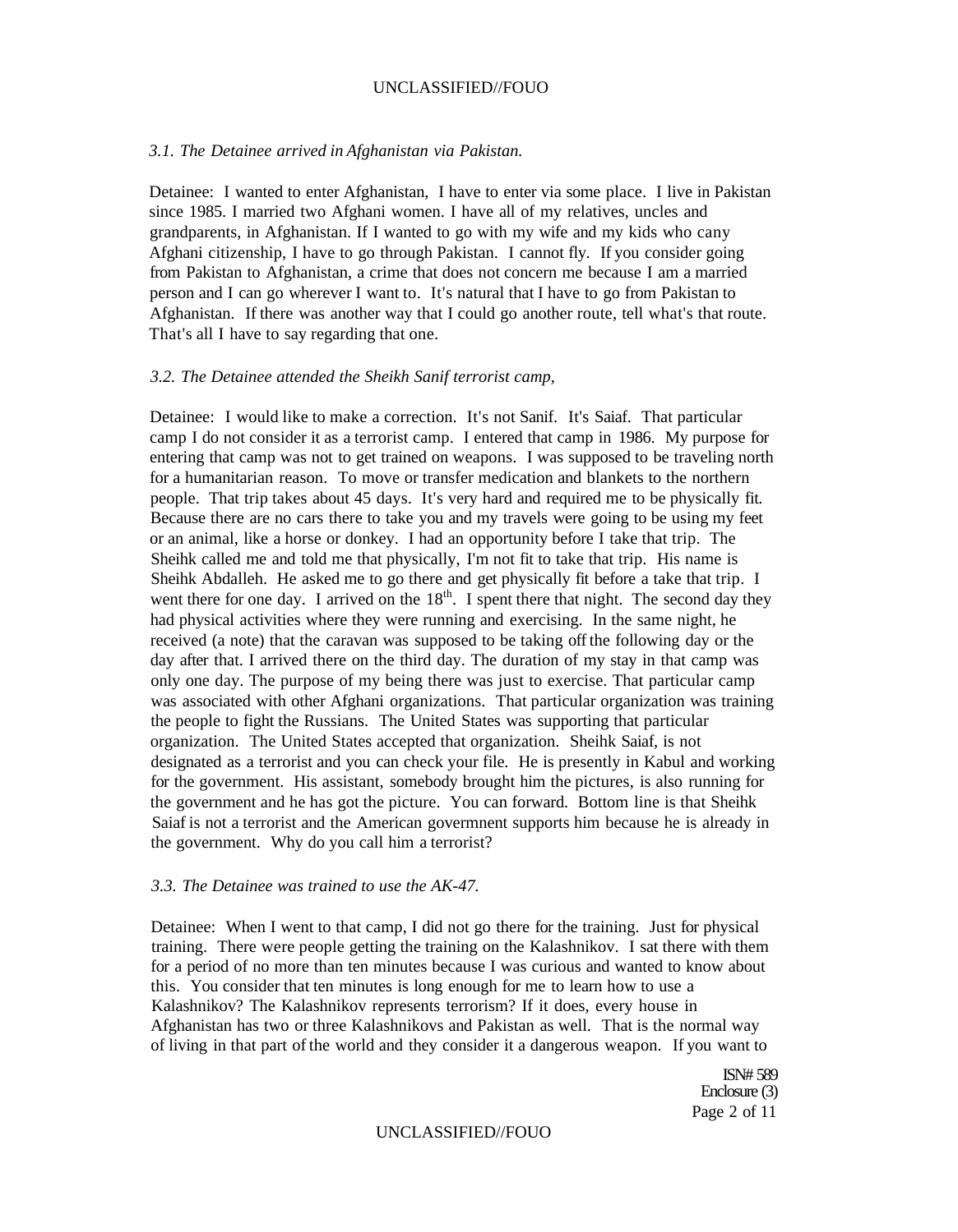*3.1. The Detainee arrived in Afghanistan via Pakistan.*

Detainee: I wanted to enter Afghanistan, I have to enter via some place. I live in Pakistan since 1985. I married two Afghani women. I have all of my relatives, uncles and grandparents, in Afghanistan. If I wanted to go with my wife and my kids who cany Afghani citizenship, I have to go through Pakistan. I cannot fly. If you consider going from Pakistan to Afghanistan, a crime that does not concern me because I am a married person and I can go wherever I want to. It's natural that I have to go from Pakistan to Afghanistan. If there was another way that I could go another route, tell what's that route. That's all I have to say regarding that one.

*3.2. The Detainee attended the Sheikh Sanif terrorist camp,*

Detainee: I would like to make a correction. It's not Sanif. It's Saiaf. That particular camp I do not consider it as a terrorist camp. I entered that camp in 1986. My purpose for entering that camp was not to get trained on weapons. I was supposed to be traveling north for a humanitarian reason. To move or transfer medication and blankets to the northern people. That trip takes about 45 days. It's very hard and required me to be physically fit. Because there are no cars there to take you and my travels were going to be using my feet or an animal, like a horse or donkey. I had an opportunity before I take that trip. The Sheihk called me and told me that physically, I'm not fit to take that trip. His name is Sheihk Abdalleh. He asked me to go there and get physically fit before a take that trip. I went there for one day. I arrived on the 18th. I spent there that night. The second day they had physical activities where they were running and exercising. In the same night, he received (a note) that the caravan was supposed to be taking off the following day or the day after that. I arrived there on the third day. The duration of my stay in that camp was only one day. The purpose of my being there was just to exercise. That particular camp was associated with other Afghani organizations. That particular organization was training the people to fight the Russians. The United States was supporting that particular organization. The United States accepted that organization. Sheihk Saiaf, is not designated as a terrorist and you can check your file. He is presently in Kabul and working for the government. His assistant, somebody brought him the pictures, is also running for the government and he has got the picture. You can forward. Bottom line is that Sheihk Saiaf is not a terrorist and the American govermnent supports him because he is already in the government. Why do you call him a terrorist?

*3.3. The Detainee was trained to use the AK-47.*

Detainee: When I went to that camp, I did not go there for the training. Just for physical training. There were people getting the training on the Kalashnikov. I sat there with them for a period of no more than ten minutes because I was curious and wanted to know about this. You consider that ten minutes is long enough for me to learn how to use a Kalashnikov? The Kalashnikov represents terrorism? If it does, every house in Afghanistan has two or three Kalashnikovs and Pakistan as well. That is the normal way of living in that part of the world and they consider it a dangerous weapon. If you want to

ISN# 589
Enclosure (3)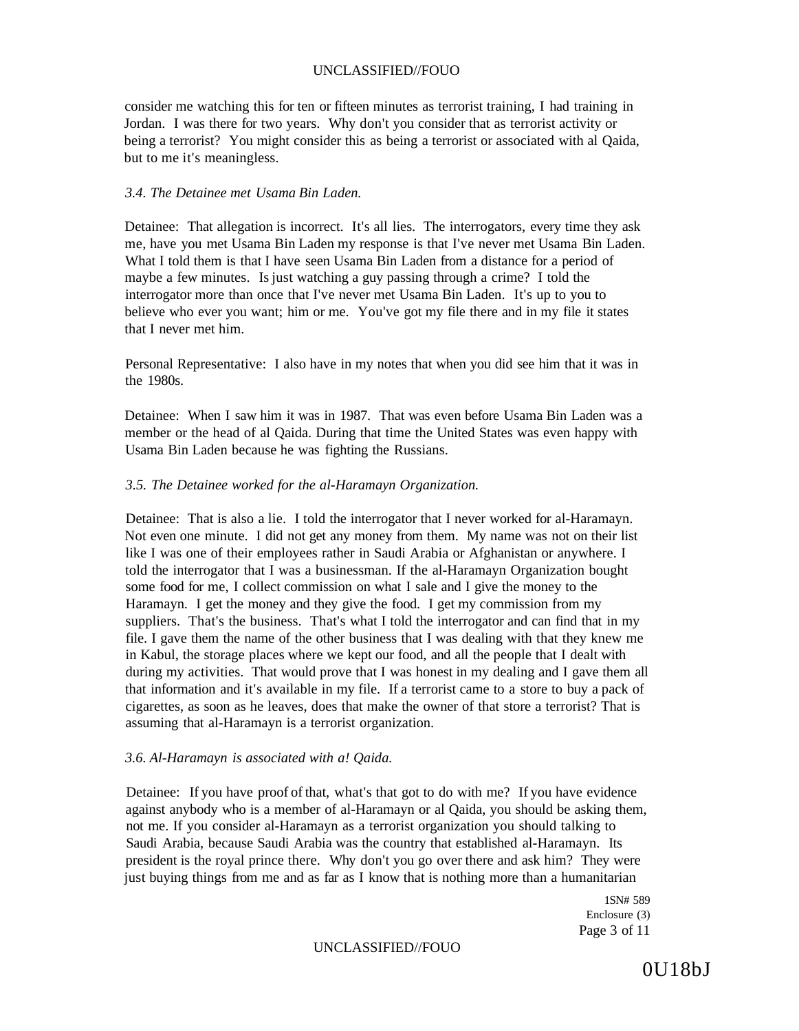consider me watching this for ten or fifteen minutes as terrorist training, I had training in Jordan. I was there for two years. Why don't you consider that as terrorist activity or being a terrorist? You might consider this as being a terrorist or associated with al Qaida, but to me it's meaningless.

*3.4. The Detainee met Usama Bin Laden.*

Detainee: That allegation is incorrect. It's all lies. The interrogators, every time they ask me, have you met Usama Bin Laden my response is that I've never met Usama Bin Laden. What I told them is that I have seen Usama Bin Laden from a distance for a period of maybe a few minutes. Is just watching a guy passing through a crime? I told the interrogator more than once that I've never met Usama Bin Laden. It's up to you to believe who ever you want; him or me. You've got my file there and in my file it states that I never met him.

Personal Representative: I also have in my notes that when you did see him that it was in the 1980s.

Detainee: When I saw him it was in 1987. That was even before Usama Bin Laden was a member or the head of al Qaida. During that time the United States was even happy with Usama Bin Laden because he was fighting the Russians.

*3.5. The Detainee worked for the al-Haramayn Organization.*

Detainee: That is also a lie. I told the interrogator that I never worked for al-Haramayn. Not even one minute. I did not get any money from them. My name was not on their list like I was one of their employees rather in Saudi Arabia or Afghanistan or anywhere. I told the interrogator that I was a businessman. If the al-Haramayn Organization bought some food for me, I collect commission on what I sale and I give the money to the Haramayn. I get the money and they give the food. I get my commission from my suppliers. That's the business. That's what I told the interrogator and can find that in my file. I gave them the name of the other business that I was dealing with that they knew me in Kabul, the storage places where we kept our food, and all the people that I dealt with during my activities. That would prove that I was honest in my dealing and I gave them all that information and it's available in my file. If a terrorist came to a store to buy a pack of cigarettes, as soon as he leaves, does that make the owner of that store a terrorist? That is assuming that al-Haramayn is a terrorist organization.

*3.6. Al-Haramayn is associated with a! Qaida.*

Detainee: If you have proof of that, what's that got to do with me? If you have evidence against anybody who is a member of al-Haramayn or al Qaida, you should be asking them, not me. If you consider al-Haramayn as a terrorist organization you should talking to Saudi Arabia, because Saudi Arabia was the country that established al-Haramayn. Its president is the royal prince there. Why don't you go over there and ask him? They were just buying things from me and as far as I know that is nothing more than a humanitarian

1SN# 589
Enclosure (3)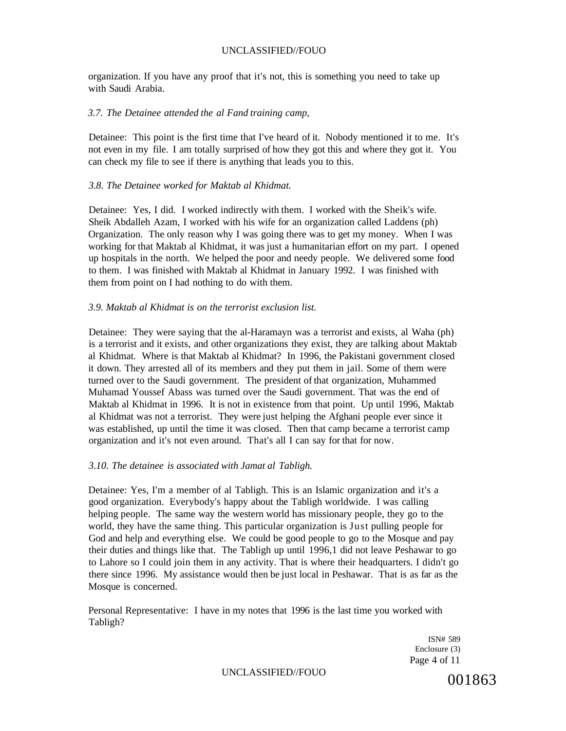organization. If you have any proof that it's not, this is something you need to take up with Saudi Arabia.

*3.7. The Detainee attended the al Fand training camp,*

Detainee: This point is the first time that I've heard of it. Nobody mentioned it to me. It's not even in my file. I am totally surprised of how they got this and where they got it. You can check my file to see if there is anything that leads you to this.

*3.8. The Detainee worked for Maktab al Khidmat.*

Detainee: Yes, I did. I worked indirectly with them. I worked with the Sheik's wife. Sheik Abdalleh Azam, I worked with his wife for an organization called Laddens (ph) Organization. The only reason why I was going there was to get my money. When I was working for that Maktab al Khidmat, it was just a humanitarian effort on my part. I opened up hospitals in the north. We helped the poor and needy people. We delivered some food to them. I was finished with Maktab al Khidmat in January 1992. I was finished with them from point on I had nothing to do with them.

*3.9. Maktab al Khidmat is on the terrorist exclusion list.*

Detainee: They were saying that the al-Haramayn was a terrorist and exists, al Waha (ph) is a terrorist and it exists, and other organizations they exist, they are talking about Maktab al Khidmat. Where is that Maktab al Khidmat? In 1996, the Pakistani government closed it down. They arrested all of its members and they put them in jail. Some of them were turned over to the Saudi government. The president of that organization, Muhammed Muhamad Youssef Abass was turned over the Saudi government. That was the end of Maktab al Khidmat in 1996. It is not in existence from that point. Up until 1996, Maktab al Khidmat was not a terrorist. They were just helping the Afghani people ever since it was established, up until the time it was closed. Then that camp became a terrorist camp organization and it's not even around. That's all I can say for that for now.

*3.10. The detainee is associated with Jamat al Tabligh.*

Detainee: Yes, I'm a member of al Tabligh. This is an Islamic organization and it's a good organization. Everybody's happy about the Tabligh worldwide. I was calling helping people. The same way the western world has missionary people, they go to the world, they have the same thing. This particular organization is Just pulling people for God and help and everything else. We could be good people to go to the Mosque and pay their duties and things like that. The Tabligh up until 1996,1 did not leave Peshawar to go to Lahore so I could join them in any activity. That is where their headquarters. I didn't go there since 1996. My assistance would then be just local in Peshawar. That is as far as the Mosque is concerned.

Personal Representative: I have in my notes that 1996 is the last time you worked with Tabligh?

ISN# 589
Enclosure (3)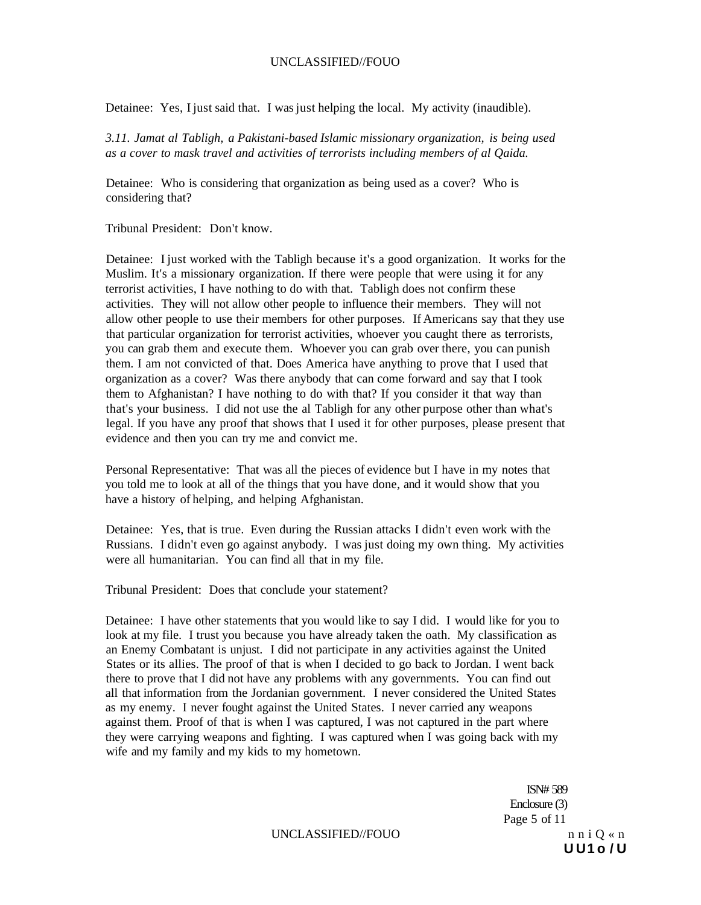Detainee: Yes, I just said that. I was just helping the local. My activity (inaudible).

*3.11. Jamat al Tabligh, a Pakistani-based Islamic missionary organization, is being used as a cover to mask travel and activities of terrorists including members of al Qaida.*

Detainee: Who is considering that organization as being used as a cover? Who is considering that?

Tribunal President: Don't know.

Detainee: I just worked with the Tabligh because it's a good organization. It works for the Muslim. It's a missionary organization. If there were people that were using it for any terrorist activities, I have nothing to do with that. Tabligh does not confirm these activities. They will not allow other people to influence their members. They will not allow other people to use their members for other purposes. If Americans say that they use that particular organization for terrorist activities, whoever you caught there as terrorists, you can grab them and execute them. Whoever you can grab over there, you can punish them. I am not convicted of that. Does America have anything to prove that I used that organization as a cover? Was there anybody that can come forward and say that I took them to Afghanistan? I have nothing to do with that? If you consider it that way than that's your business. I did not use the al Tabligh for any other purpose other than what's legal. If you have any proof that shows that I used it for other purposes, please present that evidence and then you can try me and convict me.

Personal Representative: That was all the pieces of evidence but I have in my notes that you told me to look at all of the things that you have done, and it would show that you have a history of helping, and helping Afghanistan.

Detainee: Yes, that is true. Even during the Russian attacks I didn't even work with the Russians. I didn't even go against anybody. I was just doing my own thing. My activities were all humanitarian. You can find all that in my file.

Tribunal President: Does that conclude your statement?

Detainee: I have other statements that you would like to say I did. I would like for you to look at my file. I trust you because you have already taken the oath. My classification as an Enemy Combatant is unjust. I did not participate in any activities against the United States or its allies. The proof of that is when I decided to go back to Jordan. I went back there to prove that I did not have any problems with any governments. You can find out all that information from the Jordanian government. I never considered the United States as my enemy. I never fought against the United States. I never carried any weapons against them. Proof of that is when I was captured, I was not captured in the part where they were carrying weapons and fighting. I was captured when I was going back with my wife and my family and my kids to my hometown.

ISN# 589
Enclosure (3)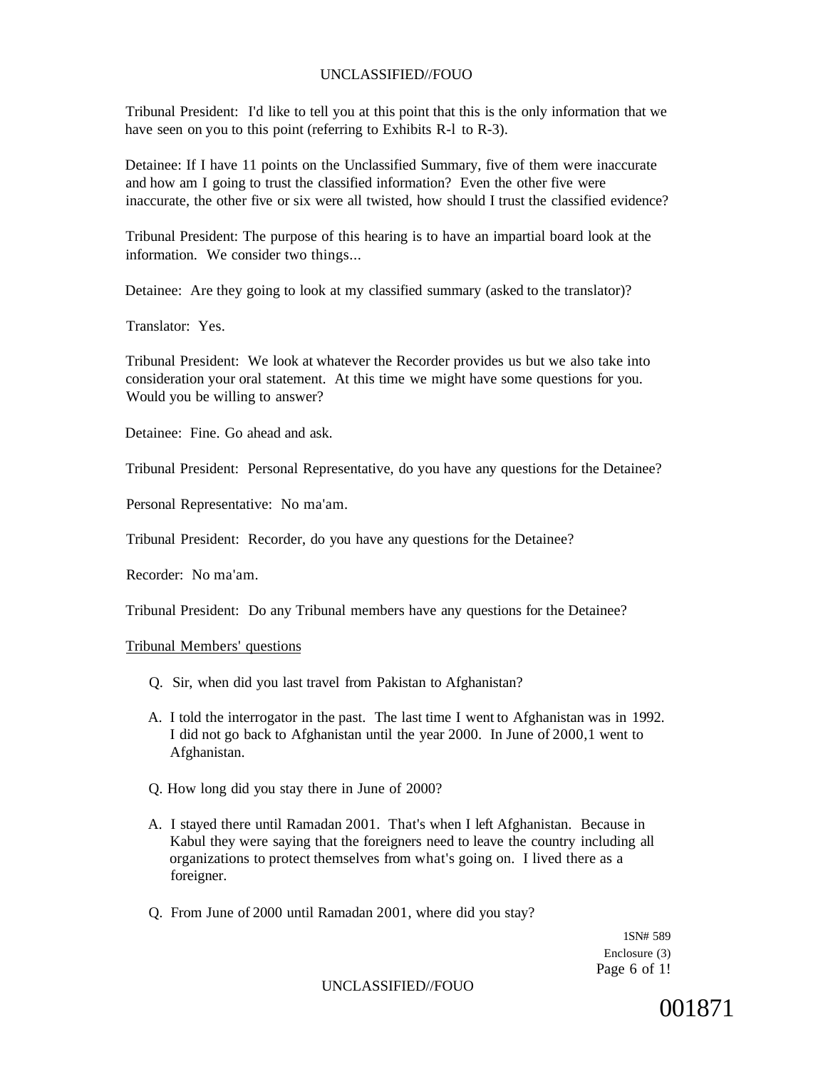Tribunal President: I'd like to tell you at this point that this is the only information that we have seen on you to this point (referring to Exhibits R-l to R-3).

Detainee: If I have 11 points on the Unclassified Summary, five of them were inaccurate and how am I going to trust the classified information? Even the other five were inaccurate, the other five or six were all twisted, how should I trust the classified evidence?

Tribunal President: The purpose of this hearing is to have an impartial board look at the information. We consider two things...

Detainee: Are they going to look at my classified summary (asked to the translator)?

Translator: Yes.

Tribunal President: We look at whatever the Recorder provides us but we also take into consideration your oral statement. At this time we might have some questions for you. Would you be willing to answer?

Detainee: Fine. Go ahead and ask.

Tribunal President: Personal Representative, do you have any questions for the Detainee?

Personal Representative: No ma'am.

Tribunal President: Recorder, do you have any questions for the Detainee?

Recorder: No ma'am.

Tribunal President: Do any Tribunal members have any questions for the Detainee?

Tribunal Members' questions

Q. Sir, when did you last travel from Pakistan to Afghanistan?

A. I told the interrogator in the past. The last time I went to Afghanistan was in 1992. I did not go back to Afghanistan until the year 2000. In June of 2000,1 went to Afghanistan.

Q. How long did you stay there in June of 2000?

A. I stayed there until Ramadan 2001. That's when I left Afghanistan. Because in Kabul they were saying that the foreigners need to leave the country including all organizations to protect themselves from what's going on. I lived there as a foreigner.

Q. From June of 2000 until Ramadan 2001, where did you stay?

1SN# 589
Enclosure (3)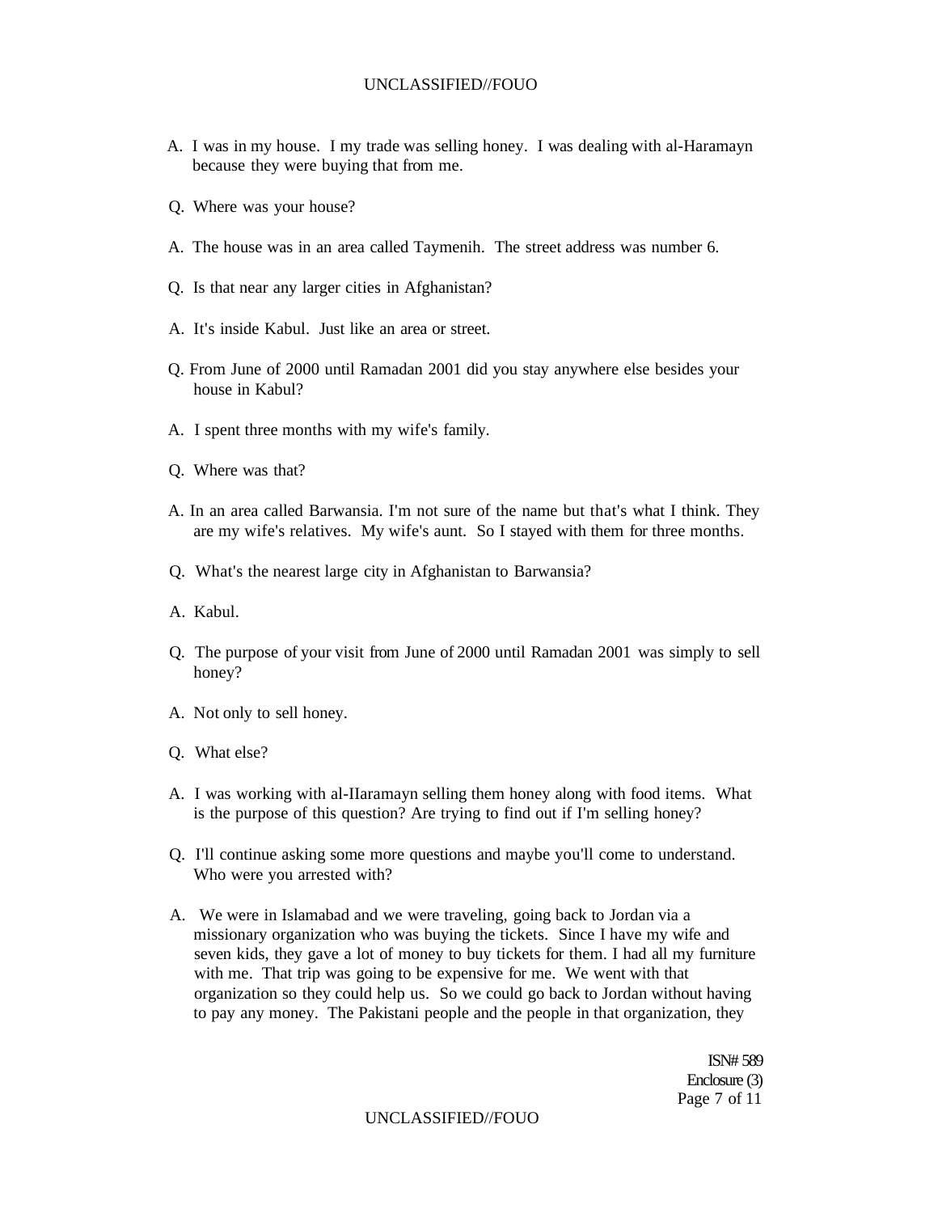A. I was in my house. I my trade was selling honey. I was dealing with al-Haramayn because they were buying that from me.

Q. Where was your house?

A. The house was in an area called Taymenih. The street address was number 6.

Q. Is that near any larger cities in Afghanistan?

A. It's inside Kabul. Just like an area or street.

Q. From June of 2000 until Ramadan 2001 did you stay anywhere else besides your house in Kabul?

A. I spent three months with my wife's family.

Q. Where was that?

A. In an area called Barwansia. I'm not sure of the name but that's what I think. They are my wife's relatives. My wife's aunt. So I stayed with them for three months.

Q. What's the nearest large city in Afghanistan to Barwansia?

A. Kabul.

Q. The purpose of your visit from June of 2000 until Ramadan 2001 was simply to sell honey?

A. Not only to sell honey.

Q. What else?

A. I was working with al-IIaramayn selling them honey along with food items. What is the purpose of this question? Are trying to find out if I'm selling honey?

Q. I'll continue asking some more questions and maybe you'll come to understand. Who were you arrested with?

A. We were in Islamabad and we were traveling, going back to Jordan via a missionary organization who was buying the tickets. Since I have my wife and seven kids, they gave a lot of money to buy tickets for them. I had all my furniture with me. That trip was going to be expensive for me. We went with that organization so they could help us. So we could go back to Jordan without having to pay any money. The Pakistani people and the people in that organization, they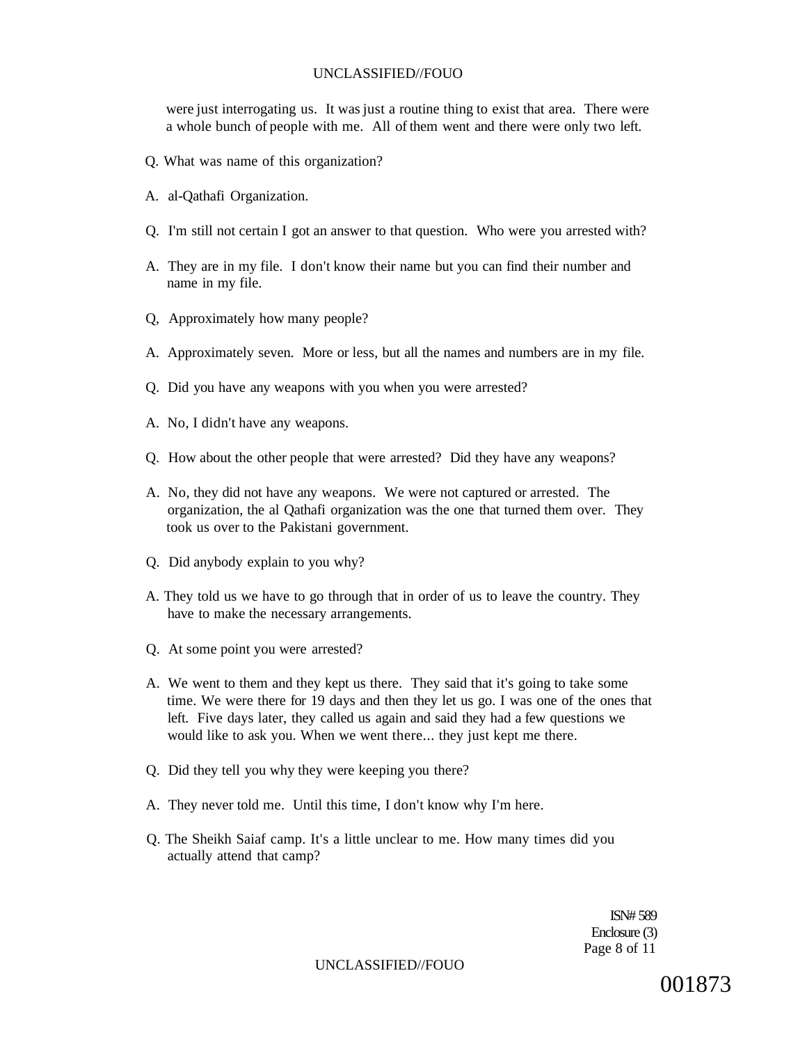were just interrogating us. It was just a routine thing to exist that area. There were a whole bunch of people with me. All of them went and there were only two left.

Q. What was name of this organization?

A. al-Qathafi Organization.

Q. I'm still not certain I got an answer to that question. Who were you arrested with?

A. They are in my file. I don't know their name but you can find their number and name in my file.

Q, Approximately how many people?

A. Approximately seven. More or less, but all the names and numbers are in my file.

Q. Did you have any weapons with you when you were arrested?

A. No, I didn't have any weapons.

Q. How about the other people that were arrested? Did they have any weapons?

A. No, they did not have any weapons. We were not captured or arrested. The organization, the al Qathafi organization was the one that turned them over. They took us over to the Pakistani government.

Q. Did anybody explain to you why?

A. They told us we have to go through that in order of us to leave the country. They have to make the necessary arrangements.

Q. At some point you were arrested?

A. We went to them and they kept us there. They said that it's going to take some time. We were there for 19 days and then they let us go. I was one of the ones that left. Five days later, they called us again and said they had a few questions we would like to ask you. When we went there... they just kept me there.

Q. Did they tell you why they were keeping you there?

A. They never told me. Until this time, I don't know why I'm here.

Q. The Sheikh Saiaf camp. It's a little unclear to me. How many times did you actually attend that camp?

ISN# 589
Enclosure (3)

001873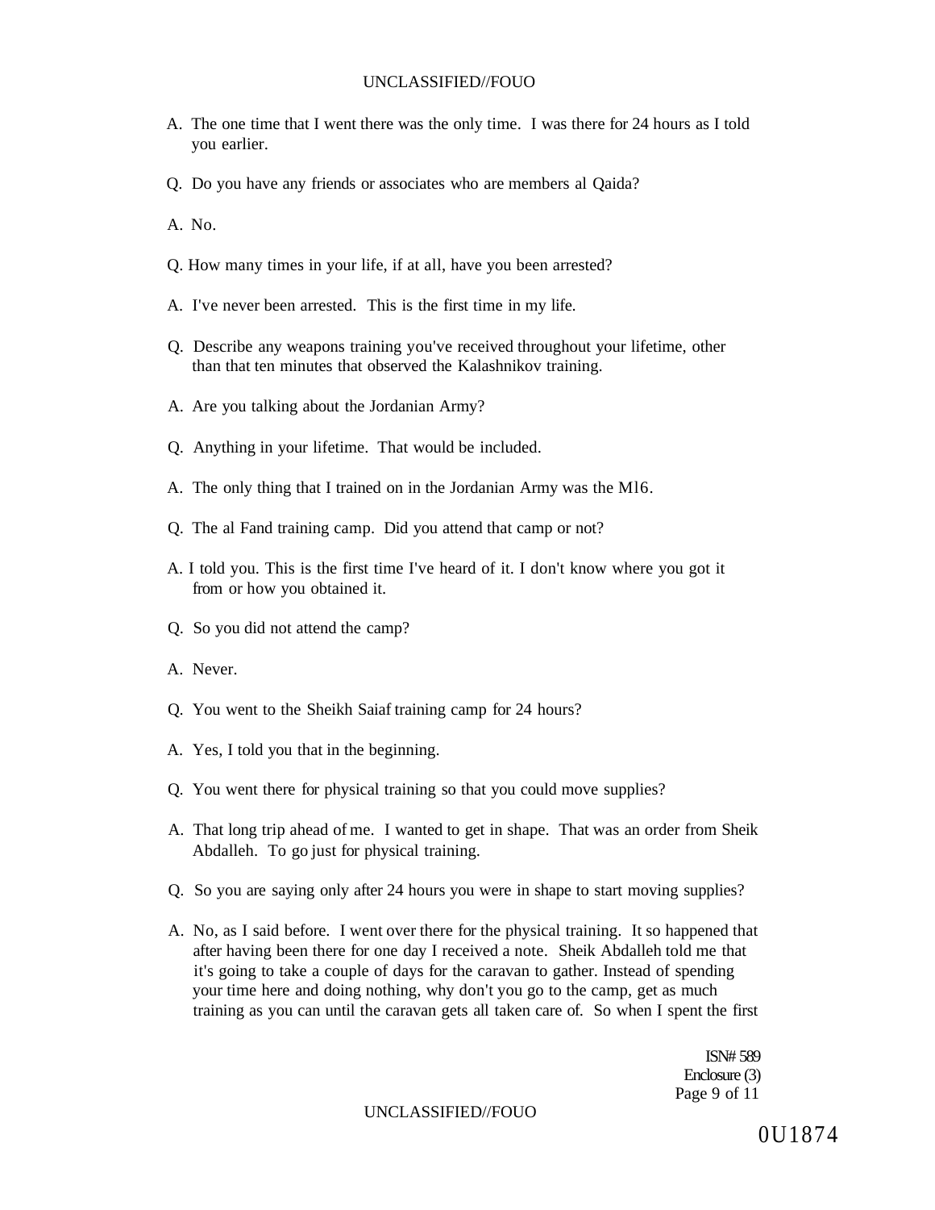A. The one time that I went there was the only time. I was there for 24 hours as I told you earlier.

Q. Do you have any friends or associates who are members al Qaida?

A. No.

Q. How many times in your life, if at all, have you been arrested?

A. I've never been arrested. This is the first time in my life.

Q. Describe any weapons training you've received throughout your lifetime, other than that ten minutes that observed the Kalashnikov training.

A. Are you talking about the Jordanian Army?

Q. Anything in your lifetime. That would be included.

A. The only thing that I trained on in the Jordanian Army was the Ml6.

Q. The al Fand training camp. Did you attend that camp or not?

A. I told you. This is the first time I've heard of it. I don't know where you got it from or how you obtained it.

Q. So you did not attend the camp?

A. Never.

Q. You went to the Sheikh Saiaf training camp for 24 hours?

A. Yes, I told you that in the beginning.

Q. You went there for physical training so that you could move supplies?

A. That long trip ahead of me. I wanted to get in shape. That was an order from Sheik Abdalleh. To go just for physical training.

Q. So you are saying only after 24 hours you were in shape to start moving supplies?

A. No, as I said before. I went over there for the physical training. It so happened that after having been there for one day I received a note. Sheik Abdalleh told me that it's going to take a couple of days for the caravan to gather. Instead of spending your time here and doing nothing, why don't you go to the camp, get as much training as you can until the caravan gets all taken care of. So when I spent the first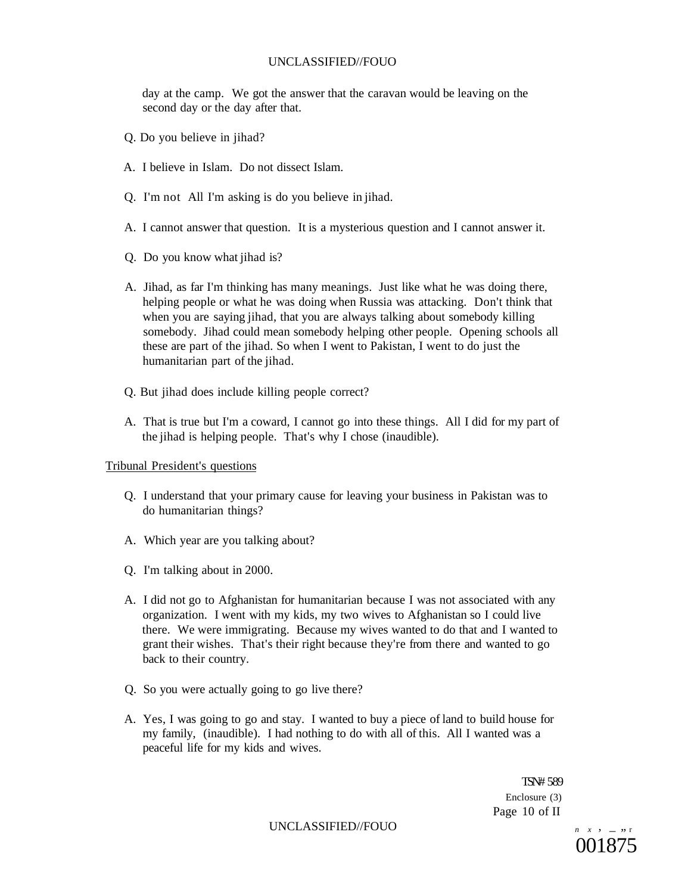day at the camp. We got the answer that the caravan would be leaving on the second day or the day after that.

Q. Do you believe in jihad?

A. I believe in Islam. Do not dissect Islam.

Q. I'm not All I'm asking is do you believe in jihad.

A. I cannot answer that question. It is a mysterious question and I cannot answer it.

Q. Do you know what jihad is?

A. Jihad, as far I'm thinking has many meanings. Just like what he was doing there, helping people or what he was doing when Russia was attacking. Don't think that when you are saying jihad, that you are always talking about somebody killing somebody. Jihad could mean somebody helping other people. Opening schools all these are part of the jihad. So when I went to Pakistan, I went to do just the humanitarian part of the jihad.

Q. But jihad does include killing people correct?

A. That is true but I'm a coward, I cannot go into these things. All I did for my part of the jihad is helping people. That's why I chose (inaudible).

Tribunal President's questions

Q. I understand that your primary cause for leaving your business in Pakistan was to do humanitarian things?

A. Which year are you talking about?

Q. I'm talking about in 2000.

A. I did not go to Afghanistan for humanitarian because I was not associated with any organization. I went with my kids, my two wives to Afghanistan so I could live there. We were immigrating. Because my wives wanted to do that and I wanted to grant their wishes. That's their right because they're from there and wanted to go back to their country.

Q. So you were actually going to go live there?

A. Yes, I was going to go and stay. I wanted to buy a piece of land to build house for my family, (inaudible). I had nothing to do with all of this. All I wanted was a peaceful life for my kids and wives.

TSN# 589
Enclosure (3)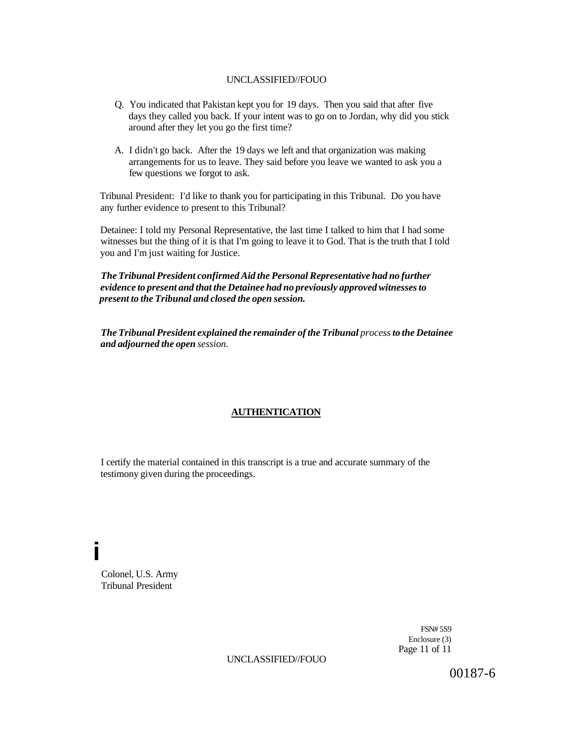Q. You indicated that Pakistan kept you for 19 days. Then you said that after five days they called you back. If your intent was to go on to Jordan, why did you stick around after they let you go the first time?

A. I didn't go back. After the 19 days we left and that organization was making arrangements for us to leave. They said before you leave we wanted to ask you a few questions we forgot to ask.

Tribunal President: I'd like to thank you for participating in this Tribunal. Do you have any further evidence to present to this Tribunal?

Detainee: I told my Personal Representative, the last time I talked to him that I had some witnesses but the thing of it is that I'm going to leave it to God. That is the truth that I told you and I'm just waiting for Justice.

***The Tribunal President confirmed Aid the Personal Representative had no further evidence to present and that the Detainee had no previously approved witnesses to present to the Tribunal and closed the open session.***

***The Tribunal President explained the remainder of the Tribunal** process **to the Detainee and adjourned the open** session.*

**AUTHENTICATION**

I certify the material contained in this transcript is a true and accurate summary of the testimony given during the proceedings.

i

Colonel, U.S. Army
Tribunal President

FSN# 5S9
Enclosure (3)

00187-6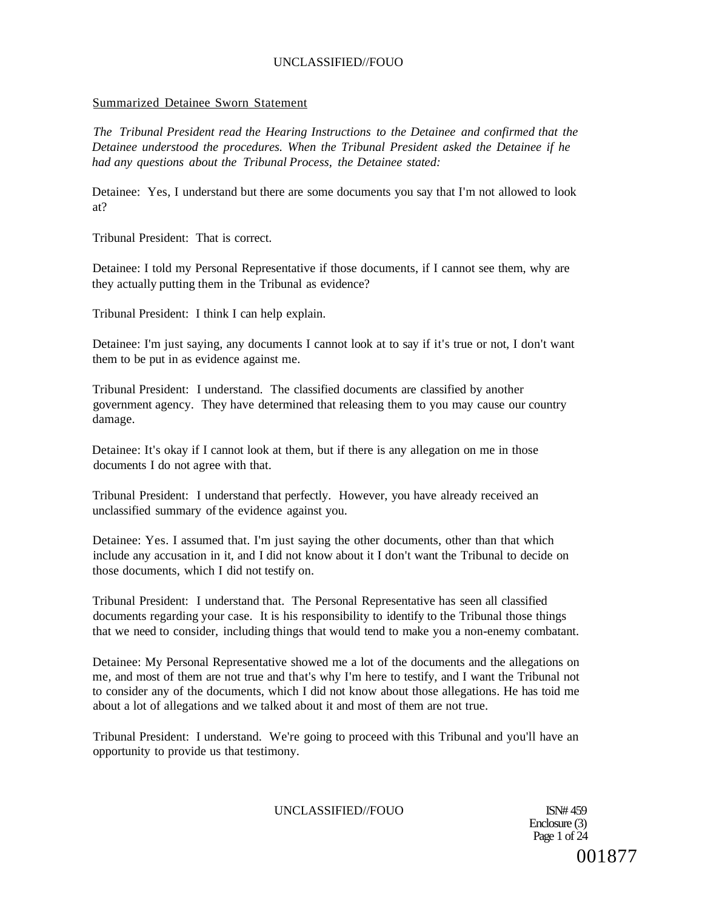Summarized Detainee Sworn Statement

*The Tribunal President read the Hearing Instructions to the Detainee and confirmed that the Detainee understood the procedures. When the Tribunal President asked the Detainee if he had any questions about the Tribunal Process, the Detainee stated:*

Detainee: Yes, I understand but there are some documents you say that I'm not allowed to look at?

Tribunal President: That is correct.

Detainee: I told my Personal Representative if those documents, if I cannot see them, why are they actually putting them in the Tribunal as evidence?

Tribunal President: I think I can help explain.

Detainee: I'm just saying, any documents I cannot look at to say if it's true or not, I don't want them to be put in as evidence against me.

Tribunal President: I understand. The classified documents are classified by another government agency. They have determined that releasing them to you may cause our country damage.

Detainee: It's okay if I cannot look at them, but if there is any allegation on me in those documents I do not agree with that.

Tribunal President: I understand that perfectly. However, you have already received an unclassified summary of the evidence against you.

Detainee: Yes. I assumed that. I'm just saying the other documents, other than that which include any accusation in it, and I did not know about it I don't want the Tribunal to decide on those documents, which I did not testify on.

Tribunal President: I understand that. The Personal Representative has seen all classified documents regarding your case. It is his responsibility to identify to the Tribunal those things that we need to consider, including things that would tend to make you a non-enemy combatant.

Detainee: My Personal Representative showed me a lot of the documents and the allegations on me, and most of them are not true and that's why I'm here to testify, and I want the Tribunal not to consider any of the documents, which I did not know about those allegations. He has toid me about a lot of allegations and we talked about it and most of them are not true.

Tribunal President: I understand. We're going to proceed with this Tribunal and you'll have an opportunity to provide us that testimony.

ISN# 459
Enclosure (3)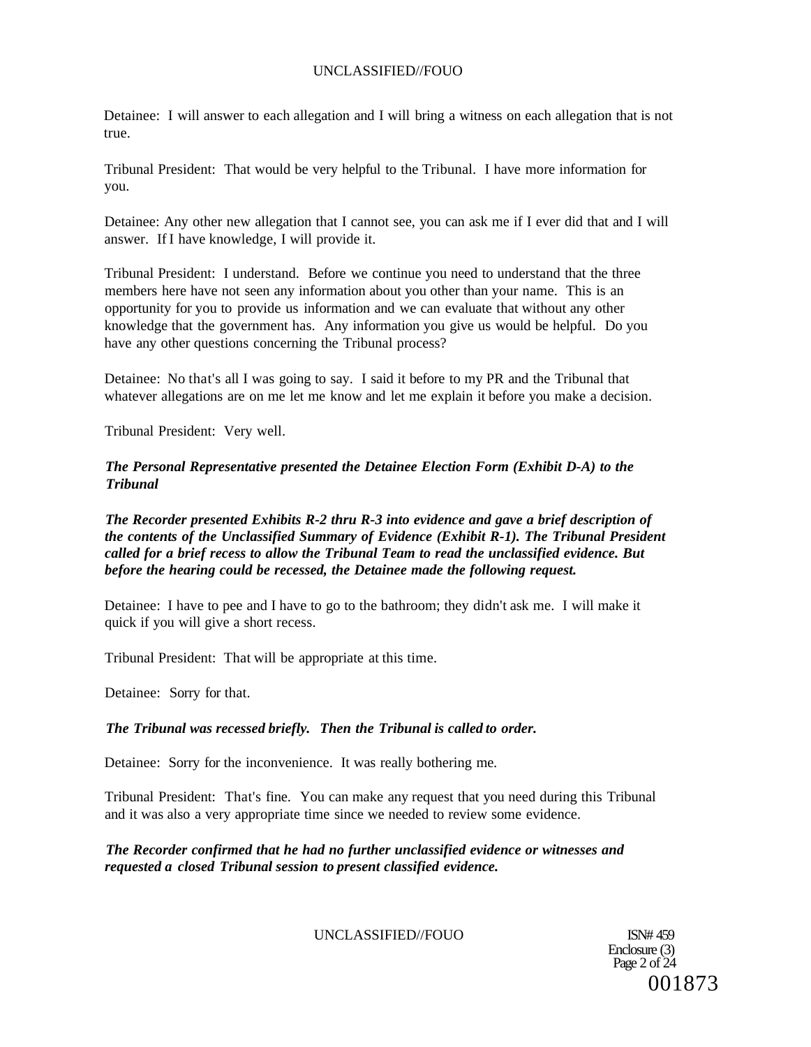Detainee: I will answer to each allegation and I will bring a witness on each allegation that is not true.

Tribunal President: That would be very helpful to the Tribunal. I have more information for you.

Detainee: Any other new allegation that I cannot see, you can ask me if I ever did that and I will answer. If I have knowledge, I will provide it.

Tribunal President: I understand. Before we continue you need to understand that the three members here have not seen any information about you other than your name. This is an opportunity for you to provide us information and we can evaluate that without any other knowledge that the government has. Any information you give us would be helpful. Do you have any other questions concerning the Tribunal process?

Detainee: No that's all I was going to say. I said it before to my PR and the Tribunal that whatever allegations are on me let me know and let me explain it before you make a decision.

Tribunal President: Very well.

***The Personal Representative presented the Detainee Election Form (Exhibit D-A) to the Tribunal***

***The Recorder presented Exhibits R-2 thru R-3 into evidence and gave a brief description of the contents of the Unclassified Summary of Evidence (Exhibit R-1). The Tribunal President called for a brief recess to allow the Tribunal Team to read the unclassified evidence. But before the hearing could be recessed, the Detainee made the following request.***

Detainee: I have to pee and I have to go to the bathroom; they didn't ask me. I will make it quick if you will give a short recess.

Tribunal President: That will be appropriate at this time.

Detainee: Sorry for that.

***The Tribunal was recessed briefly. Then the Tribunal is called to order.***

Detainee: Sorry for the inconvenience. It was really bothering me.

Tribunal President: That's fine. You can make any request that you need during this Tribunal and it was also a very appropriate time since we needed to review some evidence.

***The Recorder confirmed that he had no further unclassified evidence or witnesses and requested a closed Tribunal session to present classified evidence.***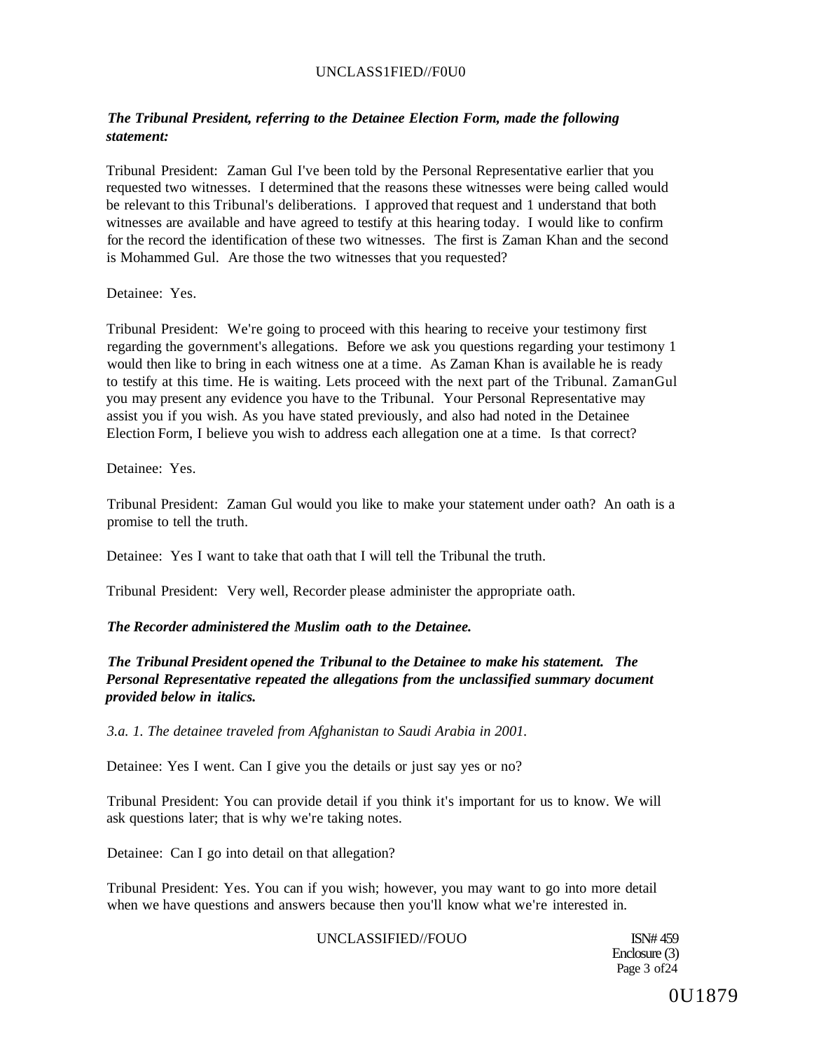***The Tribunal President, referring to the Detainee Election Form, made the following statement:***

Tribunal President: Zaman Gul I've been told by the Personal Representative earlier that you requested two witnesses. I determined that the reasons these witnesses were being called would be relevant to this Tribunal's deliberations. I approved that request and 1 understand that both witnesses are available and have agreed to testify at this hearing today. I would like to confirm for the record the identification of these two witnesses. The first is Zaman Khan and the second is Mohammed Gul. Are those the two witnesses that you requested?

Detainee: Yes.

Tribunal President: We're going to proceed with this hearing to receive your testimony first regarding the government's allegations. Before we ask you questions regarding your testimony 1 would then like to bring in each witness one at a time. As Zaman Khan is available he is ready to testify at this time. He is waiting. Lets proceed with the next part of the Tribunal. ZamanGul you may present any evidence you have to the Tribunal. Your Personal Representative may assist you if you wish. As you have stated previously, and also had noted in the Detainee Election Form, I believe you wish to address each allegation one at a time. Is that correct?

Detainee: Yes.

Tribunal President: Zaman Gul would you like to make your statement under oath? An oath is a promise to tell the truth.

Detainee: Yes I want to take that oath that I will tell the Tribunal the truth.

Tribunal President: Very well, Recorder please administer the appropriate oath.

***The Recorder administered the Muslim oath to the Detainee.***

***The Tribunal President opened the Tribunal to the Detainee to make his statement. The Personal Representative repeated the allegations from the unclassified summary document provided below in italics.***

*3.a. 1. The detainee traveled from Afghanistan to Saudi Arabia in 2001.*

Detainee: Yes I went. Can I give you the details or just say yes or no?

Tribunal President: You can provide detail if you think it's important for us to know. We will ask questions later; that is why we're taking notes.

Detainee: Can I go into detail on that allegation?

Tribunal President: Yes. You can if you wish; however, you may want to go into more detail when we have questions and answers because then you'll know what we're interested in.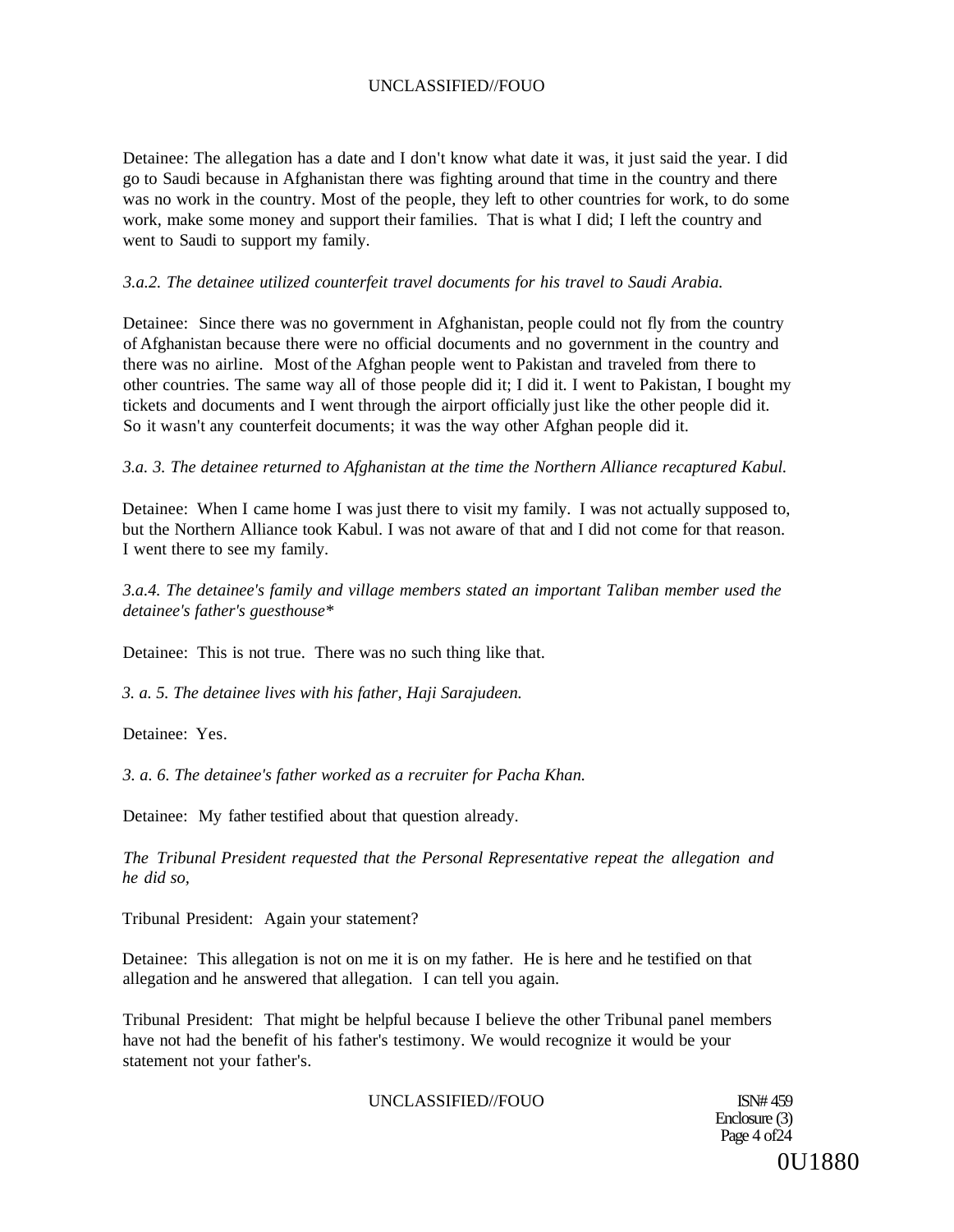Detainee: The allegation has a date and I don't know what date it was, it just said the year. I did go to Saudi because in Afghanistan there was fighting around that time in the country and there was no work in the country. Most of the people, they left to other countries for work, to do some work, make some money and support their families. That is what I did; I left the country and went to Saudi to support my family.

*3.a.2. The detainee utilized counterfeit travel documents for his travel to Saudi Arabia.*

Detainee: Since there was no government in Afghanistan, people could not fly from the country of Afghanistan because there were no official documents and no government in the country and there was no airline. Most of the Afghan people went to Pakistan and traveled from there to other countries. The same way all of those people did it; I did it. I went to Pakistan, I bought my tickets and documents and I went through the airport officially just like the other people did it. So it wasn't any counterfeit documents; it was the way other Afghan people did it.

*3.a. 3. The detainee returned to Afghanistan at the time the Northern Alliance recaptured Kabul.*

Detainee: When I came home I was just there to visit my family. I was not actually supposed to, but the Northern Alliance took Kabul. I was not aware of that and I did not come for that reason. I went there to see my family.

*3.a.4. The detainee's family and village members stated an important Taliban member used the detainee's father's guesthouse**

Detainee: This is not true. There was no such thing like that.

*3. a. 5. The detainee lives with his father, Haji Sarajudeen.*

Detainee: Yes.

*3. a. 6. The detainee's father worked as a recruiter for Pacha Khan.*

Detainee: My father testified about that question already.

*The Tribunal President requested that the Personal Representative repeat the allegation and he did so,*

Tribunal President: Again your statement?

Detainee: This allegation is not on me it is on my father. He is here and he testified on that allegation and he answered that allegation. I can tell you again.

Tribunal President: That might be helpful because I believe the other Tribunal panel members have not had the benefit of his father's testimony. We would recognize it would be your statement not your father's.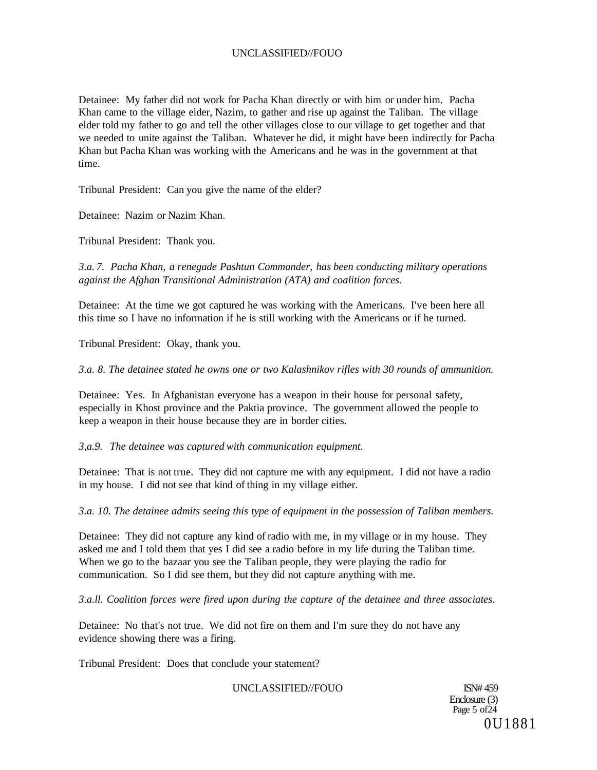Detainee: My father did not work for Pacha Khan directly or with him or under him. Pacha Khan came to the village elder, Nazim, to gather and rise up against the Taliban. The village elder told my father to go and tell the other villages close to our village to get together and that we needed to unite against the Taliban. Whatever he did, it might have been indirectly for Pacha Khan but Pacha Khan was working with the Americans and he was in the government at that time.

Tribunal President: Can you give the name of the elder?

Detainee: Nazim or Nazim Khan.

Tribunal President: Thank you.

*3.a. 7. Pacha Khan, a renegade Pashtun Commander, has been conducting military operations against the Afghan Transitional Administration (ATA) and coalition forces.*

Detainee: At the time we got captured he was working with the Americans. I've been here all this time so I have no information if he is still working with the Americans or if he turned.

Tribunal President: Okay, thank you.

*3.a. 8. The detainee stated he owns one or two Kalashnikov rifles with 30 rounds of ammunition.*

Detainee: Yes. In Afghanistan everyone has a weapon in their house for personal safety, especially in Khost province and the Paktia province. The government allowed the people to keep a weapon in their house because they are in border cities.

*3,a.9. The detainee was captured with communication equipment.*

Detainee: That is not true. They did not capture me with any equipment. I did not have a radio in my house. I did not see that kind of thing in my village either.

*3.a. 10. The detainee admits seeing this type of equipment in the possession of Taliban members.*

Detainee: They did not capture any kind of radio with me, in my village or in my house. They asked me and I told them that yes I did see a radio before in my life during the Taliban time. When we go to the bazaar you see the Taliban people, they were playing the radio for communication. So I did see them, but they did not capture anything with me.

*3.a.ll. Coalition forces were fired upon during the capture of the detainee and three associates.*

Detainee: No that's not true. We did not fire on them and I'm sure they do not have any evidence showing there was a firing.

Tribunal President: Does that conclude your statement?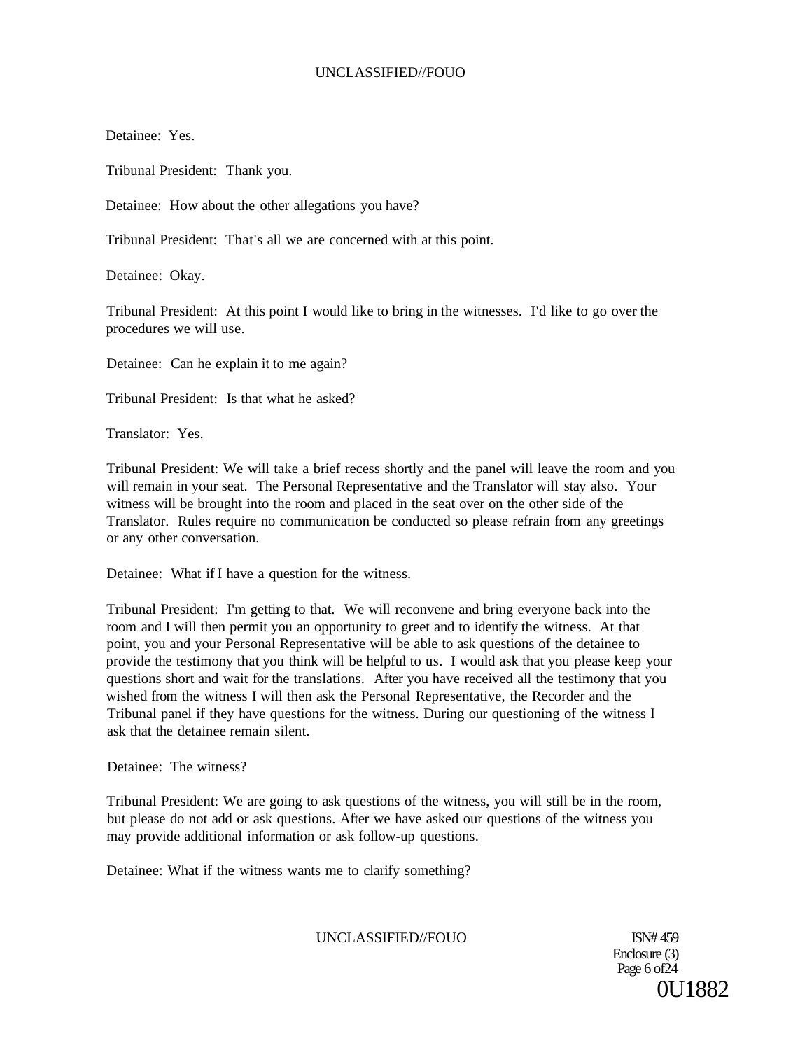Detainee: Yes.

Tribunal President: Thank you.

Detainee: How about the other allegations you have?

Tribunal President: That's all we are concerned with at this point.

Detainee: Okay.

Tribunal President: At this point I would like to bring in the witnesses. I'd like to go over the procedures we will use.

Detainee: Can he explain it to me again?

Tribunal President: Is that what he asked?

Translator: Yes.

Tribunal President: We will take a brief recess shortly and the panel will leave the room and you will remain in your seat. The Personal Representative and the Translator will stay also. Your witness will be brought into the room and placed in the seat over on the other side of the Translator. Rules require no communication be conducted so please refrain from any greetings or any other conversation.

Detainee: What if I have a question for the witness.

Tribunal President: I'm getting to that. We will reconvene and bring everyone back into the room and I will then permit you an opportunity to greet and to identify the witness. At that point, you and your Personal Representative will be able to ask questions of the detainee to provide the testimony that you think will be helpful to us. I would ask that you please keep your questions short and wait for the translations. After you have received all the testimony that you wished from the witness I will then ask the Personal Representative, the Recorder and the Tribunal panel if they have questions for the witness. During our questioning of the witness I ask that the detainee remain silent.

Detainee: The witness?

Tribunal President: We are going to ask questions of the witness, you will still be in the room, but please do not add or ask questions. After we have asked our questions of the witness you may provide additional information or ask follow-up questions.

Detainee: What if the witness wants me to clarify something?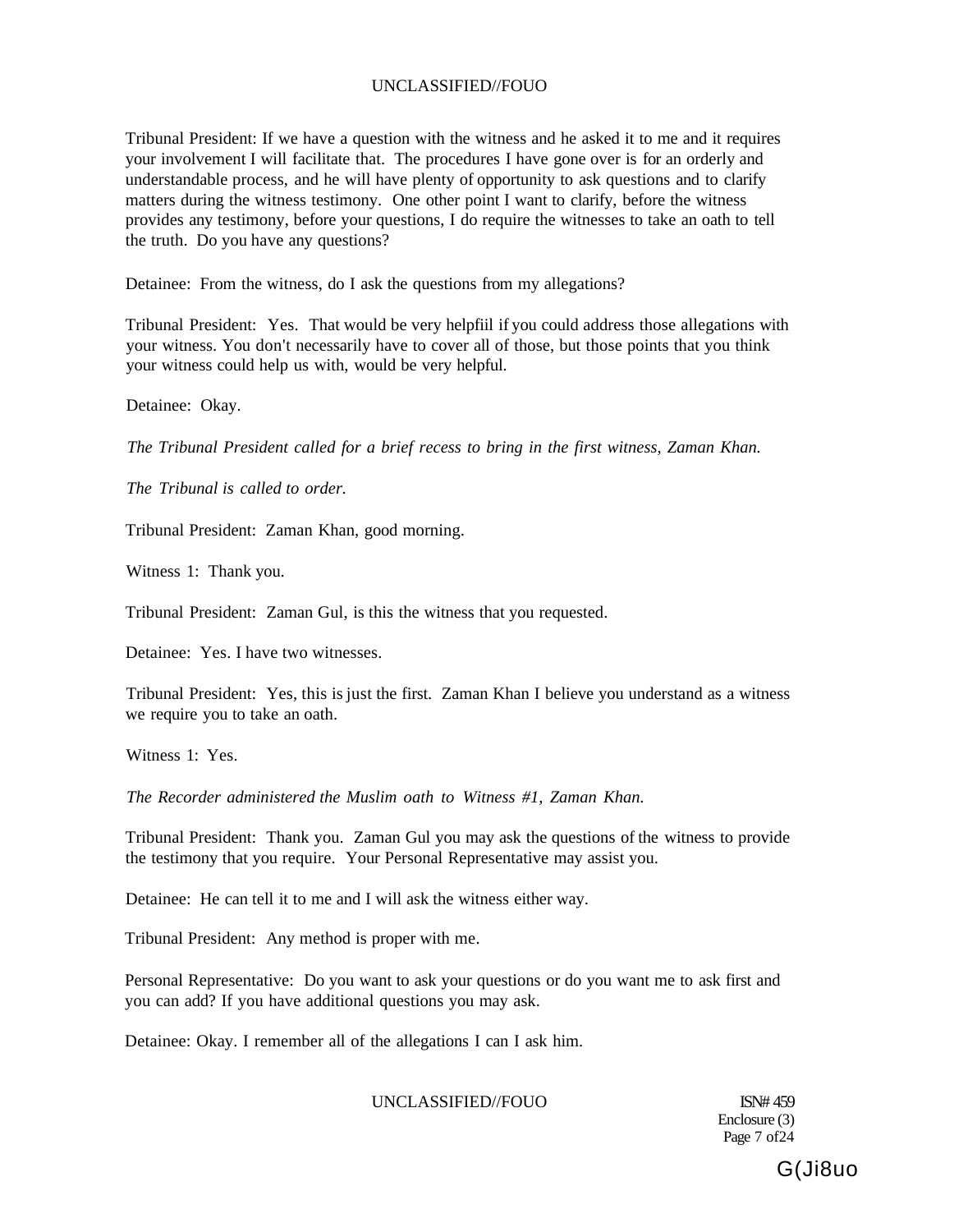Tribunal President: If we have a question with the witness and he asked it to me and it requires your involvement I will facilitate that. The procedures I have gone over is for an orderly and understandable process, and he will have plenty of opportunity to ask questions and to clarify matters during the witness testimony. One other point I want to clarify, before the witness provides any testimony, before your questions, I do require the witnesses to take an oath to tell the truth. Do you have any questions?

Detainee: From the witness, do I ask the questions from my allegations?

Tribunal President: Yes. That would be very helpfiil if you could address those allegations with your witness. You don't necessarily have to cover all of those, but those points that you think your witness could help us with, would be very helpful.

Detainee: Okay.

*The Tribunal President called for a brief recess to bring in the first witness, Zaman Khan.*

*The Tribunal is called to order.*

Tribunal President: Zaman Khan, good morning.

Witness 1: Thank you.

Tribunal President: Zaman Gul, is this the witness that you requested.

Detainee: Yes. I have two witnesses.

Tribunal President: Yes, this is just the first. Zaman Khan I believe you understand as a witness we require you to take an oath.

Witness 1: Yes.

*The Recorder administered the Muslim oath to Witness #1, Zaman Khan.*

Tribunal President: Thank you. Zaman Gul you may ask the questions of the witness to provide the testimony that you require. Your Personal Representative may assist you.

Detainee: He can tell it to me and I will ask the witness either way.

Tribunal President: Any method is proper with me.

Personal Representative: Do you want to ask your questions or do you want me to ask first and you can add? If you have additional questions you may ask.

Detainee: Okay. I remember all of the allegations I can I ask him.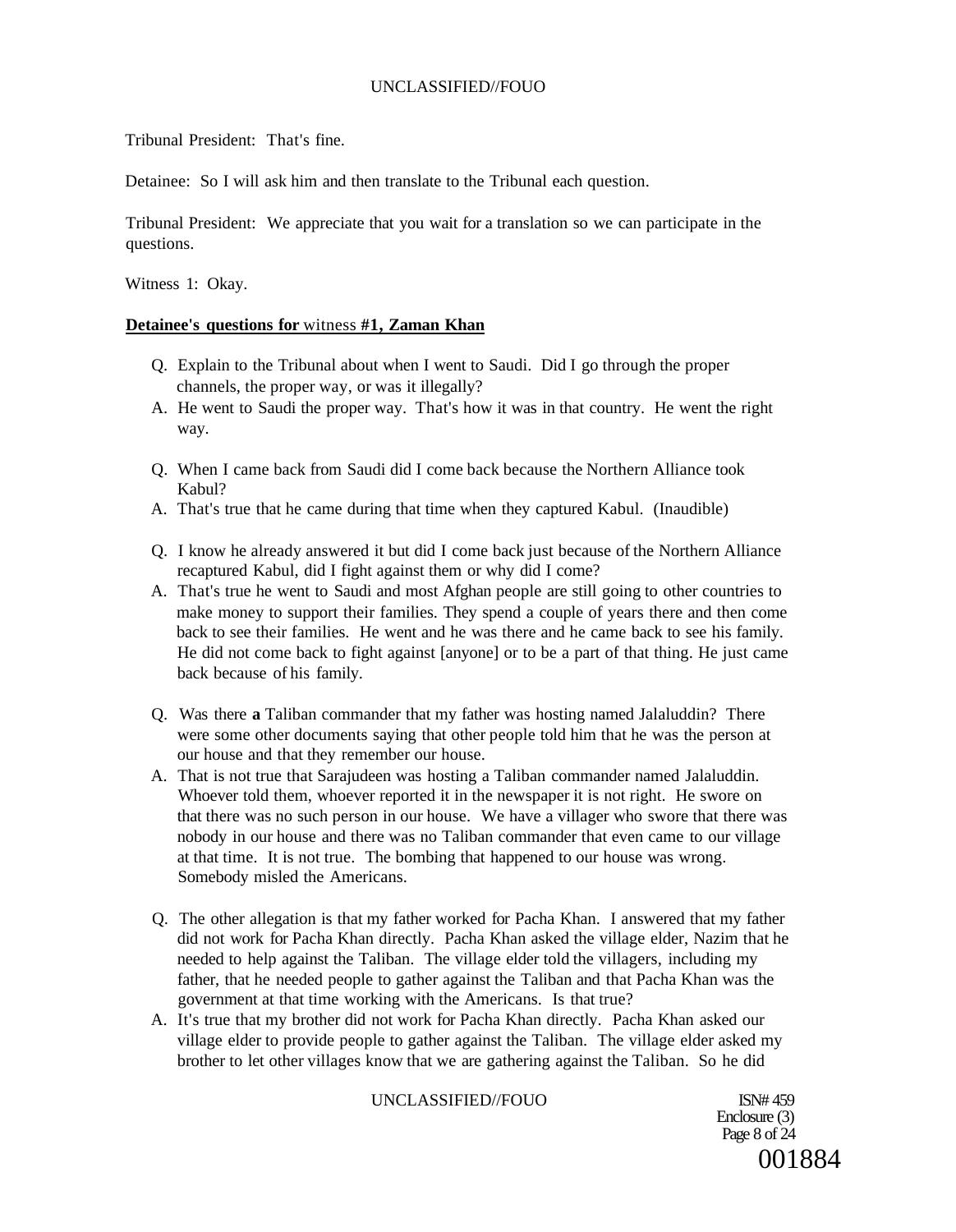Tribunal President: That's fine.

Detainee: So I will ask him and then translate to the Tribunal each question.

Tribunal President: We appreciate that you wait for a translation so we can participate in the questions.

Witness 1: Okay.

**Detainee's questions for** witness **#1, Zaman Khan**

Q. Explain to the Tribunal about when I went to Saudi. Did I go through the proper channels, the proper way, or was it illegally?

A. He went to Saudi the proper way. That's how it was in that country. He went the right way.

Q. When I came back from Saudi did I come back because the Northern Alliance took Kabul?

A. That's true that he came during that time when they captured Kabul. (Inaudible)

Q. I know he already answered it but did I come back just because of the Northern Alliance recaptured Kabul, did I fight against them or why did I come?

A. That's true he went to Saudi and most Afghan people are still going to other countries to make money to support their families. They spend a couple of years there and then come back to see their families. He went and he was there and he came back to see his family. He did not come back to fight against [anyone] or to be a part of that thing. He just came back because of his family.

Q. Was there **a** Taliban commander that my father was hosting named Jalaluddin? There were some other documents saying that other people told him that he was the person at our house and that they remember our house.

A. That is not true that Sarajudeen was hosting a Taliban commander named Jalaluddin. Whoever told them, whoever reported it in the newspaper it is not right. He swore on that there was no such person in our house. We have a villager who swore that there was nobody in our house and there was no Taliban commander that even came to our village at that time. It is not true. The bombing that happened to our house was wrong. Somebody misled the Americans.

Q. The other allegation is that my father worked for Pacha Khan. I answered that my father did not work for Pacha Khan directly. Pacha Khan asked the village elder, Nazim that he needed to help against the Taliban. The village elder told the villagers, including my father, that he needed people to gather against the Taliban and that Pacha Khan was the government at that time working with the Americans. Is that true?

A. It's true that my brother did not work for Pacha Khan directly. Pacha Khan asked our village elder to provide people to gather against the Taliban. The village elder asked my brother to let other villages know that we are gathering against the Taliban. So he did

ISN# 459
Enclosure (3)
Page 8 of 24
001884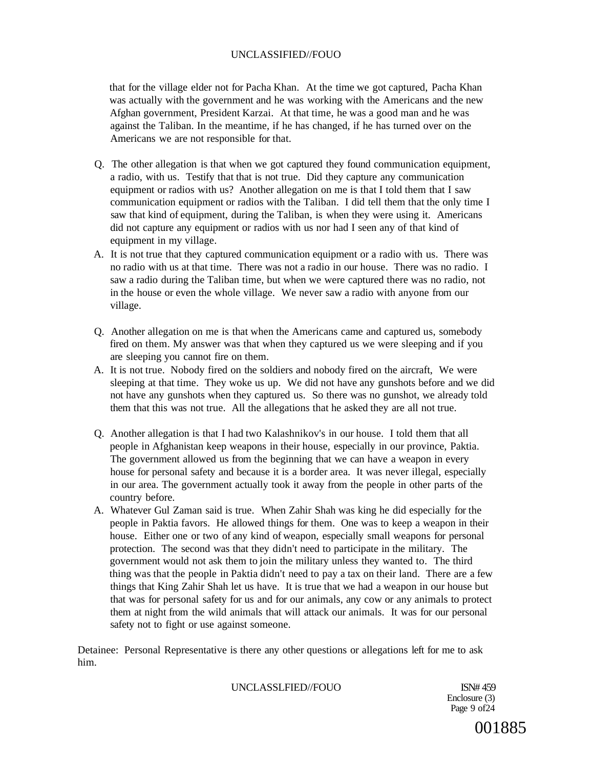that for the village elder not for Pacha Khan. At the time we got captured, Pacha Khan was actually with the government and he was working with the Americans and the new Afghan government, President Karzai. At that time, he was a good man and he was against the Taliban. In the meantime, if he has changed, if he has turned over on the Americans we are not responsible for that.

Q. The other allegation is that when we got captured they found communication equipment, a radio, with us. Testify that that is not true. Did they capture any communication equipment or radios with us? Another allegation on me is that I told them that I saw communication equipment or radios with the Taliban. I did tell them that the only time I saw that kind of equipment, during the Taliban, is when they were using it. Americans did not capture any equipment or radios with us nor had I seen any of that kind of equipment in my village.

A. It is not true that they captured communication equipment or a radio with us. There was no radio with us at that time. There was not a radio in our house. There was no radio. I saw a radio during the Taliban time, but when we were captured there was no radio, not in the house or even the whole village. We never saw a radio with anyone from our village.

Q. Another allegation on me is that when the Americans came and captured us, somebody fired on them. My answer was that when they captured us we were sleeping and if you are sleeping you cannot fire on them.

A. It is not true. Nobody fired on the soldiers and nobody fired on the aircraft, We were sleeping at that time. They woke us up. We did not have any gunshots before and we did not have any gunshots when they captured us. So there was no gunshot, we already told them that this was not true. All the allegations that he asked they are all not true.

Q. Another allegation is that I had two Kalashnikov's in our house. I told them that all people in Afghanistan keep weapons in their house, especially in our province, Paktia. The government allowed us from the beginning that we can have a weapon in every house for personal safety and because it is a border area. It was never illegal, especially in our area. The government actually took it away from the people in other parts of the country before.

A. Whatever Gul Zaman said is true. When Zahir Shah was king he did especially for the people in Paktia favors. He allowed things for them. One was to keep a weapon in their house. Either one or two of any kind of weapon, especially small weapons for personal protection. The second was that they didn't need to participate in the military. The government would not ask them to join the military unless they wanted to. The third thing was that the people in Paktia didn't need to pay a tax on their land. There are a few things that King Zahir Shah let us have. It is true that we had a weapon in our house but that was for personal safety for us and for our animals, any cow or any animals to protect them at night from the wild animals that will attack our animals. It was for our personal safety not to fight or use against someone.

Detainee: Personal Representative is there any other questions or allegations left for me to ask him.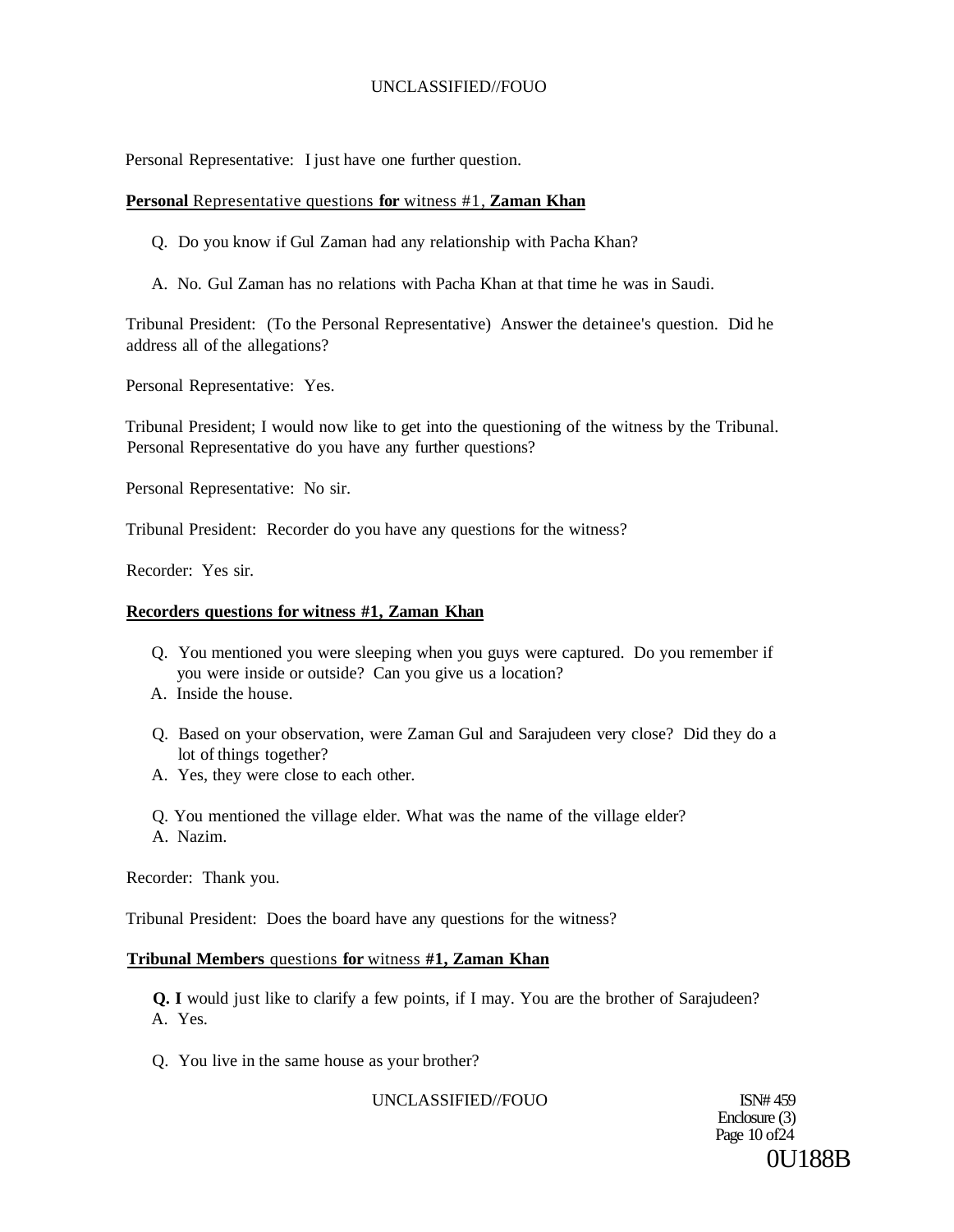Personal Representative: I just have one further question.

**Personal Representative questions for witness #1, Zaman Khan**

Q. Do you know if Gul Zaman had any relationship with Pacha Khan?

A. No. Gul Zaman has no relations with Pacha Khan at that time he was in Saudi.

Tribunal President: (To the Personal Representative) Answer the detainee's question. Did he address all of the allegations?

Personal Representative: Yes.

Tribunal President; I would now like to get into the questioning of the witness by the Tribunal. Personal Representative do you have any further questions?

Personal Representative: No sir.

Tribunal President: Recorder do you have any questions for the witness?

Recorder: Yes sir.

**Recorders questions for witness #1, Zaman Khan**

Q. You mentioned you were sleeping when you guys were captured. Do you remember if you were inside or outside? Can you give us a location?

A. Inside the house.

Q. Based on your observation, were Zaman Gul and Sarajudeen very close? Did they do a lot of things together?

A. Yes, they were close to each other.

Q. You mentioned the village elder. What was the name of the village elder?

A. Nazim.

Recorder: Thank you.

Tribunal President: Does the board have any questions for the witness?

**Tribunal Members questions for witness #1, Zaman Khan**

**Q. I** would just like to clarify a few points, if I may. You are the brother of Sarajudeen?

A. Yes.

Q. You live in the same house as your brother?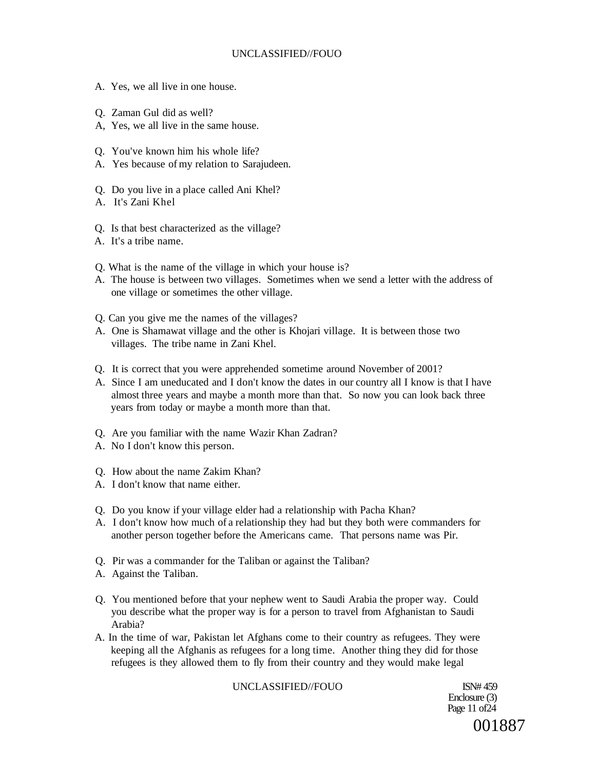A. Yes, we all live in one house.

Q. Zaman Gul did as well?
A, Yes, we all live in the same house.

Q. You've known him his whole life?
A. Yes because of my relation to Sarajudeen.

Q. Do you live in a place called Ani Khel?
A. It's Zani Khel

Q. Is that best characterized as the village?
A. It's a tribe name.

Q. What is the name of the village in which your house is?
A. The house is between two villages. Sometimes when we send a letter with the address of one village or sometimes the other village.

Q. Can you give me the names of the villages?
A. One is Shamawat village and the other is Khojari village. It is between those two villages. The tribe name in Zani Khel.

Q. It is correct that you were apprehended sometime around November of 2001?
A. Since I am uneducated and I don't know the dates in our country all I know is that I have almost three years and maybe a month more than that. So now you can look back three years from today or maybe a month more than that.

Q. Are you familiar with the name Wazir Khan Zadran?
A. No I don't know this person.

Q. How about the name Zakim Khan?
A. I don't know that name either.

Q. Do you know if your village elder had a relationship with Pacha Khan?
A. I don't know how much of a relationship they had but they both were commanders for another person together before the Americans came. That persons name was Pir.

Q. Pir was a commander for the Taliban or against the Taliban?
A. Against the Taliban.

Q. You mentioned before that your nephew went to Saudi Arabia the proper way. Could you describe what the proper way is for a person to travel from Afghanistan to Saudi Arabia?
A. In the time of war, Pakistan let Afghans come to their country as refugees. They were keeping all the Afghanis as refugees for a long time. Another thing they did for those refugees is they allowed them to fly from their country and they would make legal

ISN# 459
Enclosure (3)
Page 11 of 24

001887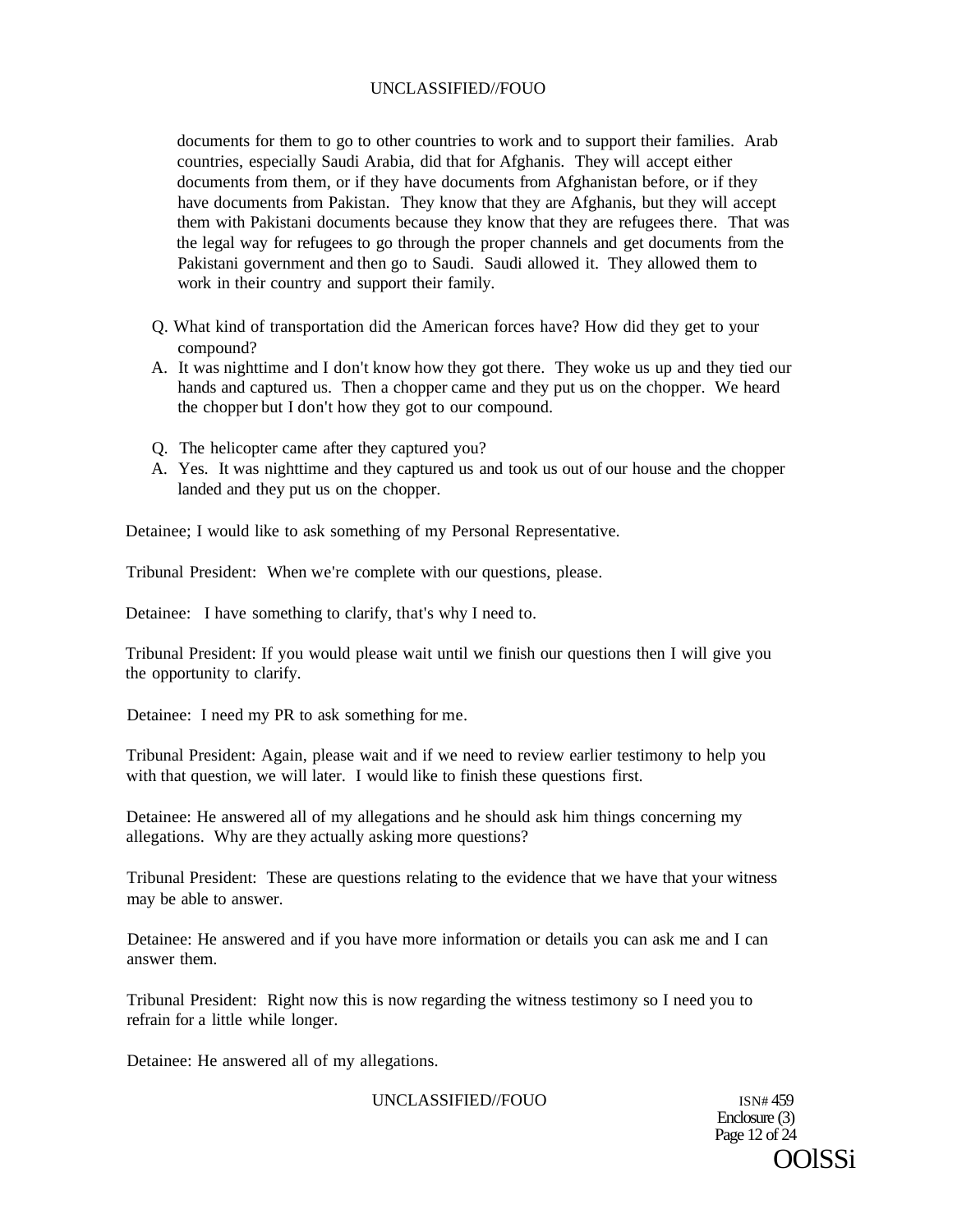documents for them to go to other countries to work and to support their families. Arab countries, especially Saudi Arabia, did that for Afghanis. They will accept either documents from them, or if they have documents from Afghanistan before, or if they have documents from Pakistan. They know that they are Afghanis, but they will accept them with Pakistani documents because they know that they are refugees there. That was the legal way for refugees to go through the proper channels and get documents from the Pakistani government and then go to Saudi. Saudi allowed it. They allowed them to work in their country and support their family.

Q. What kind of transportation did the American forces have? How did they get to your compound?

A. It was nighttime and I don't know how they got there. They woke us up and they tied our hands and captured us. Then a chopper came and they put us on the chopper. We heard the chopper but I don't how they got to our compound.

Q. The helicopter came after they captured you?

A. Yes. It was nighttime and they captured us and took us out of our house and the chopper landed and they put us on the chopper.

Detainee; I would like to ask something of my Personal Representative.

Tribunal President: When we're complete with our questions, please.

Detainee: I have something to clarify, that's why I need to.

Tribunal President: If you would please wait until we finish our questions then I will give you the opportunity to clarify.

Detainee: I need my PR to ask something for me.

Tribunal President: Again, please wait and if we need to review earlier testimony to help you with that question, we will later. I would like to finish these questions first.

Detainee: He answered all of my allegations and he should ask him things concerning my allegations. Why are they actually asking more questions?

Tribunal President: These are questions relating to the evidence that we have that your witness may be able to answer.

Detainee: He answered and if you have more information or details you can ask me and I can answer them.

Tribunal President: Right now this is now regarding the witness testimony so I need you to refrain for a little while longer.

Detainee: He answered all of my allegations.

ISN# 459
Enclosure (3)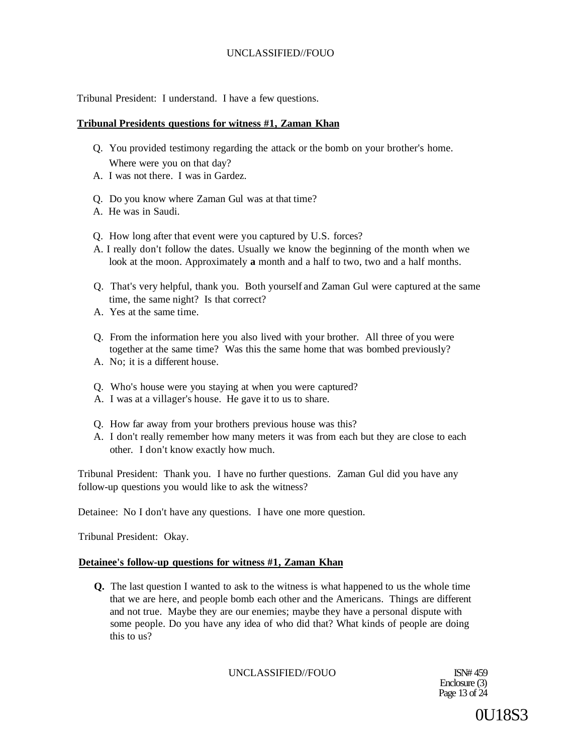Tribunal President: I understand. I have a few questions.

**Tribunal Presidents questions for witness #1, Zaman Khan**

Q. You provided testimony regarding the attack or the bomb on your brother's home. Where were you on that day?
A. I was not there. I was in Gardez.

Q. Do you know where Zaman Gul was at that time?
A. He was in Saudi.

Q. How long after that event were you captured by U.S. forces?
A. I really don't follow the dates. Usually we know the beginning of the month when we look at the moon. Approximately **a** month and a half to two, two and a half months.

Q. That's very helpful, thank you. Both yourself and Zaman Gul were captured at the same time, the same night? Is that correct?
A. Yes at the same time.

Q. From the information here you also lived with your brother. All three of you were together at the same time? Was this the same home that was bombed previously?
A. No; it is a different house.

Q. Who's house were you staying at when you were captured?
A. I was at a villager's house. He gave it to us to share.

Q. How far away from your brothers previous house was this?
A. I don't really remember how many meters it was from each but they are close to each other. I don't know exactly how much.

Tribunal President: Thank you. I have no further questions. Zaman Gul did you have any follow-up questions you would like to ask the witness?

Detainee: No I don't have any questions. I have one more question.

Tribunal President: Okay.

**Detainee's follow-up questions for witness #1, Zaman Khan**

**Q.** The last question I wanted to ask to the witness is what happened to us the whole time that we are here, and people bomb each other and the Americans. Things are different and not true. Maybe they are our enemies; maybe they have a personal dispute with some people. Do you have any idea of who did that? What kinds of people are doing this to us?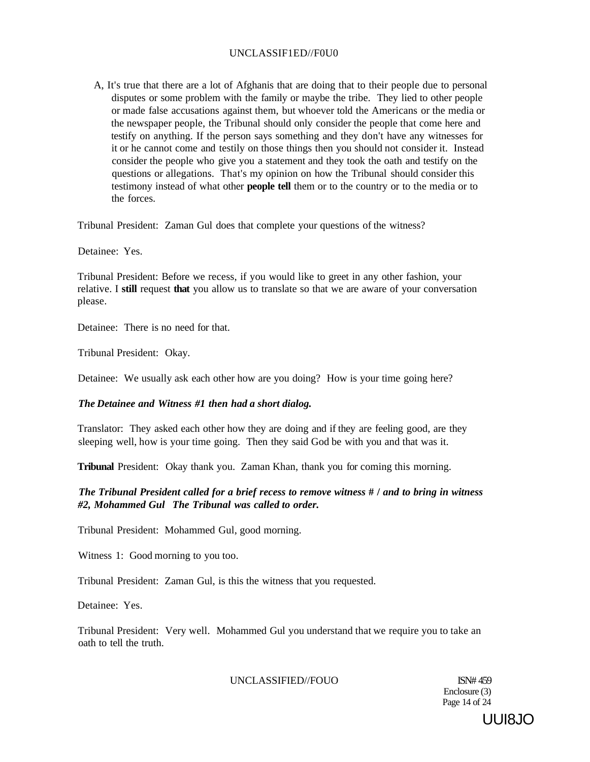A, It's true that there are a lot of Afghanis that are doing that to their people due to personal disputes or some problem with the family or maybe the tribe. They lied to other people or made false accusations against them, but whoever told the Americans or the media or the newspaper people, the Tribunal should only consider the people that come here and testify on anything. If the person says something and they don't have any witnesses for it or he cannot come and testily on those things then you should not consider it. Instead consider the people who give you a statement and they took the oath and testify on the questions or allegations. That's my opinion on how the Tribunal should consider this testimony instead of what other **people tell** them or to the country or to the media or to the forces.

Tribunal President: Zaman Gul does that complete your questions of the witness?

Detainee: Yes.

Tribunal President: Before we recess, if you would like to greet in any other fashion, your relative. I **still** request **that** you allow us to translate so that we are aware of your conversation please.

Detainee: There is no need for that.

Tribunal President: Okay.

Detainee: We usually ask each other how are you doing? How is your time going here?

***The Detainee and Witness #1 then had a short dialog.***

Translator: They asked each other how they are doing and if they are feeling good, are they sleeping well, how is your time going. Then they said God be with you and that was it.

**Tribunal** President: Okay thank you. Zaman Khan, thank you for coming this morning.

***The Tribunal President called for a brief recess to remove witness # / and to bring in witness #2, Mohammed Gul The Tribunal was called to order.***

Tribunal President: Mohammed Gul, good morning.

Witness 1: Good morning to you too.

Tribunal President: Zaman Gul, is this the witness that you requested.

Detainee: Yes.

Tribunal President: Very well. Mohammed Gul you understand that we require you to take an oath to tell the truth.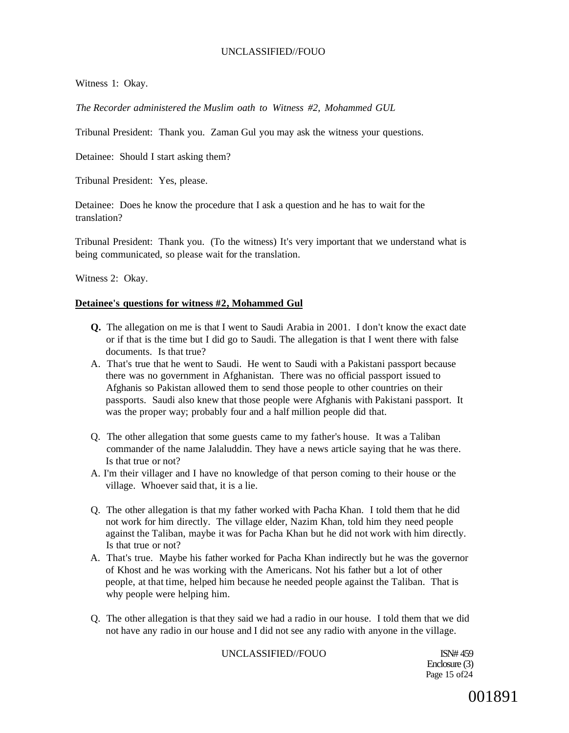Witness 1: Okay.

*The Recorder administered the Muslim oath to Witness #2, Mohammed GUL*

Tribunal President: Thank you. Zaman Gul you may ask the witness your questions.

Detainee: Should I start asking them?

Tribunal President: Yes, please.

Detainee: Does he know the procedure that I ask a question and he has to wait for the translation?

Tribunal President: Thank you. (To the witness) It's very important that we understand what is being communicated, so please wait for the translation.

Witness 2: Okay.

**Detainee's questions for witness #2, Mohammed Gul**

**Q.** The allegation on me is that I went to Saudi Arabia in 2001. I don't know the exact date or if that is the time but I did go to Saudi. The allegation is that I went there with false documents. Is that true?

A. That's true that he went to Saudi. He went to Saudi with a Pakistani passport because there was no government in Afghanistan. There was no official passport issued to Afghanis so Pakistan allowed them to send those people to other countries on their passports. Saudi also knew that those people were Afghanis with Pakistani passport. It was the proper way; probably four and a half million people did that.

Q. The other allegation that some guests came to my father's house. It was a Taliban commander of the name Jalaluddin. They have a news article saying that he was there. Is that true or not?

A. I'm their villager and I have no knowledge of that person coming to their house or the village. Whoever said that, it is a lie.

Q. The other allegation is that my father worked with Pacha Khan. I told them that he did not work for him directly. The village elder, Nazim Khan, told him they need people against the Taliban, maybe it was for Pacha Khan but he did not work with him directly. Is that true or not?

A. That's true. Maybe his father worked for Pacha Khan indirectly but he was the governor of Khost and he was working with the Americans. Not his father but a lot of other people, at that time, helped him because he needed people against the Taliban. That is why people were helping him.

Q. The other allegation is that they said we had a radio in our house. I told them that we did not have any radio in our house and I did not see any radio with anyone in the village.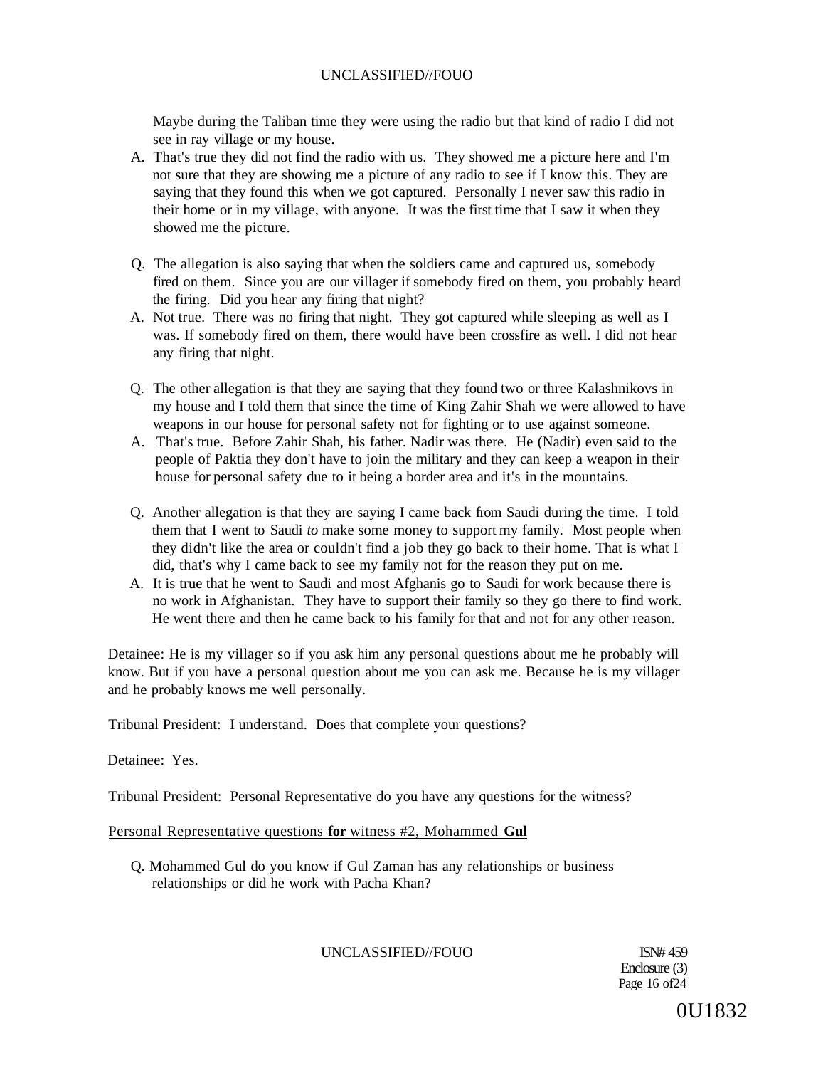Maybe during the Taliban time they were using the radio but that kind of radio I did not see in ray village or my house.

A. That's true they did not find the radio with us. They showed me a picture here and I'm not sure that they are showing me a picture of any radio to see if I know this. They are saying that they found this when we got captured. Personally I never saw this radio in their home or in my village, with anyone. It was the first time that I saw it when they showed me the picture.

Q. The allegation is also saying that when the soldiers came and captured us, somebody fired on them. Since you are our villager if somebody fired on them, you probably heard the firing. Did you hear any firing that night?

A. Not true. There was no firing that night. They got captured while sleeping as well as I was. If somebody fired on them, there would have been crossfire as well. I did not hear any firing that night.

Q. The other allegation is that they are saying that they found two or three Kalashnikovs in my house and I told them that since the time of King Zahir Shah we were allowed to have weapons in our house for personal safety not for fighting or to use against someone.

A. That's true. Before Zahir Shah, his father. Nadir was there. He (Nadir) even said to the people of Paktia they don't have to join the military and they can keep a weapon in their house for personal safety due to it being a border area and it's in the mountains.

Q. Another allegation is that they are saying I came back from Saudi during the time. I told them that I went to Saudi *to* make some money to support my family. Most people when they didn't like the area or couldn't find a job they go back to their home. That is what I did, that's why I came back to see my family not for the reason they put on me.

A. It is true that he went to Saudi and most Afghanis go to Saudi for work because there is no work in Afghanistan. They have to support their family so they go there to find work. He went there and then he came back to his family for that and not for any other reason.

Detainee: He is my villager so if you ask him any personal questions about me he probably will know. But if you have a personal question about me you can ask me. Because he is my villager and he probably knows me well personally.

Tribunal President: I understand. Does that complete your questions?

Detainee: Yes.

Tribunal President: Personal Representative do you have any questions for the witness?

<u>Personal Representative questions **for** witness #2, Mohammed **Gul**</u>

Q. Mohammed Gul do you know if Gul Zaman has any relationships or business relationships or did he work with Pacha Khan?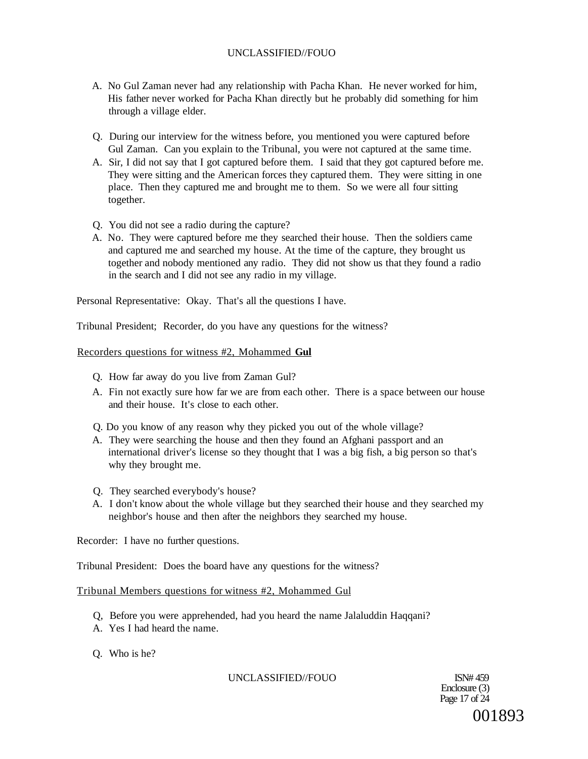A. No Gul Zaman never had any relationship with Pacha Khan. He never worked for him, His father never worked for Pacha Khan directly but he probably did something for him through a village elder.

Q. During our interview for the witness before, you mentioned you were captured before Gul Zaman. Can you explain to the Tribunal, you were not captured at the same time.

A. Sir, I did not say that I got captured before them. I said that they got captured before me. They were sitting and the American forces they captured them. They were sitting in one place. Then they captured me and brought me to them. So we were all four sitting together.

Q. You did not see a radio during the capture?

A. No. They were captured before me they searched their house. Then the soldiers came and captured me and searched my house. At the time of the capture, they brought us together and nobody mentioned any radio. They did not show us that they found a radio in the search and I did not see any radio in my village.

Personal Representative: Okay. That's all the questions I have.

Tribunal President; Recorder, do you have any questions for the witness?

Recorders questions for witness #2, Mohammed **Gul**

Q. How far away do you live from Zaman Gul?

A. Fin not exactly sure how far we are from each other. There is a space between our house and their house. It's close to each other.

Q. Do you know of any reason why they picked you out of the whole village?

A. They were searching the house and then they found an Afghani passport and an international driver's license so they thought that I was a big fish, a big person so that's why they brought me.

Q. They searched everybody's house?

A. I don't know about the whole village but they searched their house and they searched my neighbor's house and then after the neighbors they searched my house.

Recorder: I have no further questions.

Tribunal President: Does the board have any questions for the witness?

Tribunal Members questions for witness #2, Mohammed Gul

Q, Before you were apprehended, had you heard the name Jalaluddin Haqqani?

A. Yes I had heard the name.

Q. Who is he?

ISN# 459
Enclosure (3)

001893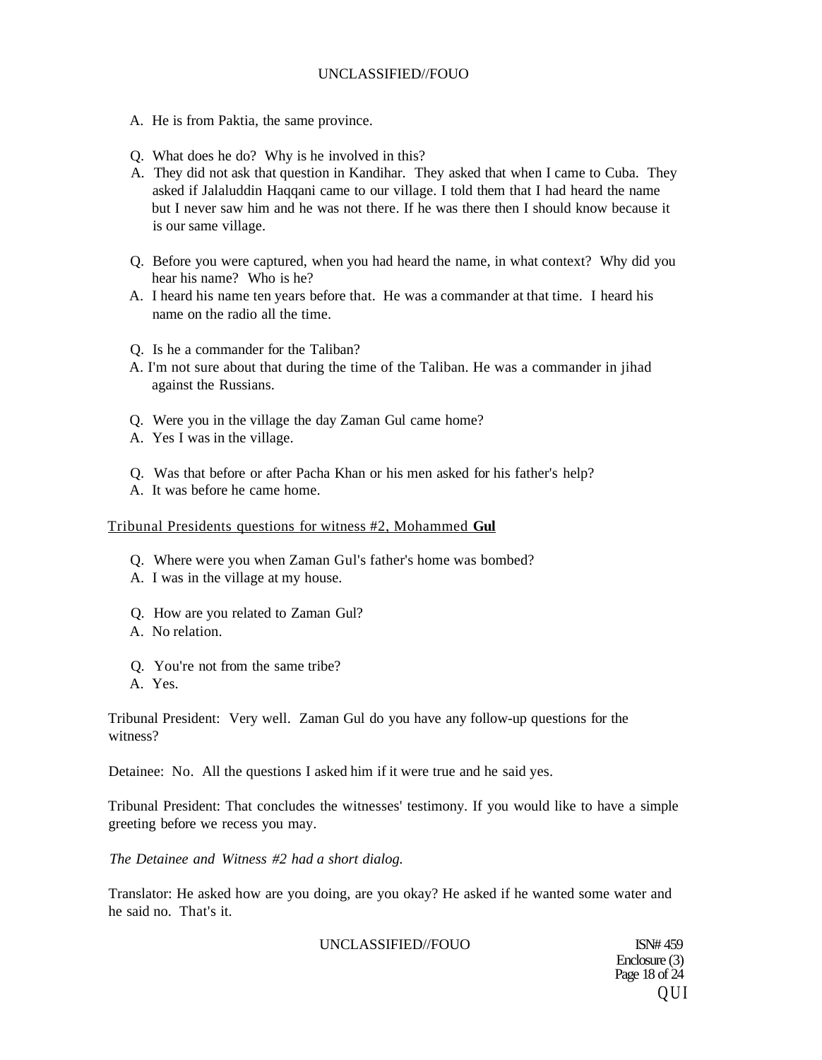A. He is from Paktia, the same province.

Q. What does he do? Why is he involved in this?
A. They did not ask that question in Kandihar. They asked that when I came to Cuba. They asked if Jalaluddin Haqqani came to our village. I told them that I had heard the name but I never saw him and he was not there. If he was there then I should know because it is our same village.

Q. Before you were captured, when you had heard the name, in what context? Why did you hear his name? Who is he?
A. I heard his name ten years before that. He was a commander at that time. I heard his name on the radio all the time.

Q. Is he a commander for the Taliban?
A. I'm not sure about that during the time of the Taliban. He was a commander in jihad against the Russians.

Q. Were you in the village the day Zaman Gul came home?
A. Yes I was in the village.

Q. Was that before or after Pacha Khan or his men asked for his father's help?
A. It was before he came home.

<u>Tribunal Presidents questions for witness #2, Mohammed **Gul**</u>

Q. Where were you when Zaman Gul's father's home was bombed?
A. I was in the village at my house.

Q. How are you related to Zaman Gul?
A. No relation.

Q. You're not from the same tribe?
A. Yes.

Tribunal President: Very well. Zaman Gul do you have any follow-up questions for the witness?

Detainee: No. All the questions I asked him if it were true and he said yes.

Tribunal President: That concludes the witnesses' testimony. If you would like to have a simple greeting before we recess you may.

*The Detainee and Witness #2 had a short dialog.*

Translator: He asked how are you doing, are you okay? He asked if he wanted some water and he said no. That's it.

ISN# 459
Enclosure (3)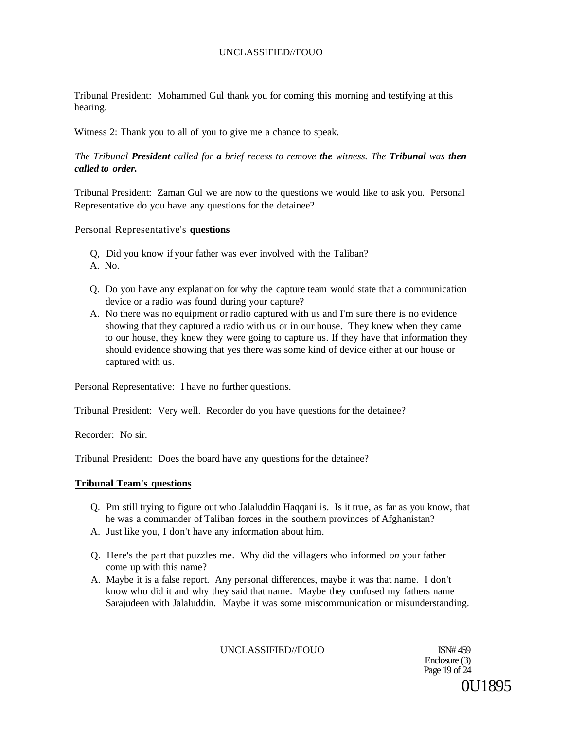Tribunal President: Mohammed Gul thank you for coming this morning and testifying at this hearing.

Witness 2: Thank you to all of you to give me a chance to speak.

*The Tribunal **President** called for **a** brief recess to remove **the** witness. The **Tribunal** was **then called to order.***

Tribunal President: Zaman Gul we are now to the questions we would like to ask you. Personal Representative do you have any questions for the detainee?

Personal Representative's **questions**

Q, Did you know if your father was ever involved with the Taliban?
A. No.

Q. Do you have any explanation for why the capture team would state that a communication device or a radio was found during your capture?
A. No there was no equipment or radio captured with us and I'm sure there is no evidence showing that they captured a radio with us or in our house. They knew when they came to our house, they knew they were going to capture us. If they have that information they should evidence showing that yes there was some kind of device either at our house or captured with us.

Personal Representative: I have no further questions.

Tribunal President: Very well. Recorder do you have questions for the detainee?

Recorder: No sir.

Tribunal President: Does the board have any questions for the detainee?

**Tribunal Team's questions**

Q. Pm still trying to figure out who Jalaluddin Haqqani is. Is it true, as far as you know, that he was a commander of Taliban forces in the southern provinces of Afghanistan?
A. Just like you, I don't have any information about him.

Q. Here's the part that puzzles me. Why did the villagers who informed *on* your father come up with this name?
A. Maybe it is a false report. Any personal differences, maybe it was that name. I don't know who did it and why they said that name. Maybe they confused my fathers name Sarajudeen with Jalaluddin. Maybe it was some miscomrnunication or misunderstanding.

ISN# 459
Enclosure (3)
Page 19 of 24

0U1895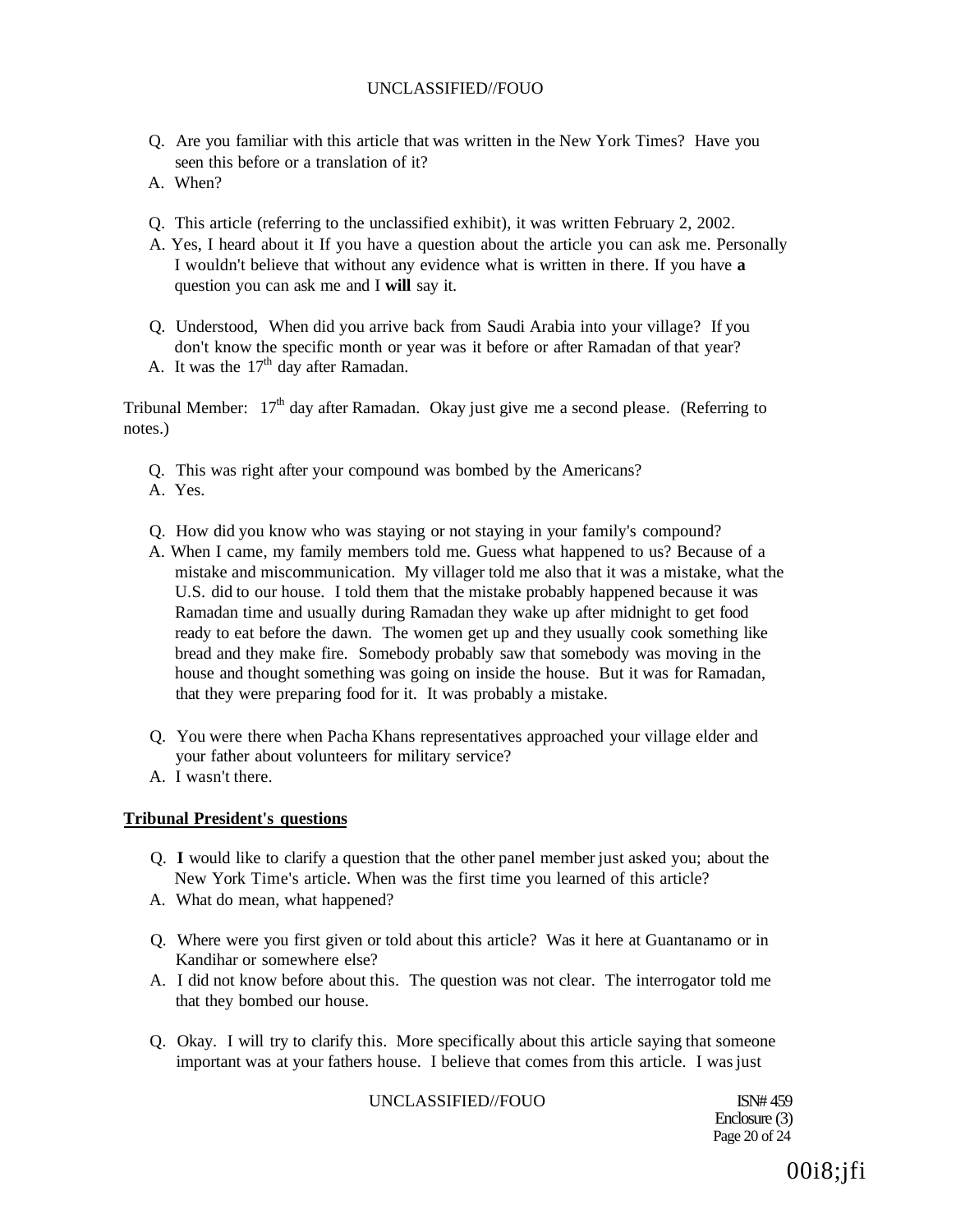- Q. Are you familiar with this article that was written in the New York Times? Have you seen this before or a translation of it?
- A. When?

- Q. This article (referring to the unclassified exhibit), it was written February 2, 2002.
- A. Yes, I heard about it If you have a question about the article you can ask me. Personally I wouldn't believe that without any evidence what is written in there. If you have **a** question you can ask me and I **will** say it.

- Q. Understood, When did you arrive back from Saudi Arabia into your village? If you don't know the specific month or year was it before or after Ramadan of that year?
- A. It was the 17th day after Ramadan.

Tribunal Member: 17th day after Ramadan. Okay just give me a second please. (Referring to notes.)

- Q. This was right after your compound was bombed by the Americans?
- A. Yes.

- Q. How did you know who was staying or not staying in your family's compound?
- A. When I came, my family members told me. Guess what happened to us? Because of a mistake and miscommunication. My villager told me also that it was a mistake, what the U.S. did to our house. I told them that the mistake probably happened because it was Ramadan time and usually during Ramadan they wake up after midnight to get food ready to eat before the dawn. The women get up and they usually cook something like bread and they make fire. Somebody probably saw that somebody was moving in the house and thought something was going on inside the house. But it was for Ramadan, that they were preparing food for it. It was probably a mistake.

- Q. You were there when Pacha Khans representatives approached your village elder and your father about volunteers for military service?
- A. I wasn't there.

**Tribunal President's questions**

- Q. **I** would like to clarify a question that the other panel member just asked you; about the New York Time's article. When was the first time you learned of this article?
- A. What do mean, what happened?

- Q. Where were you first given or told about this article? Was it here at Guantanamo or in Kandihar or somewhere else?
- A. I did not know before about this. The question was not clear. The interrogator told me that they bombed our house.

- Q. Okay. I will try to clarify this. More specifically about this article saying that someone important was at your fathers house. I believe that comes from this article. I was just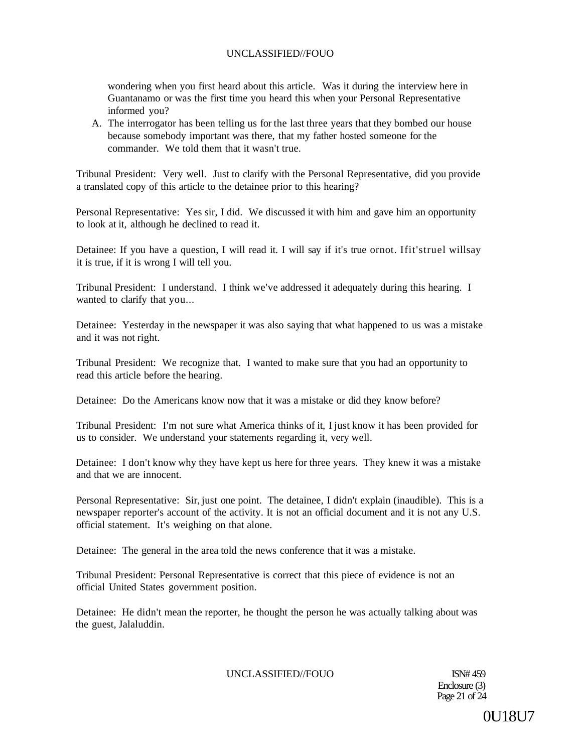wondering when you first heard about this article. Was it during the interview here in Guantanamo or was the first time you heard this when your Personal Representative informed you?

A. The interrogator has been telling us for the last three years that they bombed our house because somebody important was there, that my father hosted someone for the commander. We told them that it wasn't true.

Tribunal President: Very well. Just to clarify with the Personal Representative, did you provide a translated copy of this article to the detainee prior to this hearing?

Personal Representative: Yes sir, I did. We discussed it with him and gave him an opportunity to look at it, although he declined to read it.

Detainee: If you have a question, I will read it. I will say if it's true ornot. Ifit'struel willsay it is true, if it is wrong I will tell you.

Tribunal President: I understand. I think we've addressed it adequately during this hearing. I wanted to clarify that you...

Detainee: Yesterday in the newspaper it was also saying that what happened to us was a mistake and it was not right.

Tribunal President: We recognize that. I wanted to make sure that you had an opportunity to read this article before the hearing.

Detainee: Do the Americans know now that it was a mistake or did they know before?

Tribunal President: I'm not sure what America thinks of it, I just know it has been provided for us to consider. We understand your statements regarding it, very well.

Detainee: I don't know why they have kept us here for three years. They knew it was a mistake and that we are innocent.

Personal Representative: Sir, just one point. The detainee, I didn't explain (inaudible). This is a newspaper reporter's account of the activity. It is not an official document and it is not any U.S. official statement. It's weighing on that alone.

Detainee: The general in the area told the news conference that it was a mistake.

Tribunal President: Personal Representative is correct that this piece of evidence is not an official United States government position.

Detainee: He didn't mean the reporter, he thought the person he was actually talking about was the guest, Jalaluddin.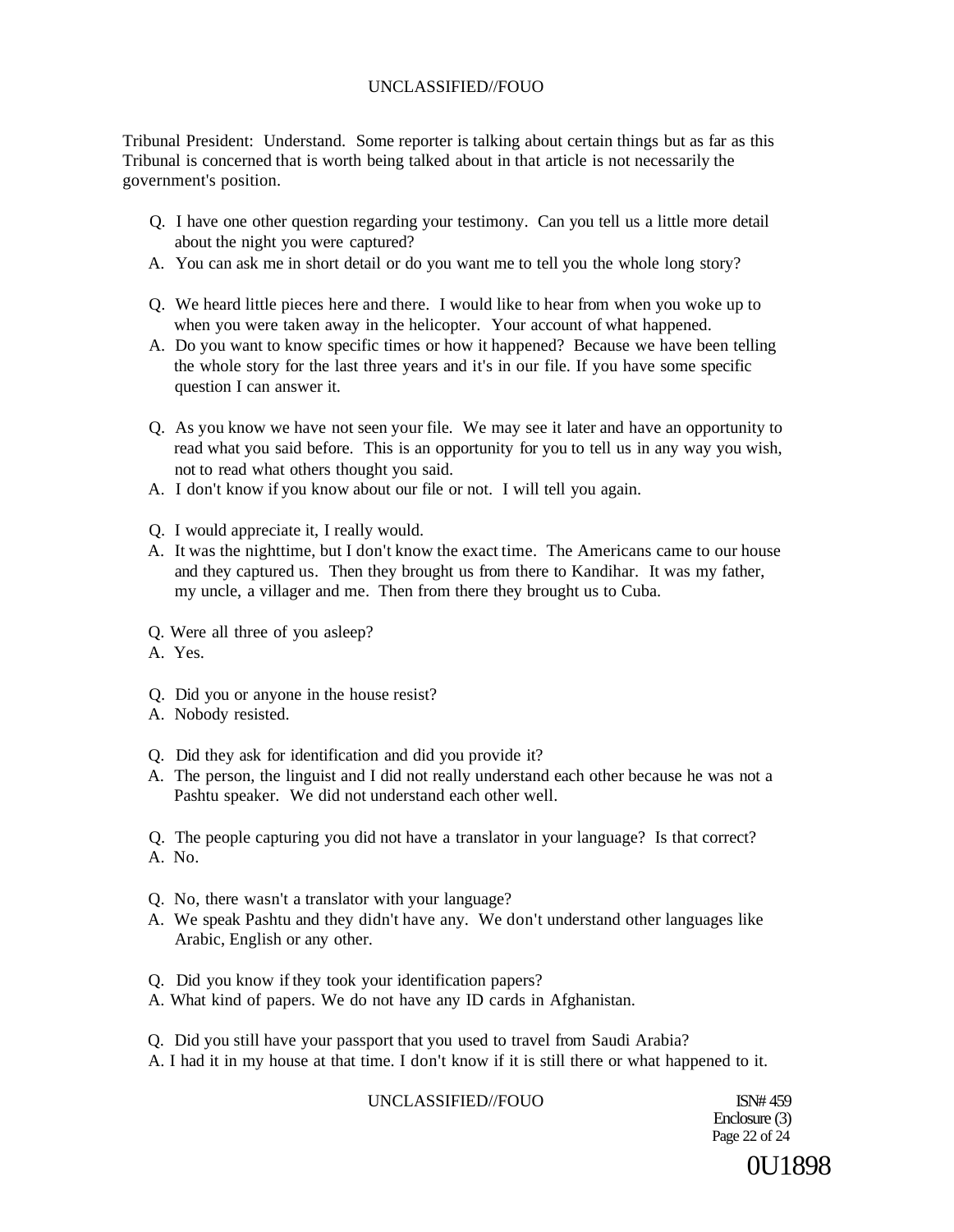Tribunal President: Understand. Some reporter is talking about certain things but as far as this Tribunal is concerned that is worth being talked about in that article is not necessarily the government's position.

Q. I have one other question regarding your testimony. Can you tell us a little more detail about the night you were captured?

A. You can ask me in short detail or do you want me to tell you the whole long story?

Q. We heard little pieces here and there. I would like to hear from when you woke up to when you were taken away in the helicopter. Your account of what happened.

A. Do you want to know specific times or how it happened? Because we have been telling the whole story for the last three years and it's in our file. If you have some specific question I can answer it.

Q. As you know we have not seen your file. We may see it later and have an opportunity to read what you said before. This is an opportunity for you to tell us in any way you wish, not to read what others thought you said.

A. I don't know if you know about our file or not. I will tell you again.

Q. I would appreciate it, I really would.

A. It was the nighttime, but I don't know the exact time. The Americans came to our house and they captured us. Then they brought us from there to Kandihar. It was my father, my uncle, a villager and me. Then from there they brought us to Cuba.

Q. Were all three of you asleep?

A. Yes.

Q. Did you or anyone in the house resist?

A. Nobody resisted.

Q. Did they ask for identification and did you provide it?

A. The person, the linguist and I did not really understand each other because he was not a Pashtu speaker. We did not understand each other well.

Q. The people capturing you did not have a translator in your language? Is that correct?

A. No.

Q. No, there wasn't a translator with your language?

A. We speak Pashtu and they didn't have any. We don't understand other languages like Arabic, English or any other.

Q. Did you know if they took your identification papers?

A. What kind of papers. We do not have any ID cards in Afghanistan.

Q. Did you still have your passport that you used to travel from Saudi Arabia?

A. I had it in my house at that time. I don't know if it is still there or what happened to it.

ISN# 459
Enclosure (3)

0U1898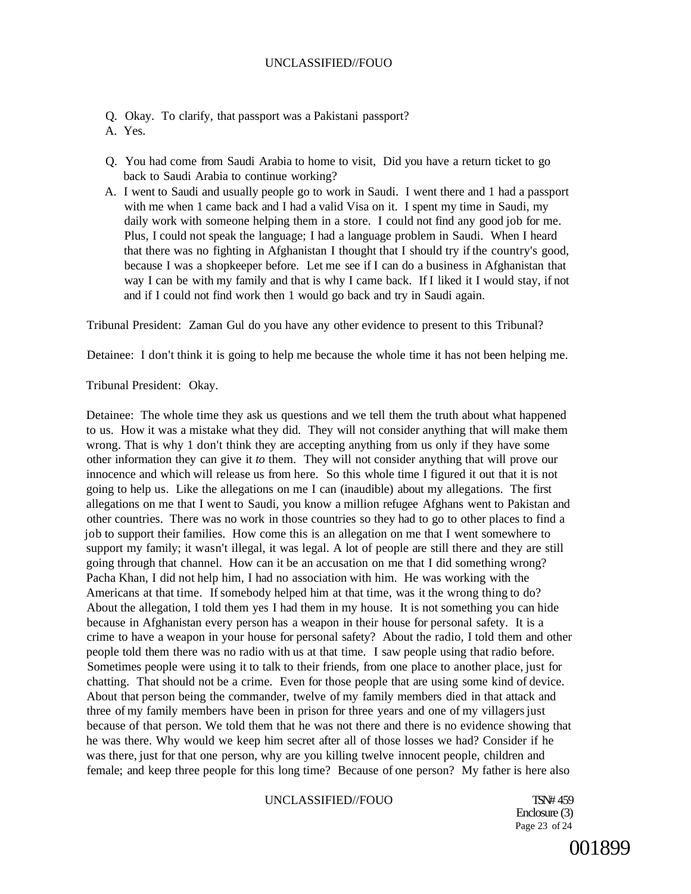Q. Okay. To clarify, that passport was a Pakistani passport?

A. Yes.

Q. You had come from Saudi Arabia to home to visit, Did you have a return ticket to go back to Saudi Arabia to continue working?

A. I went to Saudi and usually people go to work in Saudi. I went there and 1 had a passport with me when 1 came back and I had a valid Visa on it. I spent my time in Saudi, my daily work with someone helping them in a store. I could not find any good job for me. Plus, I could not speak the language; I had a language problem in Saudi. When I heard that there was no fighting in Afghanistan I thought that I should try if the country's good, because I was a shopkeeper before. Let me see if I can do a business in Afghanistan that way I can be with my family and that is why I came back. If I liked it I would stay, if not and if I could not find work then 1 would go back and try in Saudi again.

Tribunal President: Zaman Gul do you have any other evidence to present to this Tribunal?

Detainee: I don't think it is going to help me because the whole time it has not been helping me.

Tribunal President: Okay.

Detainee: The whole time they ask us questions and we tell them the truth about what happened to us. How it was a mistake what they did. They will not consider anything that will make them wrong. That is why 1 don't think they are accepting anything from us only if they have some other information they can give it *to* them. They will not consider anything that will prove our innocence and which will release us from here. So this whole time I figured it out that it is not going to help us. Like the allegations on me I can (inaudible) about my allegations. The first allegations on me that I went to Saudi, you know a million refugee Afghans went to Pakistan and other countries. There was no work in those countries so they had to go to other places to find a job to support their families. How come this is an allegation on me that I went somewhere to support my family; it wasn't illegal, it was legal. A lot of people are still there and they are still going through that channel. How can it be an accusation on me that I did something wrong? Pacha Khan, I did not help him, I had no association with him. He was working with the Americans at that time. If somebody helped him at that time, was it the wrong thing to do? About the allegation, I told them yes I had them in my house. It is not something you can hide because in Afghanistan every person has a weapon in their house for personal safety. It is a crime to have a weapon in your house for personal safety? About the radio, I told them and other people told them there was no radio with us at that time. I saw people using that radio before. Sometimes people were using it to talk to their friends, from one place to another place, just for chatting. That should not be a crime. Even for those people that are using some kind of device. About that person being the commander, twelve of my family members died in that attack and three of my family members have been in prison for three years and one of my villagers just because of that person. We told them that he was not there and there is no evidence showing that he was there. Why would we keep him secret after all of those losses we had? Consider if he was there, just for that one person, why are you killing twelve innocent people, children and female; and keep three people for this long time? Because of one person? My father is here also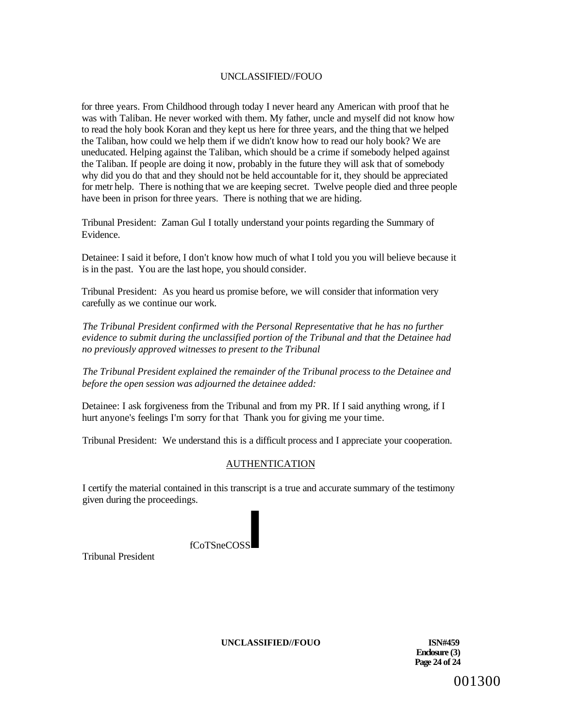for three years. From Childhood through today I never heard any American with proof that he was with Taliban. He never worked with them. My father, uncle and myself did not know how to read the holy book Koran and they kept us here for three years, and the thing that we helped the Taliban, how could we help them if we didn't know how to read our holy book? We are uneducated. Helping against the Taliban, which should be a crime if somebody helped against the Taliban. If people are doing it now, probably in the future they will ask that of somebody why did you do that and they should not be held accountable for it, they should be appreciated for metr help. There is nothing that we are keeping secret. Twelve people died and three people have been in prison for three years. There is nothing that we are hiding.

Tribunal President: Zaman Gul I totally understand your points regarding the Summary of Evidence.

Detainee: I said it before, I don't know how much of what I told you you will believe because it is in the past. You are the last hope, you should consider.

Tribunal President: As you heard us promise before, we will consider that information very carefully as we continue our work.

*The Tribunal President confirmed with the Personal Representative that he has no further evidence to submit during the unclassified portion of the Tribunal and that the Detainee had no previously approved witnesses to present to the Tribunal*

*The Tribunal President explained the remainder of the Tribunal process to the Detainee and before the open session was adjourned the detainee added:*

Detainee: I ask forgiveness from the Tribunal and from my PR. If I said anything wrong, if I hurt anyone's feelings I'm sorry for that Thank you for giving me your time.

Tribunal President: We understand this is a difficult process and I appreciate your cooperation.

## AUTHENTICATION

I certify the material contained in this transcript is a true and accurate summary of the testimony given during the proceedings.

fCoTSneCOSS

Tribunal President